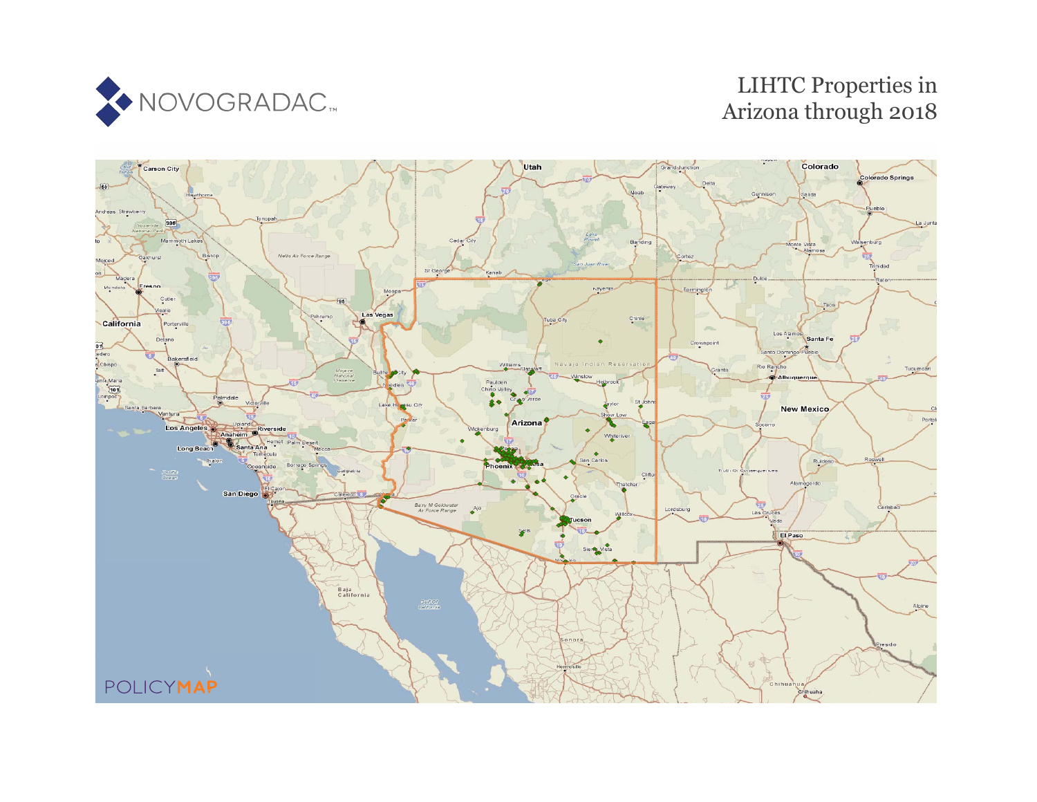NOVOGRADAC

# LIHTC Properties in Arizona through 2018

POLICYMAP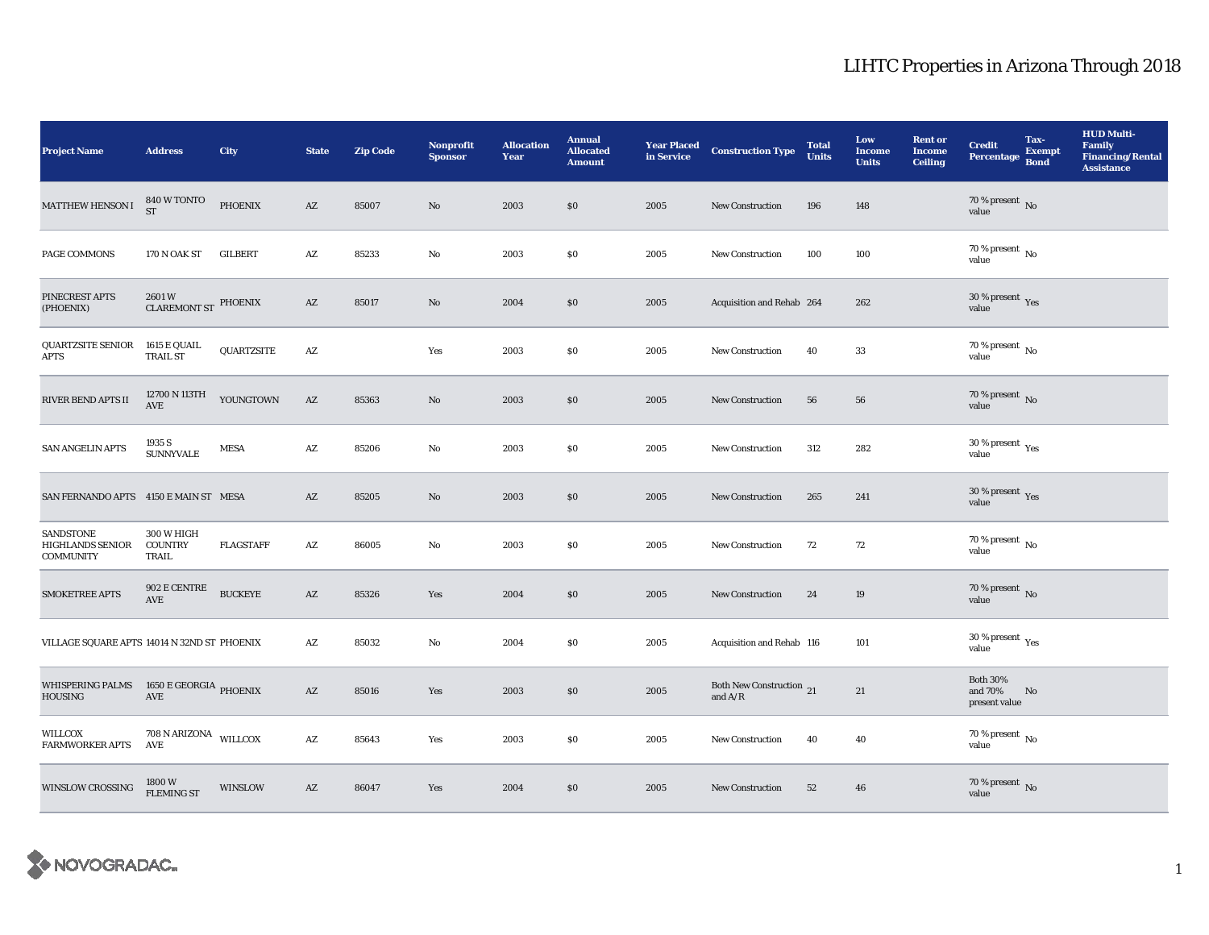# LIHTC Properties in Arizona Through 2018

| Project Name | Address | City | State | Zip Code | Nonprofit Sponsor | Allocation Year | Annual Allocated Amount | Year Placed in Service | Construction Type | Total Units | Low Income Units | Rent or Income Ceiling | Credit Percentage | Tax-Exempt Bond | HUD Multi-Family Financing/Rental Assistance |
|---|---|---|---|---|---|---|---|---|---|---|---|---|---|---|---|
| MATTHEW HENSON I | 840 W TONTO ST | PHOENIX | AZ | 85007 | No | 2003 | $0 | 2005 | New Construction | 196 | 148 | | 70 % present value | No | |
| PAGE COMMONS | 170 N OAK ST | GILBERT | AZ | 85233 | No | 2003 | $0 | 2005 | New Construction | 100 | 100 | | 70 % present value | No | |
| PINECREST APTS (PHOENIX) | 2601 W CLAREMONT ST | PHOENIX | AZ | 85017 | No | 2004 | $0 | 2005 | Acquisition and Rehab | 264 | 262 | | 30 % present value | Yes | |
| QUARTZSITE SENIOR APTS | 1615 E QUAIL TRAIL ST | QUARTZSITE | AZ | | Yes | 2003 | $0 | 2005 | New Construction | 40 | 33 | | 70 % present value | No | |
| RIVER BEND APTS II | 12700 N 113TH AVE | YOUNGTOWN | AZ | 85363 | No | 2003 | $0 | 2005 | New Construction | 56 | 56 | | 70 % present value | No | |
| SAN ANGELIN APTS | 1935 S SUNNYVALE | MESA | AZ | 85206 | No | 2003 | $0 | 2005 | New Construction | 312 | 282 | | 30 % present value | Yes | |
| SAN FERNANDO APTS | 4150 E MAIN ST | MESA | AZ | 85205 | No | 2003 | $0 | 2005 | New Construction | 265 | 241 | | 30 % present value | Yes | |
| SANDSTONE HIGHLANDS SENIOR COMMUNITY | 300 W HIGH COUNTRY TRAIL | FLAGSTAFF | AZ | 86005 | No | 2003 | $0 | 2005 | New Construction | 72 | 72 | | 70 % present value | No | |
| SMOKETREE APTS | 902 E CENTRE AVE | BUCKEYE | AZ | 85326 | Yes | 2004 | $0 | 2005 | New Construction | 24 | 19 | | 70 % present value | No | |
| VILLAGE SQUARE APTS | 14014 N 32ND ST | PHOENIX | AZ | 85032 | No | 2004 | $0 | 2005 | Acquisition and Rehab | 116 | 101 | | 30 % present value | Yes | |
| WHISPERING PALMS HOUSING | 1650 E GEORGIA AVE | PHOENIX | AZ | 85016 | Yes | 2003 | $0 | 2005 | Both New Construction and A/R | 21 | 21 | | Both 30% and 70% present value | No | |
| WILLCOX FARMWORKER APTS | 708 N ARIZONA AVE | WILLCOX | AZ | 85643 | Yes | 2003 | $0 | 2005 | New Construction | 40 | 40 | | 70 % present value | No | |
| WINSLOW CROSSING | 1800 W FLEMING ST | WINSLOW | AZ | 86047 | Yes | 2004 | $0 | 2005 | New Construction | 52 | 46 | | 70 % present value | No | |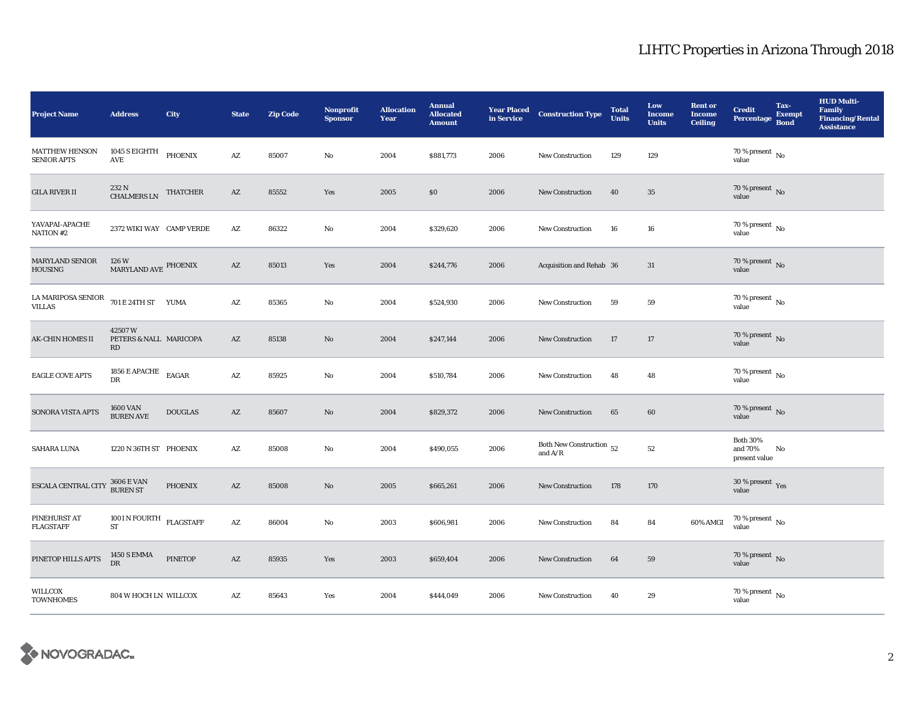# LIHTC Properties in Arizona Through 2018

| Project Name | Address | City | State | Zip Code | Nonprofit Sponsor | Allocation Year | Annual Allocated Amount | Year Placed in Service | Construction Type | Total Units | Low Income Units | Rent or Income Ceiling | Credit Percentage | Tax-Exempt Bond | HUD Multi-Family Financing/Rental Assistance |
|---|---|---|---|---|---|---|---|---|---|---|---|---|---|---|---|
| MATTHEW HENSON SENIOR APTS | 1045 S EIGHTH AVE | PHOENIX | AZ | 85007 | No | 2004 | $881,773 | 2006 | New Construction | 129 | 129 | | 70 % present value | No | |
| GILA RIVER II | 232 N CHALMERS LN | THATCHER | AZ | 85552 | Yes | 2005 | $0 | 2006 | New Construction | 40 | 35 | | 70 % present value | No | |
| YAVAPAI-APACHE NATION #2 | 2372 WIKI WAY | CAMP VERDE | AZ | 86322 | No | 2004 | $329,620 | 2006 | New Construction | 16 | 16 | | 70 % present value | No | |
| MARYLAND SENIOR HOUSING | 126 W MARYLAND AVE | PHOENIX | AZ | 85013 | Yes | 2004 | $244,776 | 2006 | Acquisition and Rehab | 36 | 31 | | 70 % present value | No | |
| LA MARIPOSA SENIOR VILLAS | 701 E 24TH ST | YUMA | AZ | 85365 | No | 2004 | $524,930 | 2006 | New Construction | 59 | 59 | | 70 % present value | No | |
| AK-CHIN HOMES II | 42507 W PETERS & NALL RD | MARICOPA | AZ | 85138 | No | 2004 | $247,144 | 2006 | New Construction | 17 | 17 | | 70 % present value | No | |
| EAGLE COVE APTS | 1856 E APACHE DR | EAGAR | AZ | 85925 | No | 2004 | $510,784 | 2006 | New Construction | 48 | 48 | | 70 % present value | No | |
| SONORA VISTA APTS | 1600 VAN BUREN AVE | DOUGLAS | AZ | 85607 | No | 2004 | $829,372 | 2006 | New Construction | 65 | 60 | | 70 % present value | No | |
| SAHARA LUNA | 1220 N 36TH ST | PHOENIX | AZ | 85008 | No | 2004 | $490,055 | 2006 | Both New Construction and A/R | 52 | 52 | | Both 30% and 70% present value | No | |
| ESCALA CENTRAL CITY | 3606 E VAN BUREN ST | PHOENIX | AZ | 85008 | No | 2005 | $665,261 | 2006 | New Construction | 178 | 170 | | 30 % present value | Yes | |
| PINEHURST AT FLAGSTAFF | 1001 N FOURTH ST | FLAGSTAFF | AZ | 86004 | No | 2003 | $606,981 | 2006 | New Construction | 84 | 84 | 60% AMGI | 70 % present value | No | |
| PINETOP HILLS APTS | 1450 S EMMA DR | PINETOP | AZ | 85935 | Yes | 2003 | $659,404 | 2006 | New Construction | 64 | 59 | | 70 % present value | No | |
| WILLCOX TOWNHOMES | 804 W HOCH LN | WILLCOX | AZ | 85643 | Yes | 2004 | $444,049 | 2006 | New Construction | 40 | 29 | | 70 % present value | No | |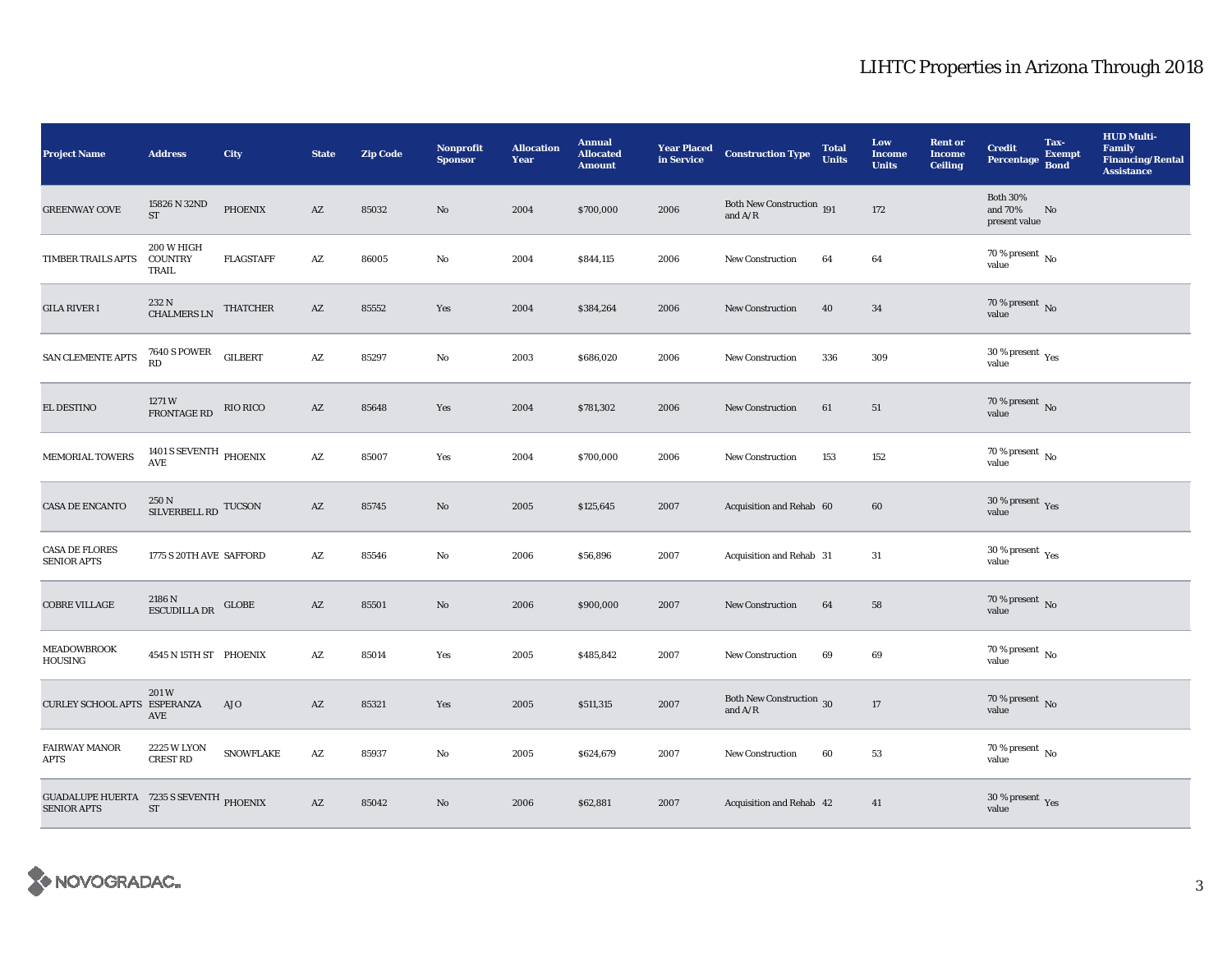## LIHTC Properties in Arizona Through 2018

| Project Name | Address | City | State | Zip Code | Nonprofit Sponsor | Allocation Year | Annual Allocated Amount | Year Placed in Service | Construction Type | Total Units | Low Income Units | Rent or Income Ceiling | Credit Percentage | Tax-Exempt Bond | HUD Multi-Family Financing/Rental Assistance |
|---|---|---|---|---|---|---|---|---|---|---|---|---|---|---|---|
| GREENWAY COVE | 15826 N 32ND ST | PHOENIX | AZ | 85032 | No | 2004 | $700,000 | 2006 | Both New Construction and A/R | 191 | 172 | | Both 30% and 70% present value | No | |
| TIMBER TRAILS APTS | 200 W HIGH COUNTRY TRAIL | FLAGSTAFF | AZ | 86005 | No | 2004 | $844,115 | 2006 | New Construction | 64 | 64 | | 70 % present value | No | |
| GILA RIVER I | 232 N CHALMERS LN | THATCHER | AZ | 85552 | Yes | 2004 | $384,264 | 2006 | New Construction | 40 | 34 | | 70 % present value | No | |
| SAN CLEMENTE APTS | 7640 S POWER RD | GILBERT | AZ | 85297 | No | 2003 | $686,020 | 2006 | New Construction | 336 | 309 | | 30 % present value | Yes | |
| EL DESTINO | 1271 W FRONTAGE RD | RIO RICO | AZ | 85648 | Yes | 2004 | $781,302 | 2006 | New Construction | 61 | 51 | | 70 % present value | No | |
| MEMORIAL TOWERS | 1401 S SEVENTH AVE | PHOENIX | AZ | 85007 | Yes | 2004 | $700,000 | 2006 | New Construction | 153 | 152 | | 70 % present value | No | |
| CASA DE ENCANTO | 250 N SILVERBELL RD | TUCSON | AZ | 85745 | No | 2005 | $125,645 | 2007 | Acquisition and Rehab | 60 | 60 | | 30 % present value | Yes | |
| CASA DE FLORES SENIOR APTS | 1775 S 20TH AVE | SAFFORD | AZ | 85546 | No | 2006 | $56,896 | 2007 | Acquisition and Rehab | 31 | 31 | | 30 % present value | Yes | |
| COBRE VILLAGE | 2186 N ESCUDILLA DR | GLOBE | AZ | 85501 | No | 2006 | $900,000 | 2007 | New Construction | 64 | 58 | | 70 % present value | No | |
| MEADOWBROOK HOUSING | 4545 N 15TH ST | PHOENIX | AZ | 85014 | Yes | 2005 | $485,842 | 2007 | New Construction | 69 | 69 | | 70 % present value | No | |
| CURLEY SCHOOL APTS | 201 W ESPERANZA AVE | AJO | AZ | 85321 | Yes | 2005 | $511,315 | 2007 | Both New Construction and A/R | 30 | 17 | | 70 % present value | No | |
| FAIRWAY MANOR APTS | 2225 W LYON CREST RD | SNOWFLAKE | AZ | 85937 | No | 2005 | $624,679 | 2007 | New Construction | 60 | 53 | | 70 % present value | No | |
| GUADALUPE HUERTA SENIOR APTS | 7235 S SEVENTH ST | PHOENIX | AZ | 85042 | No | 2006 | $62,881 | 2007 | Acquisition and Rehab | 42 | 41 | | 30 % present value | Yes | |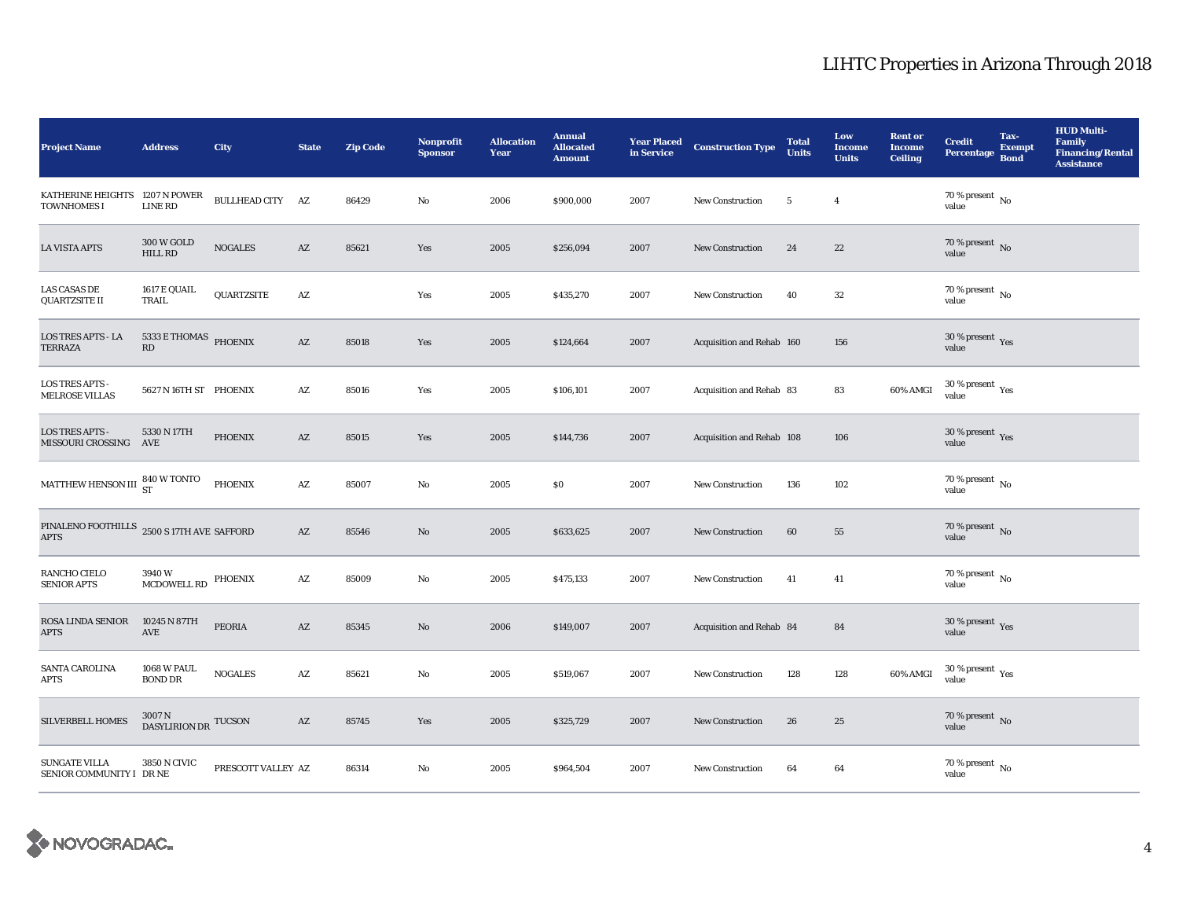# LIHTC Properties in Arizona Through 2018

| Project Name | Address | City | State | Zip Code | Nonprofit Sponsor | Allocation Year | Annual Allocated Amount | Year Placed in Service | Construction Type | Total Units | Low Income Units | Rent or Income Ceiling | Credit Percentage | Tax-Exempt Bond | HUD Multi-Family Financing/Rental Assistance |
|---|---|---|---|---|---|---|---|---|---|---|---|---|---|---|---|
| KATHERINE HEIGHTS TOWNHOMES I | 1207 N POWER LINE RD | BULLHEAD CITY | AZ | 86429 | No | 2006 | $900,000 | 2007 | New Construction | 5 | 4 | | 70 % present value | No | |
| LA VISTA APTS | 300 W GOLD HILL RD | NOGALES | AZ | 85621 | Yes | 2005 | $256,094 | 2007 | New Construction | 24 | 22 | | 70 % present value | No | |
| LAS CASAS DE QUARTZSITE II | 1617 E QUAIL TRAIL | QUARTZSITE | AZ | | Yes | 2005 | $435,270 | 2007 | New Construction | 40 | 32 | | 70 % present value | No | |
| LOS TRES APTS - LA TERRAZA | 5333 E THOMAS RD | PHOENIX | AZ | 85018 | Yes | 2005 | $124,664 | 2007 | Acquisition and Rehab | 160 | 156 | | 30 % present value | Yes | |
| LOS TRES APTS - MELROSE VILLAS | 5627 N 16TH ST | PHOENIX | AZ | 85016 | Yes | 2005 | $106,101 | 2007 | Acquisition and Rehab | 83 | 83 | 60% AMGI | 30 % present value | Yes | |
| LOS TRES APTS - MISSOURI CROSSING | 5330 N 17TH AVE | PHOENIX | AZ | 85015 | Yes | 2005 | $144,736 | 2007 | Acquisition and Rehab | 108 | 106 | | 30 % present value | Yes | |
| MATTHEW HENSON III | 840 W TONTO ST | PHOENIX | AZ | 85007 | No | 2005 | $0 | 2007 | New Construction | 136 | 102 | | 70 % present value | No | |
| PINALENO FOOTHILLS APTS | 2500 S 17TH AVE | SAFFORD | AZ | 85546 | No | 2005 | $633,625 | 2007 | New Construction | 60 | 55 | | 70 % present value | No | |
| RANCHO CIELO SENIOR APTS | 3940 W MCDOWELL RD | PHOENIX | AZ | 85009 | No | 2005 | $475,133 | 2007 | New Construction | 41 | 41 | | 70 % present value | No | |
| ROSA LINDA SENIOR APTS | 10245 N 87TH AVE | PEORIA | AZ | 85345 | No | 2006 | $149,007 | 2007 | Acquisition and Rehab | 84 | 84 | | 30 % present value | Yes | |
| SANTA CAROLINA APTS | 1068 W PAUL BOND DR | NOGALES | AZ | 85621 | No | 2005 | $519,067 | 2007 | New Construction | 128 | 128 | 60% AMGI | 30 % present value | Yes | |
| SILVERBELL HOMES | 3007 N DASYLIRION DR | TUCSON | AZ | 85745 | Yes | 2005 | $325,729 | 2007 | New Construction | 26 | 25 | | 70 % present value | No | |
| SUNGATE VILLA SENIOR COMMUNITY I | 3850 N CIVIC DR NE | PRESCOTT VALLEY | AZ | 86314 | No | 2005 | $964,504 | 2007 | New Construction | 64 | 64 | | 70 % present value | No | |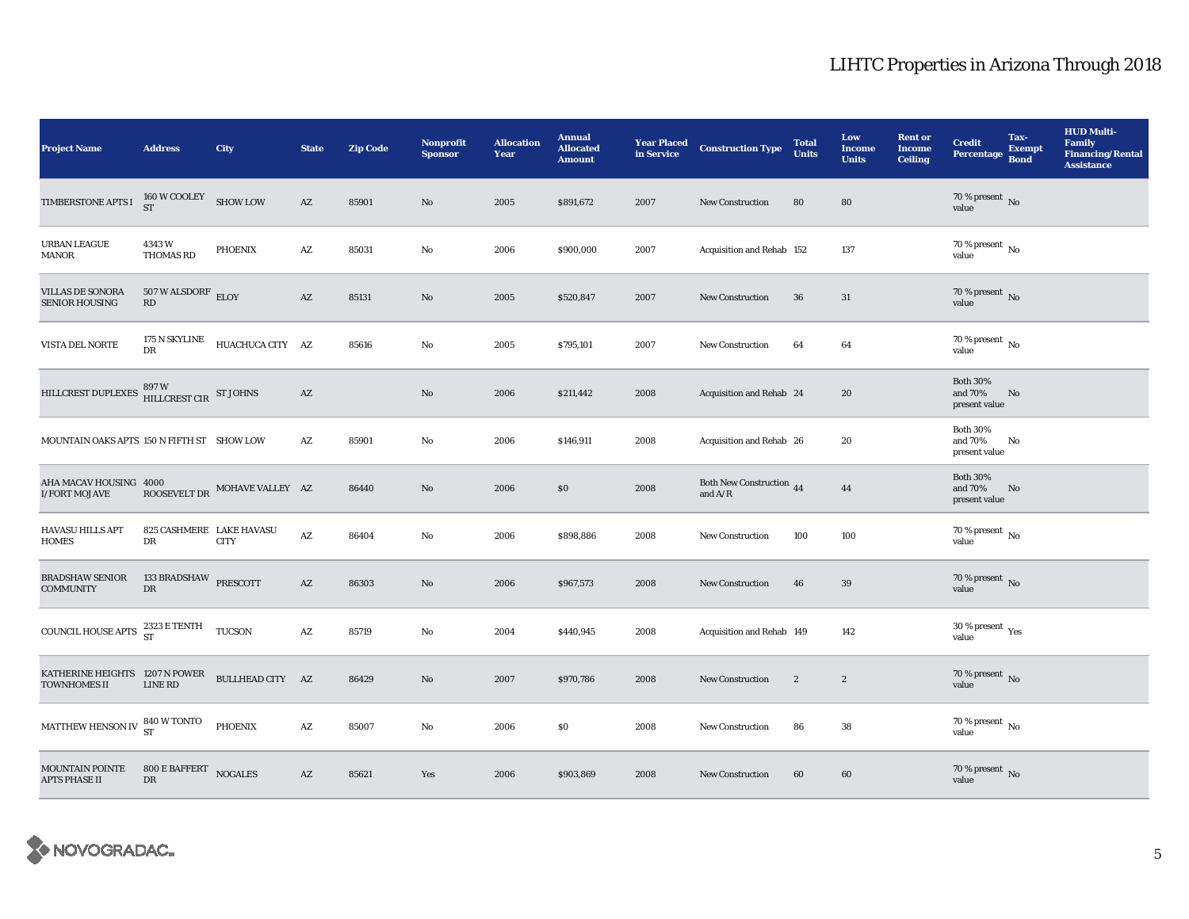# LIHTC Properties in Arizona Through 2018

| Project Name | Address | City | State | Zip Code | Nonprofit Sponsor | Allocation Year | Annual Allocated Amount | Year Placed in Service | Construction Type | Total Units | Low Income Units | Rent or Income Ceiling | Credit Percentage | Tax-Exempt Bond | HUD Multi-Family Financing/Rental Assistance |
|---|---|---|---|---|---|---|---|---|---|---|---|---|---|---|---|
| TIMBERSTONE APTS I | 160 W COOLEY ST | SHOW LOW | AZ | 85901 | No | 2005 | $891,672 | 2007 | New Construction | 80 | 80 | | 70 % present value | No | |
| URBAN LEAGUE MANOR | 4343 W THOMAS RD | PHOENIX | AZ | 85031 | No | 2006 | $900,000 | 2007 | Acquisition and Rehab | 152 | 137 | | 70 % present value | No | |
| VILLAS DE SONORA SENIOR HOUSING | 507 W ALSDORF RD | ELOY | AZ | 85131 | No | 2005 | $520,847 | 2007 | New Construction | 36 | 31 | | 70 % present value | No | |
| VISTA DEL NORTE | 175 N SKYLINE DR | HUACHUCA CITY | AZ | 85616 | No | 2005 | $795,101 | 2007 | New Construction | 64 | 64 | | 70 % present value | No | |
| HILLCREST DUPLEXES | 897 W HILLCREST CIR | ST JOHNS | AZ | | No | 2006 | $211,442 | 2008 | Acquisition and Rehab | 24 | 20 | | Both 30% and 70% present value | No | |
| MOUNTAIN OAKS APTS | 150 N FIFTH ST | SHOW LOW | AZ | 85901 | No | 2006 | $146,911 | 2008 | Acquisition and Rehab | 26 | 20 | | Both 30% and 70% present value | No | |
| AHA MACAV HOUSING I/FORT MOJAVE | 4000 ROOSEVELT DR | MOHAVE VALLEY | AZ | 86440 | No | 2006 | $0 | 2008 | Both New Construction and A/R | 44 | 44 | | Both 30% and 70% present value | No | |
| HAVASU HILLS APT HOMES | 825 CASHMERE DR | LAKE HAVASU CITY | AZ | 86404 | No | 2006 | $898,886 | 2008 | New Construction | 100 | 100 | | 70 % present value | No | |
| BRADSHAW SENIOR COMMUNITY | 133 BRADSHAW DR | PRESCOTT | AZ | 86303 | No | 2006 | $967,573 | 2008 | New Construction | 46 | 39 | | 70 % present value | No | |
| COUNCIL HOUSE APTS | 2323 E TENTH ST | TUCSON | AZ | 85719 | No | 2004 | $440,945 | 2008 | Acquisition and Rehab | 149 | 142 | | 30 % present value | Yes | |
| KATHERINE HEIGHTS TOWNHOMES II | 1207 N POWER LINE RD | BULLHEAD CITY | AZ | 86429 | No | 2007 | $970,786 | 2008 | New Construction | 2 | 2 | | 70 % present value | No | |
| MATTHEW HENSON IV | 840 W TONTO ST | PHOENIX | AZ | 85007 | No | 2006 | $0 | 2008 | New Construction | 86 | 38 | | 70 % present value | No | |
| MOUNTAIN POINTE APTS PHASE II | 800 E BAFFERT DR | NOGALES | AZ | 85621 | Yes | 2006 | $903,869 | 2008 | New Construction | 60 | 60 | | 70 % present value | No | |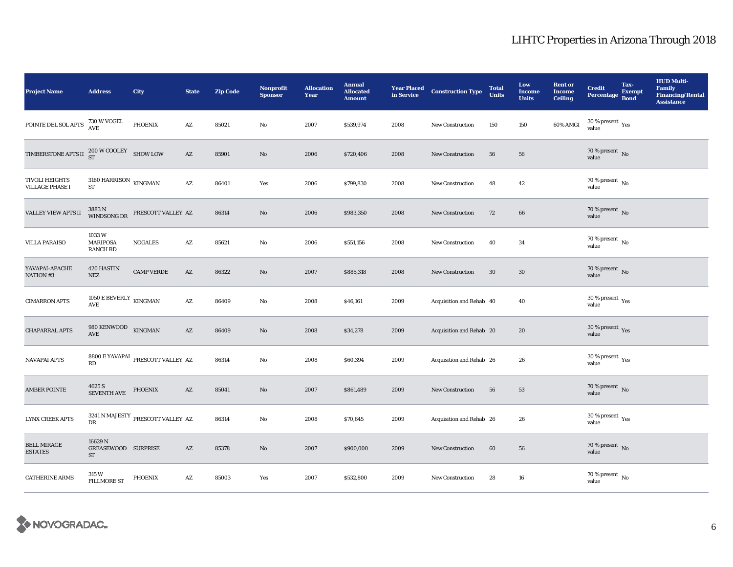# LIHTC Properties in Arizona Through 2018

| Project Name | Address | City | State | Zip Code | Nonprofit Sponsor | Allocation Year | Annual Allocated Amount | Year Placed in Service | Construction Type | Total Units | Low Income Units | Rent or Income Ceiling | Credit Percentage | Tax-Exempt Bond | HUD Multi-Family Financing/Rental Assistance |
|---|---|---|---|---|---|---|---|---|---|---|---|---|---|---|---|
| POINTE DEL SOL APTS | 730 W VOGEL AVE | PHOENIX | AZ | 85021 | No | 2007 | $539,974 | 2008 | New Construction | 150 | 150 | 60% AMGI | 30 % present value | Yes | |
| TIMBERSTONE APTS II | 200 W COOLEY ST | SHOW LOW | AZ | 85901 | No | 2006 | $720,406 | 2008 | New Construction | 56 | 56 | | 70 % present value | No | |
| TIVOLI HEIGHTS VILLAGE PHASE I | 3180 HARRISON ST | KINGMAN | AZ | 86401 | Yes | 2006 | $799,830 | 2008 | New Construction | 48 | 42 | | 70 % present value | No | |
| VALLEY VIEW APTS II | 3883 N WINDSONG DR | PRESCOTT VALLEY | AZ | 86314 | No | 2006 | $983,350 | 2008 | New Construction | 72 | 66 | | 70 % present value | No | |
| VILLA PARAISO | 1033 W MARIPOSA RANCH RD | NOGALES | AZ | 85621 | No | 2006 | $551,156 | 2008 | New Construction | 40 | 34 | | 70 % present value | No | |
| YAVAPAI-APACHE NATION #3 | 420 HASTIN NEZ | CAMP VERDE | AZ | 86322 | No | 2007 | $885,318 | 2008 | New Construction | 30 | 30 | | 70 % present value | No | |
| CIMARRON APTS | 1050 E BEVERLY AVE | KINGMAN | AZ | 86409 | No | 2008 | $46,161 | 2009 | Acquisition and Rehab | 40 | 40 | | 30 % present value | Yes | |
| CHAPARRAL APTS | 980 KENWOOD AVE | KINGMAN | AZ | 86409 | No | 2008 | $34,278 | 2009 | Acquisition and Rehab | 20 | 20 | | 30 % present value | Yes | |
| NAVAPAI APTS | 8800 E YAVAPAI RD | PRESCOTT VALLEY | AZ | 86314 | No | 2008 | $60,394 | 2009 | Acquisition and Rehab | 26 | 26 | | 30 % present value | Yes | |
| AMBER POINTE | 4625 S SEVENTH AVE | PHOENIX | AZ | 85041 | No | 2007 | $861,489 | 2009 | New Construction | 56 | 53 | | 70 % present value | No | |
| LYNX CREEK APTS | 3241 N MAJESTY DR | PRESCOTT VALLEY | AZ | 86314 | No | 2008 | $70,645 | 2009 | Acquisition and Rehab | 26 | 26 | | 30 % present value | Yes | |
| BELL MIRAGE ESTATES | 16629 N GREASEWOOD ST | SURPRISE | AZ | 85378 | No | 2007 | $900,000 | 2009 | New Construction | 60 | 56 | | 70 % present value | No | |
| CATHERINE ARMS | 315 W FILLMORE ST | PHOENIX | AZ | 85003 | Yes | 2007 | $532,800 | 2009 | New Construction | 28 | 16 | | 70 % present value | No | |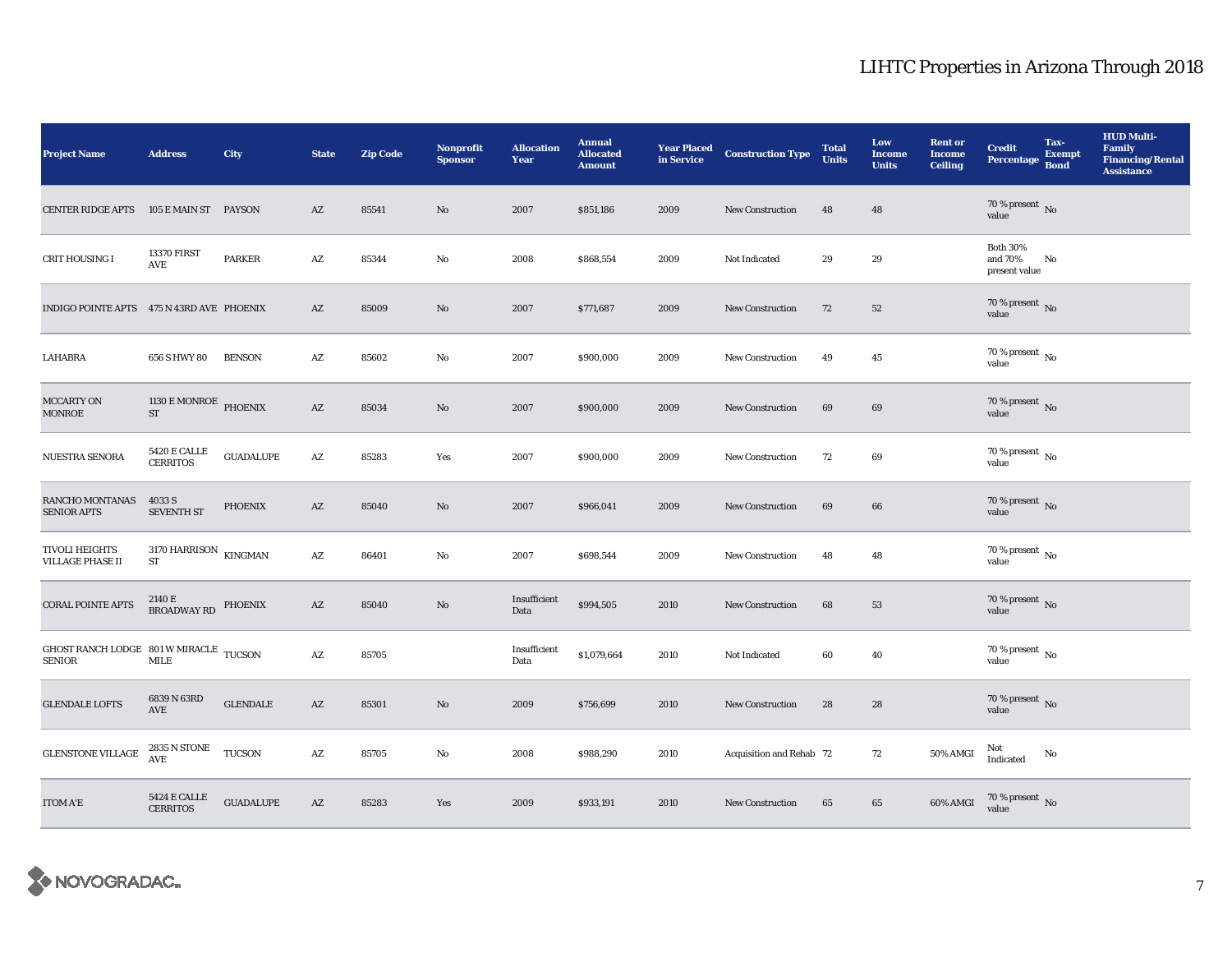# LIHTC Properties in Arizona Through 2018

| Project Name | Address | City | State | Zip Code | Nonprofit Sponsor | Allocation Year | Annual Allocated Amount | Year Placed in Service | Construction Type | Total Units | Low Income Units | Rent or Income Ceiling | Credit Percentage | Tax-Exempt Bond | HUD Multi-Family Financing/Rental Assistance |
|---|---|---|---|---|---|---|---|---|---|---|---|---|---|---|---|
| CENTER RIDGE APTS | 105 E MAIN ST | PAYSON | AZ | 85541 | No | 2007 | $851,186 | 2009 | New Construction | 48 | 48 | | 70 % present value | No | |
| CRIT HOUSING I | 13370 FIRST AVE | PARKER | AZ | 85344 | No | 2008 | $868,554 | 2009 | Not Indicated | 29 | 29 | | Both 30% and 70% present value | No | |
| INDIGO POINTE APTS | 475 N 43RD AVE | PHOENIX | AZ | 85009 | No | 2007 | $771,687 | 2009 | New Construction | 72 | 52 | | 70 % present value | No | |
| LAHABRA | 656 S HWY 80 | BENSON | AZ | 85602 | No | 2007 | $900,000 | 2009 | New Construction | 49 | 45 | | 70 % present value | No | |
| MCCARTY ON MONROE | 1130 E MONROE ST | PHOENIX | AZ | 85034 | No | 2007 | $900,000 | 2009 | New Construction | 69 | 69 | | 70 % present value | No | |
| NUESTRA SENORA | 5420 E CALLE CERRITOS | GUADALUPE | AZ | 85283 | Yes | 2007 | $900,000 | 2009 | New Construction | 72 | 69 | | 70 % present value | No | |
| RANCHO MONTANAS SENIOR APTS | 4033 S SEVENTH ST | PHOENIX | AZ | 85040 | No | 2007 | $966,041 | 2009 | New Construction | 69 | 66 | | 70 % present value | No | |
| TIVOLI HEIGHTS VILLAGE PHASE II | 3170 HARRISON ST | KINGMAN | AZ | 86401 | No | 2007 | $698,544 | 2009 | New Construction | 48 | 48 | | 70 % present value | No | |
| CORAL POINTE APTS | 2140 E BROADWAY RD | PHOENIX | AZ | 85040 | No | Insufficient Data | $994,505 | 2010 | New Construction | 68 | 53 | | 70 % present value | No | |
| GHOST RANCH LODGE SENIOR | 801 W MIRACLE MILE | TUCSON | AZ | 85705 | | Insufficient Data | $1,079,664 | 2010 | Not Indicated | 60 | 40 | | 70 % present value | No | |
| GLENDALE LOFTS | 6839 N 63RD AVE | GLENDALE | AZ | 85301 | No | 2009 | $756,699 | 2010 | New Construction | 28 | 28 | | 70 % present value | No | |
| GLENSTONE VILLAGE | 2835 N STONE AVE | TUCSON | AZ | 85705 | No | 2008 | $988,290 | 2010 | Acquisition and Rehab | 72 | 72 | 50% AMGI | Not Indicated | No | |
| ITOM A'E | 5424 E CALLE CERRITOS | GUADALUPE | AZ | 85283 | Yes | 2009 | $933,191 | 2010 | New Construction | 65 | 65 | 60% AMGI | 70 % present value | No | |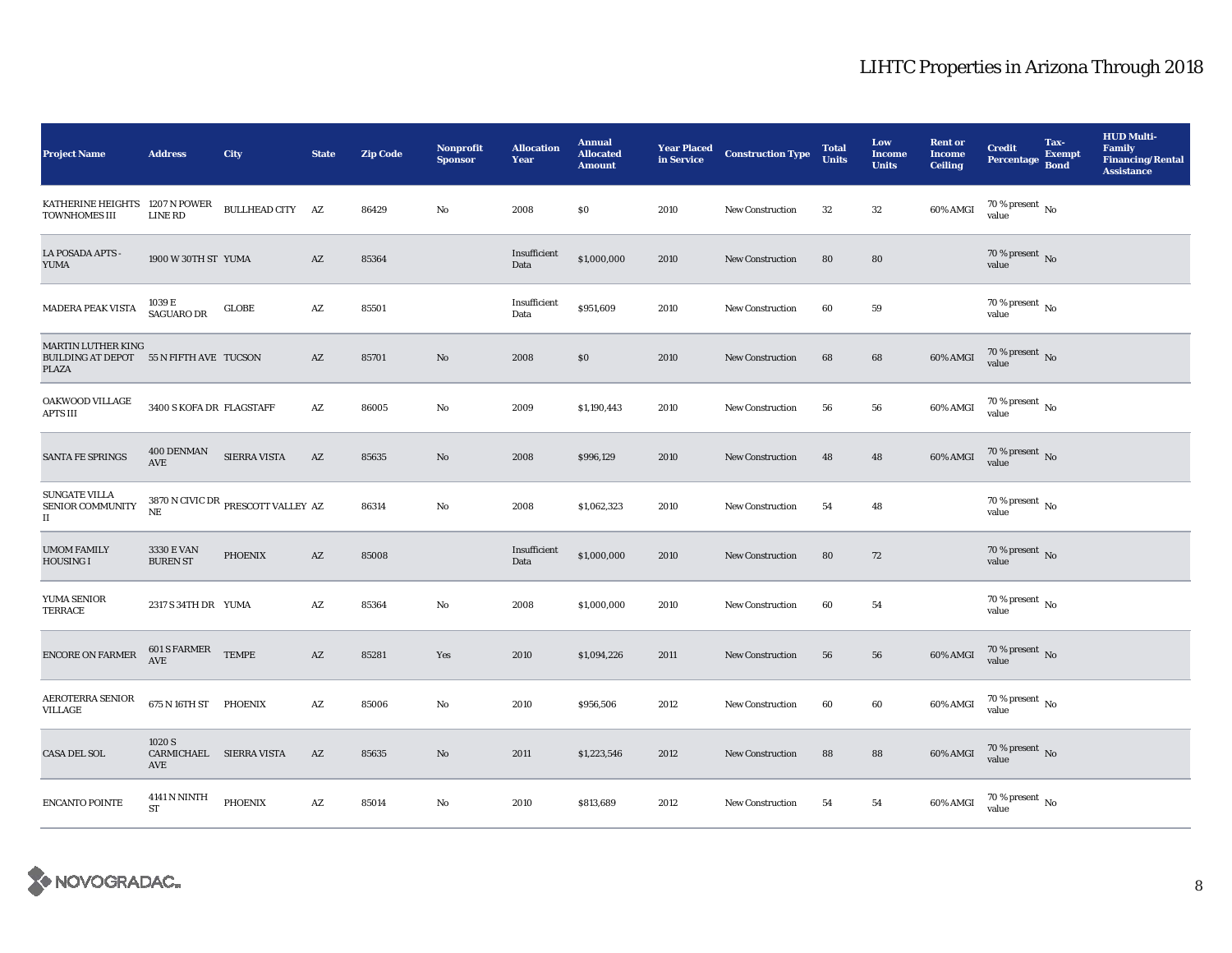# LIHTC Properties in Arizona Through 2018

| Project Name | Address | City | State | Zip Code | Nonprofit Sponsor | Allocation Year | Annual Allocated Amount | Year Placed in Service | Construction Type | Total Units | Low Income Units | Rent or Income Ceiling | Credit Percentage | Tax-Exempt Bond | HUD Multi-Family Financing/Rental Assistance |
|---|---|---|---|---|---|---|---|---|---|---|---|---|---|---|---|
| KATHERINE HEIGHTS TOWNHOMES III | 1207 N POWER LINE RD | BULLHEAD CITY | AZ | 86429 | No | 2008 | $0 | 2010 | New Construction | 32 | 32 | 60% AMGI | 70 % present value | No | |
| LA POSADA APTS - YUMA | 1900 W 30TH ST | YUMA | AZ | 85364 | | Insufficient Data | $1,000,000 | 2010 | New Construction | 80 | 80 | | 70 % present value | No | |
| MADERA PEAK VISTA | 1039 E SAGUARO DR | GLOBE | AZ | 85501 | | Insufficient Data | $951,609 | 2010 | New Construction | 60 | 59 | | 70 % present value | No | |
| MARTIN LUTHER KING BUILDING AT DEPOT PLAZA | 55 N FIFTH AVE | TUCSON | AZ | 85701 | No | 2008 | $0 | 2010 | New Construction | 68 | 68 | 60% AMGI | 70 % present value | No | |
| OAKWOOD VILLAGE APTS III | 3400 S KOFA DR | FLAGSTAFF | AZ | 86005 | No | 2009 | $1,190,443 | 2010 | New Construction | 56 | 56 | 60% AMGI | 70 % present value | No | |
| SANTA FE SPRINGS | 400 DENMAN AVE | SIERRA VISTA | AZ | 85635 | No | 2008 | $996,129 | 2010 | New Construction | 48 | 48 | 60% AMGI | 70 % present value | No | |
| SUNGATE VILLA SENIOR COMMUNITY II | 3870 N CIVIC DR NE | PRESCOTT VALLEY | AZ | 86314 | No | 2008 | $1,062,323 | 2010 | New Construction | 54 | 48 | | 70 % present value | No | |
| UMOM FAMILY HOUSING I | 3330 E VAN BUREN ST | PHOENIX | AZ | 85008 | | Insufficient Data | $1,000,000 | 2010 | New Construction | 80 | 72 | | 70 % present value | No | |
| YUMA SENIOR TERRACE | 2317 S 34TH DR | YUMA | AZ | 85364 | No | 2008 | $1,000,000 | 2010 | New Construction | 60 | 54 | | 70 % present value | No | |
| ENCORE ON FARMER | 601 S FARMER AVE | TEMPE | AZ | 85281 | Yes | 2010 | $1,094,226 | 2011 | New Construction | 56 | 56 | 60% AMGI | 70 % present value | No | |
| AEROTERRA SENIOR VILLAGE | 675 N 16TH ST | PHOENIX | AZ | 85006 | No | 2010 | $956,506 | 2012 | New Construction | 60 | 60 | 60% AMGI | 70 % present value | No | |
| CASA DEL SOL | 1020 S CARMICHAEL AVE | SIERRA VISTA | AZ | 85635 | No | 2011 | $1,223,546 | 2012 | New Construction | 88 | 88 | 60% AMGI | 70 % present value | No | |
| ENCANTO POINTE | 4141 N NINTH ST | PHOENIX | AZ | 85014 | No | 2010 | $813,689 | 2012 | New Construction | 54 | 54 | 60% AMGI | 70 % present value | No | |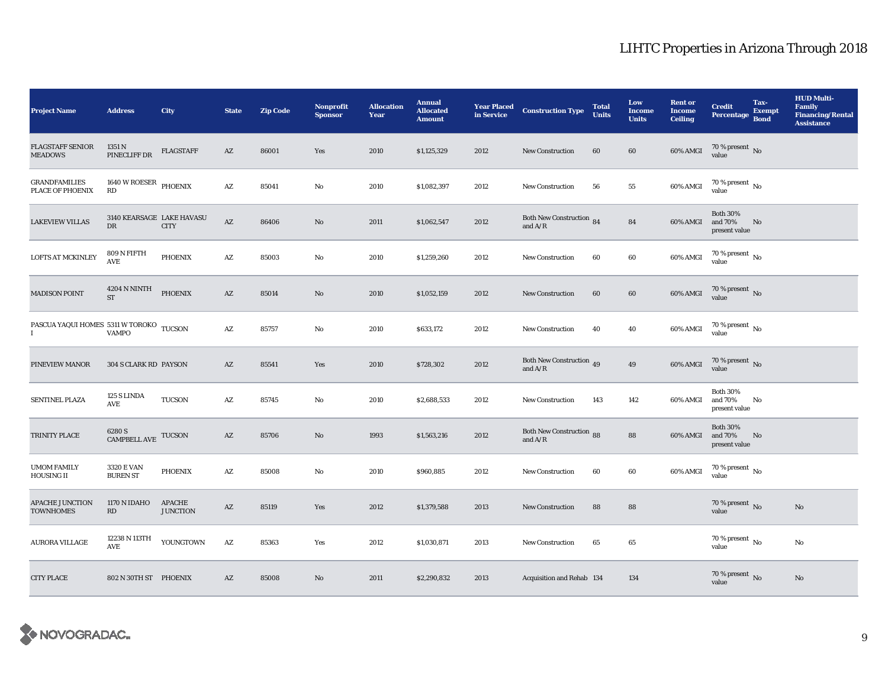# LIHTC Properties in Arizona Through 2018

| Project Name | Address | City | State | Zip Code | Nonprofit Sponsor | Allocation Year | Annual Allocated Amount | Year Placed in Service | Construction Type | Total Units | Low Income Units | Rent or Income Ceiling | Credit Percentage | Tax-Exempt Bond | HUD Multi-Family Financing/Rental Assistance |
|---|---|---|---|---|---|---|---|---|---|---|---|---|---|---|---|
| FLAGSTAFF SENIOR MEADOWS | 1351 N PINECLIFF DR | FLAGSTAFF | AZ | 86001 | Yes | 2010 | $1,125,329 | 2012 | New Construction | 60 | 60 | 60% AMGI | 70 % present value | No | |
| GRANDFAMILIES PLACE OF PHOENIX | 1640 W ROESER RD | PHOENIX | AZ | 85041 | No | 2010 | $1,082,397 | 2012 | New Construction | 56 | 55 | 60% AMGI | 70 % present value | No | |
| LAKEVIEW VILLAS | 3140 KEARSAGE DR | LAKE HAVASU CITY | AZ | 86406 | No | 2011 | $1,062,547 | 2012 | Both New Construction and A/R | 84 | 84 | 60% AMGI | Both 30% and 70% present value | No | |
| LOFTS AT MCKINLEY | 809 N FIFTH AVE | PHOENIX | AZ | 85003 | No | 2010 | $1,259,260 | 2012 | New Construction | 60 | 60 | 60% AMGI | 70 % present value | No | |
| MADISON POINT | 4204 N NINTH ST | PHOENIX | AZ | 85014 | No | 2010 | $1,052,159 | 2012 | New Construction | 60 | 60 | 60% AMGI | 70 % present value | No | |
| PASCUA YAQUI HOMES I | 5311 W TOROKO VAMPO | TUCSON | AZ | 85757 | No | 2010 | $633,172 | 2012 | New Construction | 40 | 40 | 60% AMGI | 70 % present value | No | |
| PINEVIEW MANOR | 304 S CLARK RD | PAYSON | AZ | 85541 | Yes | 2010 | $728,302 | 2012 | Both New Construction and A/R | 49 | 49 | 60% AMGI | 70 % present value | No | |
| SENTINEL PLAZA | 125 S LINDA AVE | TUCSON | AZ | 85745 | No | 2010 | $2,688,533 | 2012 | New Construction | 143 | 142 | 60% AMGI | Both 30% and 70% present value | No | |
| TRINITY PLACE | 6280 S CAMPBELL AVE | TUCSON | AZ | 85706 | No | 1993 | $1,563,216 | 2012 | Both New Construction and A/R | 88 | 88 | 60% AMGI | Both 30% and 70% present value | No | |
| UMOM FAMILY HOUSING II | 3320 E VAN BUREN ST | PHOENIX | AZ | 85008 | No | 2010 | $960,885 | 2012 | New Construction | 60 | 60 | 60% AMGI | 70 % present value | No | |
| APACHE JUNCTION TOWNHOMES | 1170 N IDAHO RD | APACHE JUNCTION | AZ | 85119 | Yes | 2012 | $1,379,588 | 2013 | New Construction | 88 | 88 | | 70 % present value | No | No |
| AURORA VILLAGE | 12238 N 113TH AVE | YOUNGTOWN | AZ | 85363 | Yes | 2012 | $1,030,871 | 2013 | New Construction | 65 | 65 | | 70 % present value | No | No |
| CITY PLACE | 802 N 30TH ST | PHOENIX | AZ | 85008 | No | 2011 | $2,290,832 | 2013 | Acquisition and Rehab | 134 | 134 | | 70 % present value | No | No |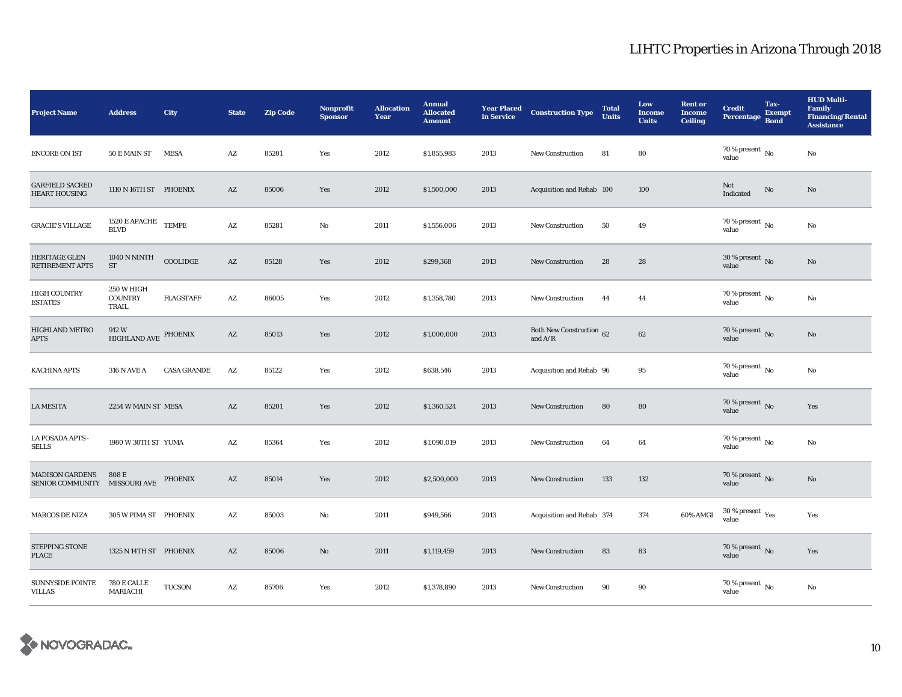# LIHTC Properties in Arizona Through 2018

| Project Name | Address | City | State | Zip Code | Nonprofit Sponsor | Allocation Year | Annual Allocated Amount | Year Placed in Service | Construction Type | Total Units | Low Income Units | Rent or Income Ceiling | Credit Percentage | Tax-Exempt Bond | HUD Multi-Family Financing/Rental Assistance |
|---|---|---|---|---|---|---|---|---|---|---|---|---|---|---|---|
| ENCORE ON 1ST | 50 E MAIN ST | MESA | AZ | 85201 | Yes | 2012 | $1,855,983 | 2013 | New Construction | 81 | 80 | | 70 % present value | No | No |
| GARFIELD SACRED HEART HOUSING | 1110 N 16TH ST | PHOENIX | AZ | 85006 | Yes | 2012 | $1,500,000 | 2013 | Acquisition and Rehab | 100 | 100 | | Not Indicated | No | No |
| GRACIE'S VILLAGE | 1520 E APACHE BLVD | TEMPE | AZ | 85281 | No | 2011 | $1,556,006 | 2013 | New Construction | 50 | 49 | | 70 % present value | No | No |
| HERITAGE GLEN RETIREMENT APTS | 1040 N NINTH ST | COOLIDGE | AZ | 85128 | Yes | 2012 | $299,368 | 2013 | New Construction | 28 | 28 | | 30 % present value | No | No |
| HIGH COUNTRY ESTATES | 250 W HIGH COUNTRY TRAIL | FLAGSTAFF | AZ | 86005 | Yes | 2012 | $1,358,780 | 2013 | New Construction | 44 | 44 | | 70 % present value | No | No |
| HIGHLAND METRO APTS | 912 W HIGHLAND AVE | PHOENIX | AZ | 85013 | Yes | 2012 | $1,000,000 | 2013 | Both New Construction and A/R | 62 | 62 | | 70 % present value | No | No |
| KACHINA APTS | 316 N AVE A | CASA GRANDE | AZ | 85122 | Yes | 2012 | $638,546 | 2013 | Acquisition and Rehab | 96 | 95 | | 70 % present value | No | No |
| LA MESITA | 2254 W MAIN ST | MESA | AZ | 85201 | Yes | 2012 | $1,360,524 | 2013 | New Construction | 80 | 80 | | 70 % present value | No | Yes |
| LA POSADA APTS - SELLS | 1980 W 30TH ST | YUMA | AZ | 85364 | Yes | 2012 | $1,090,019 | 2013 | New Construction | 64 | 64 | | 70 % present value | No | No |
| MADISON GARDENS SENIOR COMMUNITY | 808 E MISSOURI AVE | PHOENIX | AZ | 85014 | Yes | 2012 | $2,500,000 | 2013 | New Construction | 133 | 132 | | 70 % present value | No | No |
| MARCOS DE NIZA | 305 W PIMA ST | PHOENIX | AZ | 85003 | No | 2011 | $949,566 | 2013 | Acquisition and Rehab | 374 | 374 | 60% AMGI | 30 % present value | Yes | Yes |
| STEPPING STONE PLACE | 1325 N 14TH ST | PHOENIX | AZ | 85006 | No | 2011 | $1,119,459 | 2013 | New Construction | 83 | 83 | | 70 % present value | No | Yes |
| SUNNYSIDE POINTE VILLAS | 780 E CALLE MARIACHI | TUCSON | AZ | 85706 | Yes | 2012 | $1,378,890 | 2013 | New Construction | 90 | 90 | | 70 % present value | No | No |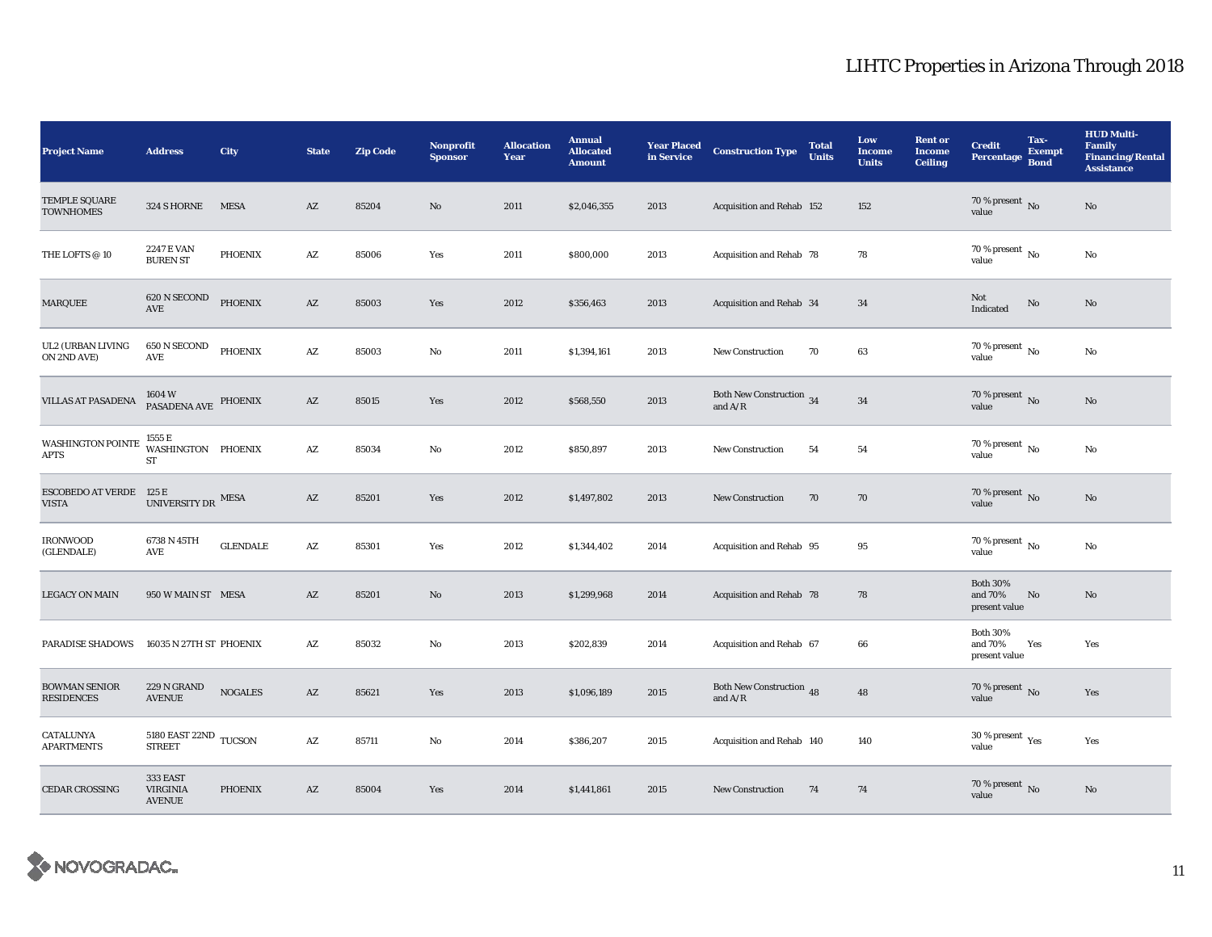# LIHTC Properties in Arizona Through 2018

| Project Name | Address | City | State | Zip Code | Nonprofit Sponsor | Allocation Year | Annual Allocated Amount | Year Placed in Service | Construction Type | Total Units | Low Income Units | Rent or Income Ceiling | Credit Percentage | Tax-Exempt Bond | HUD Multi-Family Financing/Rental Assistance |
|---|---|---|---|---|---|---|---|---|---|---|---|---|---|---|---|
| TEMPLE SQUARE TOWNHOMES | 324 S HORNE | MESA | AZ | 85204 | No | 2011 | $2,046,355 | 2013 | Acquisition and Rehab | 152 | 152 | | 70 % present value | No | No |
| THE LOFTS @ 10 | 2247 E VAN BUREN ST | PHOENIX | AZ | 85006 | Yes | 2011 | $800,000 | 2013 | Acquisition and Rehab | 78 | 78 | | 70 % present value | No | No |
| MARQUEE | 620 N SECOND AVE | PHOENIX | AZ | 85003 | Yes | 2012 | $356,463 | 2013 | Acquisition and Rehab | 34 | 34 | | Not Indicated | No | No |
| UL2 (URBAN LIVING ON 2ND AVE) | 650 N SECOND AVE | PHOENIX | AZ | 85003 | No | 2011 | $1,394,161 | 2013 | New Construction | 70 | 63 | | 70 % present value | No | No |
| VILLAS AT PASADENA | 1604 W PASADENA AVE | PHOENIX | AZ | 85015 | Yes | 2012 | $568,550 | 2013 | Both New Construction and A/R | 34 | 34 | | 70 % present value | No | No |
| WASHINGTON POINTE APTS | 1555 E WASHINGTON ST | PHOENIX | AZ | 85034 | No | 2012 | $850,897 | 2013 | New Construction | 54 | 54 | | 70 % present value | No | No |
| ESCOBEDO AT VERDE VISTA | 125 E UNIVERSITY DR | MESA | AZ | 85201 | Yes | 2012 | $1,497,802 | 2013 | New Construction | 70 | 70 | | 70 % present value | No | No |
| IRONWOOD (GLENDALE) | 6738 N 45TH AVE | GLENDALE | AZ | 85301 | Yes | 2012 | $1,344,402 | 2014 | Acquisition and Rehab | 95 | 95 | | 70 % present value | No | No |
| LEGACY ON MAIN | 950 W MAIN ST | MESA | AZ | 85201 | No | 2013 | $1,299,968 | 2014 | Acquisition and Rehab | 78 | 78 | | Both 30% and 70% present value | No | No |
| PARADISE SHADOWS | 16035 N 27TH ST | PHOENIX | AZ | 85032 | No | 2013 | $202,839 | 2014 | Acquisition and Rehab | 67 | 66 | | Both 30% and 70% present value | Yes | Yes |
| BOWMAN SENIOR RESIDENCES | 229 N GRAND AVENUE | NOGALES | AZ | 85621 | Yes | 2013 | $1,096,189 | 2015 | Both New Construction and A/R | 48 | 48 | | 70 % present value | No | Yes |
| CATALUNYA APARTMENTS | 5180 EAST 22ND STREET | TUCSON | AZ | 85711 | No | 2014 | $386,207 | 2015 | Acquisition and Rehab | 140 | 140 | | 30 % present value | Yes | Yes |
| CEDAR CROSSING | 333 EAST VIRGINIA AVENUE | PHOENIX | AZ | 85004 | Yes | 2014 | $1,441,861 | 2015 | New Construction | 74 | 74 | | 70 % present value | No | No |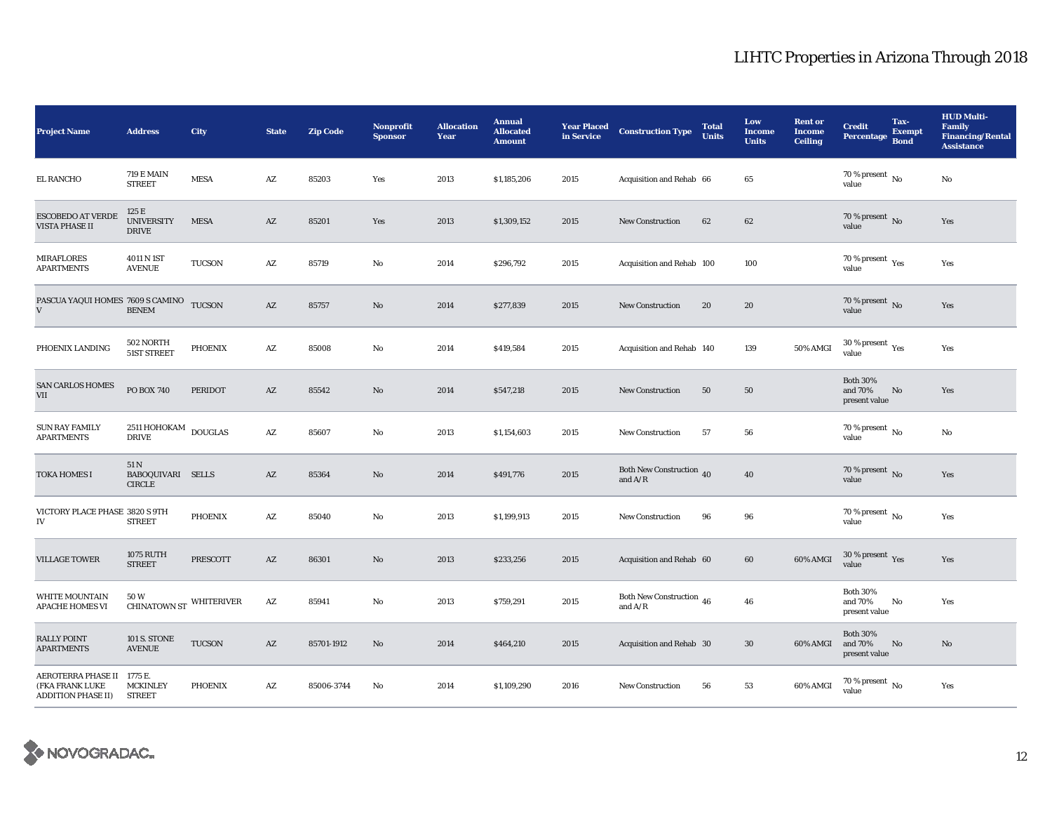# LIHTC Properties in Arizona Through 2018

| Project Name | Address | City | State | Zip Code | Nonprofit Sponsor | Allocation Year | Annual Allocated Amount | Year Placed in Service | Construction Type | Total Units | Low Income Units | Rent or Income Ceiling | Credit Percentage | Tax-Exempt Bond | HUD Multi-Family Financing/Rental Assistance |
|---|---|---|---|---|---|---|---|---|---|---|---|---|---|---|---|
| EL RANCHO | 719 E MAIN STREET | MESA | AZ | 85203 | Yes | 2013 | $1,185,206 | 2015 | Acquisition and Rehab | 66 | 65 | | 70 % present value | No | No |
| ESCOBEDO AT VERDE VISTA PHASE II | 125 E UNIVERSITY DRIVE | MESA | AZ | 85201 | Yes | 2013 | $1,309,152 | 2015 | New Construction | 62 | 62 | | 70 % present value | No | Yes |
| MIRAFLORES APARTMENTS | 4011 N 1ST AVENUE | TUCSON | AZ | 85719 | No | 2014 | $296,792 | 2015 | Acquisition and Rehab | 100 | 100 | | 70 % present value | Yes | Yes |
| PASCUA YAQUI HOMES V | 7609 S CAMINO BENEM | TUCSON | AZ | 85757 | No | 2014 | $277,839 | 2015 | New Construction | 20 | 20 | | 70 % present value | No | Yes |
| PHOENIX LANDING | 502 NORTH 51ST STREET | PHOENIX | AZ | 85008 | No | 2014 | $419,584 | 2015 | Acquisition and Rehab | 140 | 139 | 50% AMGI | 30 % present value | Yes | Yes |
| SAN CARLOS HOMES VII | PO BOX 740 | PERIDOT | AZ | 85542 | No | 2014 | $547,218 | 2015 | New Construction | 50 | 50 | | Both 30% and 70% present value | No | Yes |
| SUN RAY FAMILY APARTMENTS | 2511 HOHOKAM DRIVE | DOUGLAS | AZ | 85607 | No | 2013 | $1,154,603 | 2015 | New Construction | 57 | 56 | | 70 % present value | No | No |
| TOKA HOMES I | 51 N BABOQUIVARI CIRCLE | SELLS | AZ | 85364 | No | 2014 | $491,776 | 2015 | Both New Construction and A/R | 40 | 40 | | 70 % present value | No | Yes |
| VICTORY PLACE PHASE IV | 3820 S 9TH STREET | PHOENIX | AZ | 85040 | No | 2013 | $1,199,913 | 2015 | New Construction | 96 | 96 | | 70 % present value | No | Yes |
| VILLAGE TOWER | 1075 RUTH STREET | PRESCOTT | AZ | 86301 | No | 2013 | $233,256 | 2015 | Acquisition and Rehab | 60 | 60 | 60% AMGI | 30 % present value | Yes | Yes |
| WHITE MOUNTAIN APACHE HOMES VI | 50 W CHINATOWN ST | WHITERIVER | AZ | 85941 | No | 2013 | $759,291 | 2015 | Both New Construction and A/R | 46 | 46 | | Both 30% and 70% present value | No | Yes |
| RALLY POINT APARTMENTS | 101 S. STONE AVENUE | TUCSON | AZ | 85701-1912 | No | 2014 | $464,210 | 2015 | Acquisition and Rehab | 30 | 30 | 60% AMGI | Both 30% and 70% present value | No | No |
| AEROTERRA PHASE II (FKA FRANK LUKE ADDITION PHASE II) | 1775 E. MCKINLEY STREET | PHOENIX | AZ | 85006-3744 | No | 2014 | $1,109,290 | 2016 | New Construction | 56 | 53 | 60% AMGI | 70 % present value | No | Yes |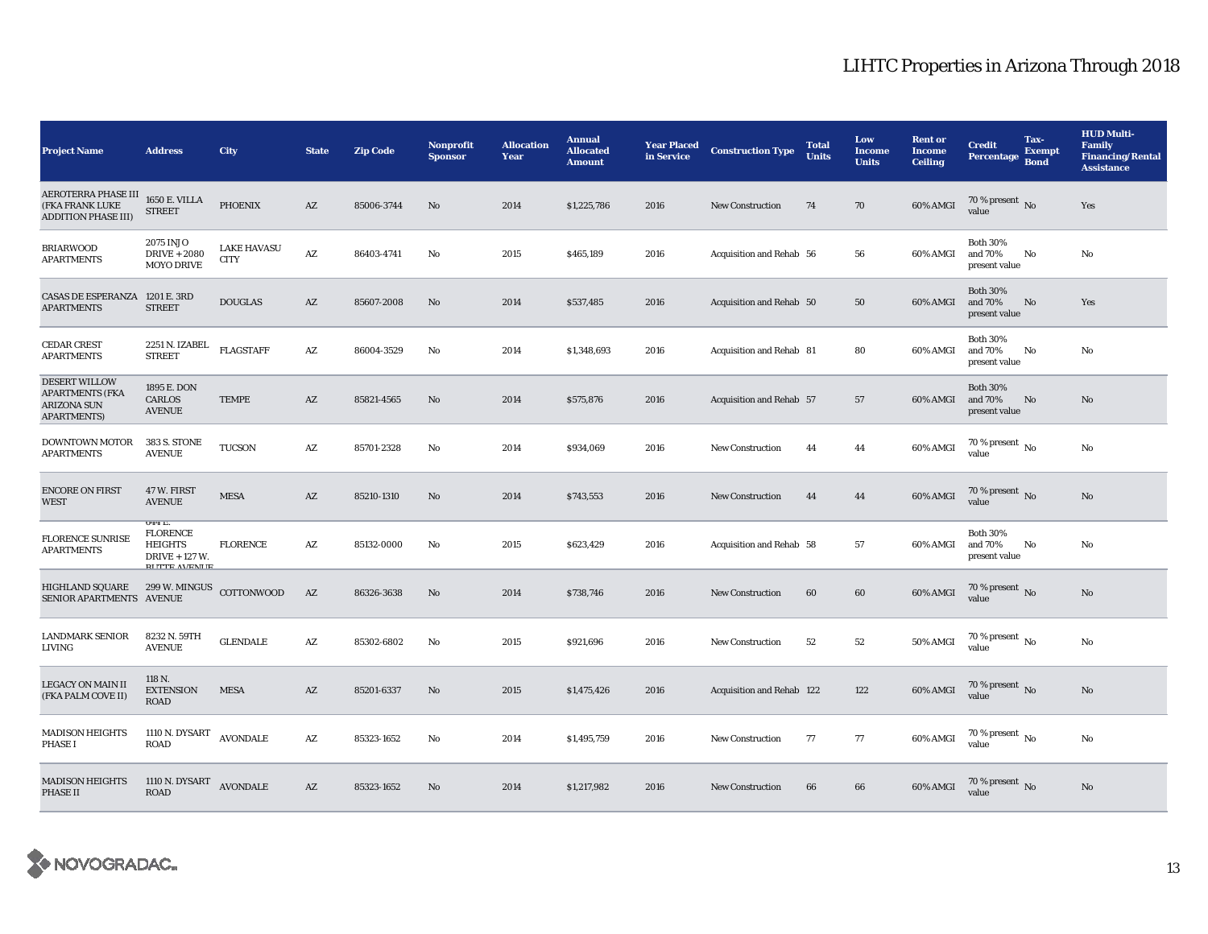# LIHTC Properties in Arizona Through 2018

| Project Name | Address | City | State | Zip Code | Nonprofit Sponsor | Allocation Year | Annual Allocated Amount | Year Placed in Service | Construction Type | Total Units | Low Income Units | Rent or Income Ceiling | Credit Percentage | Tax-Exempt Bond | HUD Multi-Family Financing/Rental Assistance |
|---|---|---|---|---|---|---|---|---|---|---|---|---|---|---|---|
| AEROTERRA PHASE III (FKA FRANK LUKE ADDITION PHASE III) | 1650 E. VILLA STREET | PHOENIX | AZ | 85006-3744 | No | 2014 | $1,225,786 | 2016 | New Construction | 74 | 70 | 60% AMGI | 70 % present value | No | Yes |
| BRIARWOOD APARTMENTS | 2075 INJO DRIVE + 2080 MOYO DRIVE | LAKE HAVASU CITY | AZ | 86403-4741 | No | 2015 | $465,189 | 2016 | Acquisition and Rehab | 56 | 56 | 60% AMGI | Both 30% and 70% present value | No | No |
| CASAS DE ESPERANZA APARTMENTS | 1201 E. 3RD STREET | DOUGLAS | AZ | 85607-2008 | No | 2014 | $537,485 | 2016 | Acquisition and Rehab | 50 | 50 | 60% AMGI | Both 30% and 70% present value | No | Yes |
| CEDAR CREST APARTMENTS | 2251 N. IZABEL STREET | FLAGSTAFF | AZ | 86004-3529 | No | 2014 | $1,348,693 | 2016 | Acquisition and Rehab | 81 | 80 | 60% AMGI | Both 30% and 70% present value | No | No |
| DESERT WILLOW APARTMENTS (FKA ARIZONA SUN APARTMENTS) | 1895 E. DON CARLOS AVENUE | TEMPE | AZ | 85821-4565 | No | 2014 | $575,876 | 2016 | Acquisition and Rehab | 57 | 57 | 60% AMGI | Both 30% and 70% present value | No | No |
| DOWNTOWN MOTOR APARTMENTS | 383 S. STONE AVENUE | TUCSON | AZ | 85701-2328 | No | 2014 | $934,069 | 2016 | New Construction | 44 | 44 | 60% AMGI | 70 % present value | No | No |
| ENCORE ON FIRST WEST | 47 W. FIRST AVENUE | MESA | AZ | 85210-1310 | No | 2014 | $743,553 | 2016 | New Construction | 44 | 44 | 60% AMGI | 70 % present value | No | No |
| FLORENCE SUNRISE APARTMENTS | 644 E. FLORENCE HEIGHTS DRIVE + 127 W. BUTTE AVENUE | FLORENCE | AZ | 85132-0000 | No | 2015 | $623,429 | 2016 | Acquisition and Rehab | 58 | 57 | 60% AMGI | Both 30% and 70% present value | No | No |
| HIGHLAND SQUARE SENIOR APARTMENTS | 299 W. MINGUS AVENUE | COTTONWOOD | AZ | 86326-3638 | No | 2014 | $738,746 | 2016 | New Construction | 60 | 60 | 60% AMGI | 70 % present value | No | No |
| LANDMARK SENIOR LIVING | 8232 N. 59TH AVENUE | GLENDALE | AZ | 85302-6802 | No | 2015 | $921,696 | 2016 | New Construction | 52 | 52 | 50% AMGI | 70 % present value | No | No |
| LEGACY ON MAIN II (FKA PALM COVE II) | 118 N. EXTENSION ROAD | MESA | AZ | 85201-6337 | No | 2015 | $1,475,426 | 2016 | Acquisition and Rehab | 122 | 122 | 60% AMGI | 70 % present value | No | No |
| MADISON HEIGHTS PHASE I | 1110 N. DYSART ROAD | AVONDALE | AZ | 85323-1652 | No | 2014 | $1,495,759 | 2016 | New Construction | 77 | 77 | 60% AMGI | 70 % present value | No | No |
| MADISON HEIGHTS PHASE II | 1110 N. DYSART ROAD | AVONDALE | AZ | 85323-1652 | No | 2014 | $1,217,982 | 2016 | New Construction | 66 | 66 | 60% AMGI | 70 % present value | No | No |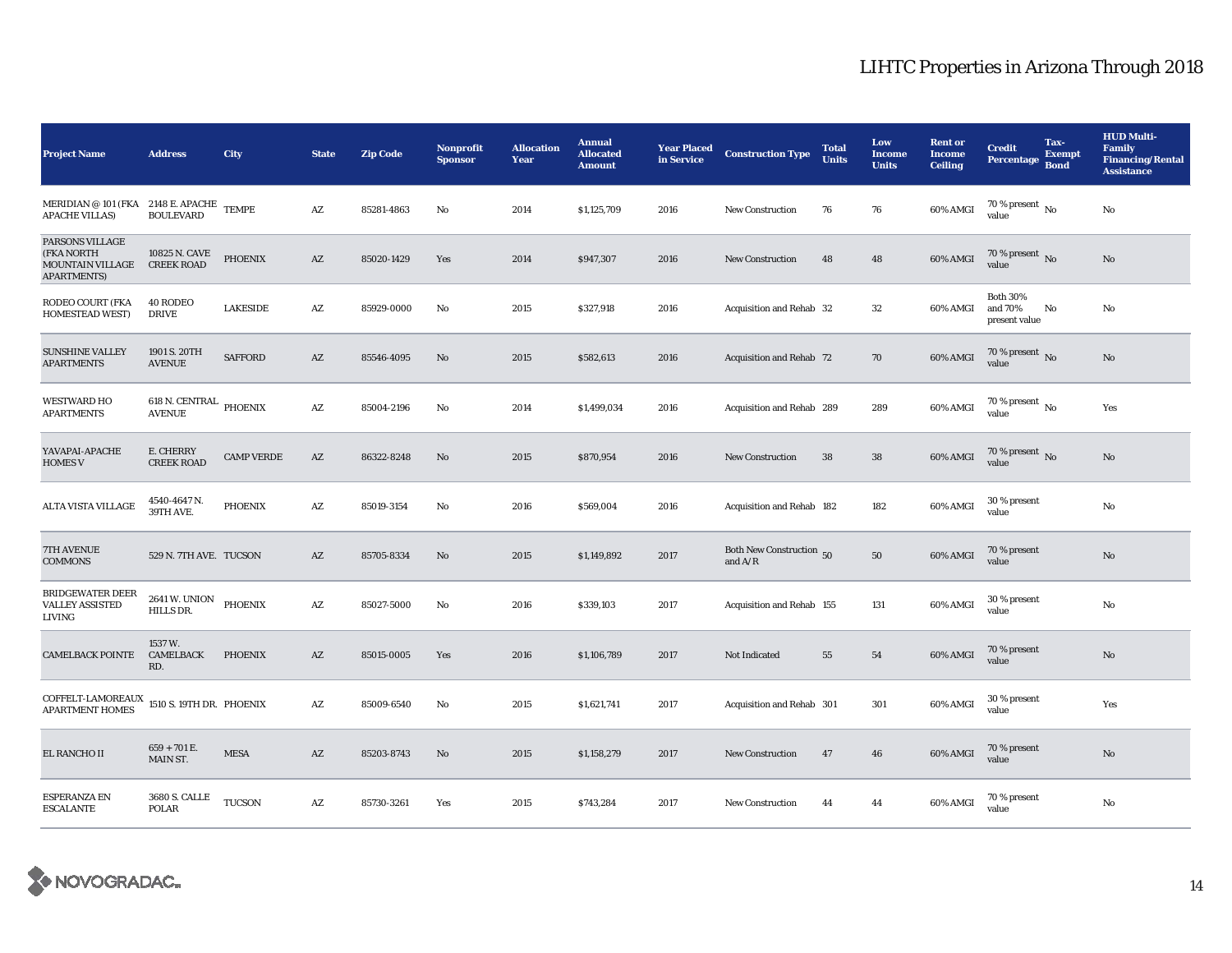# LIHTC Properties in Arizona Through 2018

| Project Name | Address | City | State | Zip Code | Nonprofit Sponsor | Allocation Year | Annual Allocated Amount | Year Placed in Service | Construction Type | Total Units | Low Income Units | Rent or Income Ceiling | Credit Percentage | Tax-Exempt Bond | HUD Multi-Family Financing/Rental Assistance |
|---|---|---|---|---|---|---|---|---|---|---|---|---|---|---|---|
| MERIDIAN @ 101 (FKA APACHE VILLAS) | 2148 E. APACHE BOULEVARD | TEMPE | AZ | 85281-4863 | No | 2014 | $1,125,709 | 2016 | New Construction | 76 | 76 | 60% AMGI | 70 % present value | No | No |
| PARSONS VILLAGE (FKA NORTH MOUNTAIN VILLAGE APARTMENTS) | 10825 N. CAVE CREEK ROAD | PHOENIX | AZ | 85020-1429 | Yes | 2014 | $947,307 | 2016 | New Construction | 48 | 48 | 60% AMGI | 70 % present value | No | No |
| RODEO COURT (FKA HOMESTEAD WEST) | 40 RODEO DRIVE | LAKESIDE | AZ | 85929-0000 | No | 2015 | $327,918 | 2016 | Acquisition and Rehab | 32 | 32 | 60% AMGI | Both 30% and 70% present value | No | No |
| SUNSHINE VALLEY APARTMENTS | 1901 S. 20TH AVENUE | SAFFORD | AZ | 85546-4095 | No | 2015 | $582,613 | 2016 | Acquisition and Rehab | 72 | 70 | 60% AMGI | 70 % present value | No | No |
| WESTWARD HO APARTMENTS | 618 N. CENTRAL AVENUE | PHOENIX | AZ | 85004-2196 | No | 2014 | $1,499,034 | 2016 | Acquisition and Rehab | 289 | 289 | 60% AMGI | 70 % present value | No | Yes |
| YAVAPAI-APACHE HOMES V | E. CHERRY CREEK ROAD | CAMP VERDE | AZ | 86322-8248 | No | 2015 | $870,954 | 2016 | New Construction | 38 | 38 | 60% AMGI | 70 % present value | No | No |
| ALTA VISTA VILLAGE | 4540-4647 N. 39TH AVE. | PHOENIX | AZ | 85019-3154 | No | 2016 | $569,004 | 2016 | Acquisition and Rehab | 182 | 182 | 60% AMGI | 30 % present value | | No |
| 7TH AVENUE COMMONS | 529 N. 7TH AVE. | TUCSON | AZ | 85705-8334 | No | 2015 | $1,149,892 | 2017 | Both New Construction and A/R | 50 | 50 | 60% AMGI | 70 % present value | | No |
| BRIDGEWATER DEER VALLEY ASSISTED LIVING | 2641 W. UNION HILLS DR. | PHOENIX | AZ | 85027-5000 | No | 2016 | $339,103 | 2017 | Acquisition and Rehab | 155 | 131 | 60% AMGI | 30 % present value | | No |
| CAMELBACK POINTE | 1537 W. CAMELBACK RD. | PHOENIX | AZ | 85015-0005 | Yes | 2016 | $1,106,789 | 2017 | Not Indicated | 55 | 54 | 60% AMGI | 70 % present value | | No |
| COFFELT-LAMOREAUX APARTMENT HOMES | 1510 S. 19TH DR. | PHOENIX | AZ | 85009-6540 | No | 2015 | $1,621,741 | 2017 | Acquisition and Rehab | 301 | 301 | 60% AMGI | 30 % present value | | Yes |
| EL RANCHO II | 659 + 701 E. MAIN ST. | MESA | AZ | 85203-8743 | No | 2015 | $1,158,279 | 2017 | New Construction | 47 | 46 | 60% AMGI | 70 % present value | | No |
| ESPERANZA EN ESCALANTE | 3680 S. CALLE POLAR | TUCSON | AZ | 85730-3261 | Yes | 2015 | $743,284 | 2017 | New Construction | 44 | 44 | 60% AMGI | 70 % present value | | No |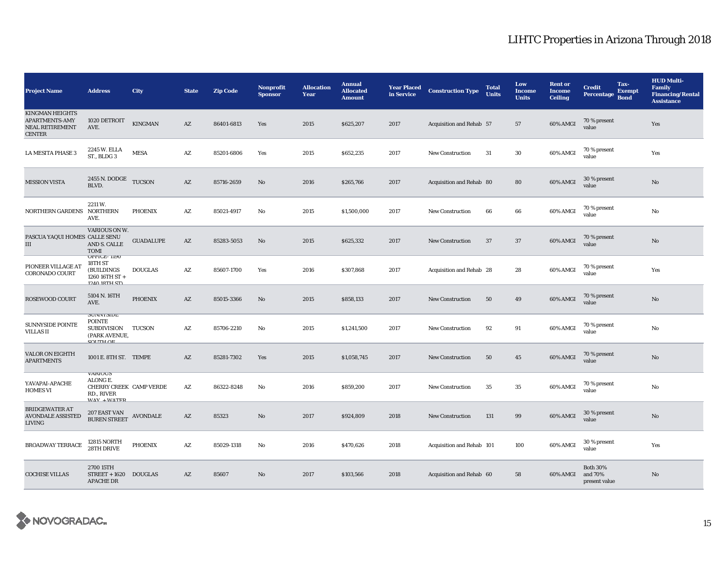# LIHTC Properties in Arizona Through 2018

| Project Name | Address | City | State | Zip Code | Nonprofit Sponsor | Allocation Year | Annual Allocated Amount | Year Placed in Service | Construction Type | Total Units | Low Income Units | Rent or Income Ceiling | Credit Percentage | Tax-Exempt Bond | HUD Multi-Family Financing/Rental Assistance |
|---|---|---|---|---|---|---|---|---|---|---|---|---|---|---|---|
| KINGMAN HEIGHTS APARTMENTS-AMY NEAL RETIREMENT CENTER | 1020 DETROIT AVE. | KINGMAN | AZ | 86401-6813 | Yes | 2015 | $625,207 | 2017 | Acquisition and Rehab | 57 | 57 | 60% AMGI | 70 % present value | | Yes |
| LA MESITA PHASE 3 | 2245 W. ELLA ST., BLDG 3 | MESA | AZ | 85201-6806 | Yes | 2015 | $652,235 | 2017 | New Construction | 31 | 30 | 60% AMGI | 70 % present value | | Yes |
| MISSION VISTA | 2455 N. DODGE BLVD. | TUCSON | AZ | 85716-2659 | No | 2016 | $265,766 | 2017 | Acquisition and Rehab | 80 | 80 | 60% AMGI | 30 % present value | | No |
| NORTHERN GARDENS | 2211 W. NORTHERN AVE. | PHOENIX | AZ | 85021-4917 | No | 2015 | $1,500,000 | 2017 | New Construction | 66 | 66 | 60% AMGI | 70 % present value | | No |
| PASCUA YAQUI HOMES III | VARIOUS ON W. CALLE SENU AND S. CALLE TOMI | GUADALUPE | AZ | 85283-5053 | No | 2015 | $625,332 | 2017 | New Construction | 37 | 37 | 60% AMGI | 70 % present value | | No |
| PIONEER VILLAGE AT CORONADO COURT | OFFICE- 1190 18TH ST (BUILDINGS 1260 16TH ST + 1240 18TH ST) | DOUGLAS | AZ | 85607-1700 | Yes | 2016 | $307,868 | 2017 | Acquisition and Rehab | 28 | 28 | 60% AMGI | 70 % present value | | Yes |
| ROSEWOOD COURT | 5104 N. 16TH AVE. | PHOENIX | AZ | 85015-3366 | No | 2015 | $858,133 | 2017 | New Construction | 50 | 49 | 60% AMGI | 70 % present value | | No |
| SUNNYSIDE POINTE VILLAS II | SUNNYSIDE POINTE SUBDIVISION (PARK AVENUE, SOUTH OF | TUCSON | AZ | 85706-2210 | No | 2015 | $1,241,500 | 2017 | New Construction | 92 | 91 | 60% AMGI | 70 % present value | | No |
| VALOR ON EIGHTH APARTMENTS | 1001 E. 8TH ST. | TEMPE | AZ | 85281-7302 | Yes | 2015 | $1,058,745 | 2017 | New Construction | 50 | 45 | 60% AMGI | 70 % present value | | No |
| YAVAPAI-APACHE HOMES VI | VARIOUS ALONG E. CHERRY CREEK RD., RIVER WAY, + WATER | CAMP VERDE | AZ | 86322-8248 | No | 2016 | $859,200 | 2017 | New Construction | 35 | 35 | 60% AMGI | 70 % present value | | No |
| BRIDGEWATER AT AVONDALE ASSISTED LIVING | 207 EAST VAN BUREN STREET | AVONDALE | AZ | 85323 | No | 2017 | $924,809 | 2018 | New Construction | 131 | 99 | 60% AMGI | 30 % present value | | No |
| BROADWAY TERRACE | 12815 NORTH 28TH DRIVE | PHOENIX | AZ | 85029-1318 | No | 2016 | $470,626 | 2018 | Acquisition and Rehab | 101 | 100 | 60% AMGI | 30 % present value | | Yes |
| COCHISE VILLAS | 2700 15TH STREET + 1620 APACHE DR | DOUGLAS | AZ | 85607 | No | 2017 | $103,566 | 2018 | Acquisition and Rehab | 60 | 58 | 60% AMGI | Both 30% and 70% present value | | No |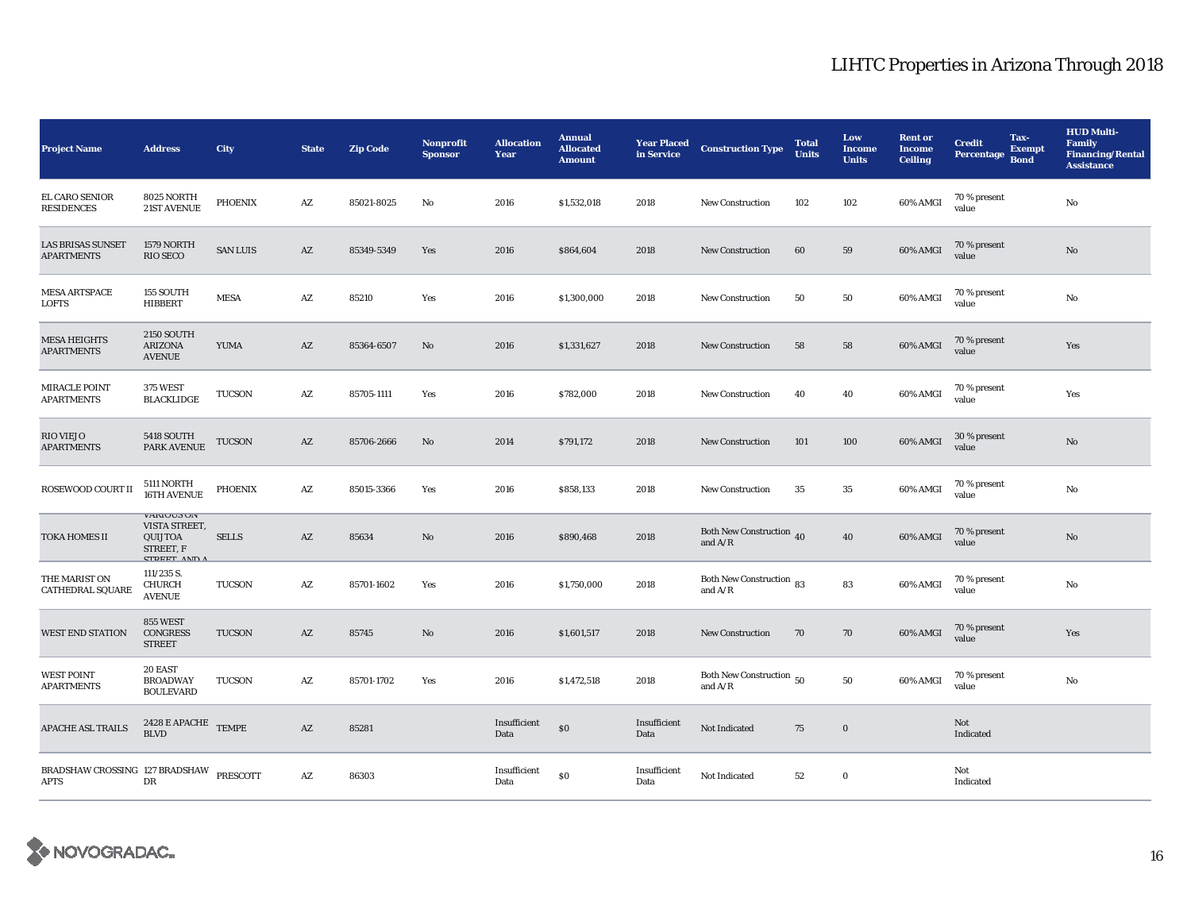# LIHTC Properties in Arizona Through 2018

| Project Name | Address | City | State | Zip Code | Nonprofit Sponsor | Allocation Year | Annual Allocated Amount | Year Placed in Service | Construction Type | Total Units | Low Income Units | Rent or Income Ceiling | Credit Percentage | Tax-Exempt Bond | HUD Multi-Family Financing/Rental Assistance |
|---|---|---|---|---|---|---|---|---|---|---|---|---|---|---|---|
| EL CARO SENIOR RESIDENCES | 8025 NORTH 21ST AVENUE | PHOENIX | AZ | 85021-8025 | No | 2016 | $1,532,018 | 2018 | New Construction | 102 | 102 | 60% AMGI | 70 % present value | | No |
| LAS BRISAS SUNSET APARTMENTS | 1579 NORTH RIO SECO | SAN LUIS | AZ | 85349-5349 | Yes | 2016 | $864,604 | 2018 | New Construction | 60 | 59 | 60% AMGI | 70 % present value | | No |
| MESA ARTSPACE LOFTS | 155 SOUTH HIBBERT | MESA | AZ | 85210 | Yes | 2016 | $1,300,000 | 2018 | New Construction | 50 | 50 | 60% AMGI | 70 % present value | | No |
| MESA HEIGHTS APARTMENTS | 2150 SOUTH ARIZONA AVENUE | YUMA | AZ | 85364-6507 | No | 2016 | $1,331,627 | 2018 | New Construction | 58 | 58 | 60% AMGI | 70 % present value | | Yes |
| MIRACLE POINT APARTMENTS | 375 WEST BLACKLIDGE | TUCSON | AZ | 85705-1111 | Yes | 2016 | $782,000 | 2018 | New Construction | 40 | 40 | 60% AMGI | 70 % present value | | Yes |
| RIO VIEJO APARTMENTS | 5418 SOUTH PARK AVENUE | TUCSON | AZ | 85706-2666 | No | 2014 | $791,172 | 2018 | New Construction | 101 | 100 | 60% AMGI | 30 % present value | | No |
| ROSEWOOD COURT II | 5111 NORTH 16TH AVENUE | PHOENIX | AZ | 85015-3366 | Yes | 2016 | $858,133 | 2018 | New Construction | 35 | 35 | 60% AMGI | 70 % present value | | No |
| TOKA HOMES II | VARIOUS ON VISTA STREET, QUIJTOA STREET, F STREET, AND A | SELLS | AZ | 85634 | No | 2016 | $890,468 | 2018 | Both New Construction and A/R | 40 | 40 | 60% AMGI | 70 % present value | | No |
| THE MARIST ON CATHEDRAL SQUARE | 111/235 S. CHURCH AVENUE | TUCSON | AZ | 85701-1602 | Yes | 2016 | $1,750,000 | 2018 | Both New Construction and A/R | 83 | 83 | 60% AMGI | 70 % present value | | No |
| WEST END STATION | 855 WEST CONGRESS STREET | TUCSON | AZ | 85745 | No | 2016 | $1,601,517 | 2018 | New Construction | 70 | 70 | 60% AMGI | 70 % present value | | Yes |
| WEST POINT APARTMENTS | 20 EAST BROADWAY BOULEVARD | TUCSON | AZ | 85701-1702 | Yes | 2016 | $1,472,518 | 2018 | Both New Construction and A/R | 50 | 50 | 60% AMGI | 70 % present value | | No |
| APACHE ASL TRAILS | 2428 E APACHE BLVD | TEMPE | AZ | 85281 | | Insufficient Data | $0 | Insufficient Data | Not Indicated | 75 | 0 | | Not Indicated | | |
| BRADSHAW CROSSING APTS | 127 BRADSHAW DR | PRESCOTT | AZ | 86303 | | Insufficient Data | $0 | Insufficient Data | Not Indicated | 52 | 0 | | Not Indicated | | |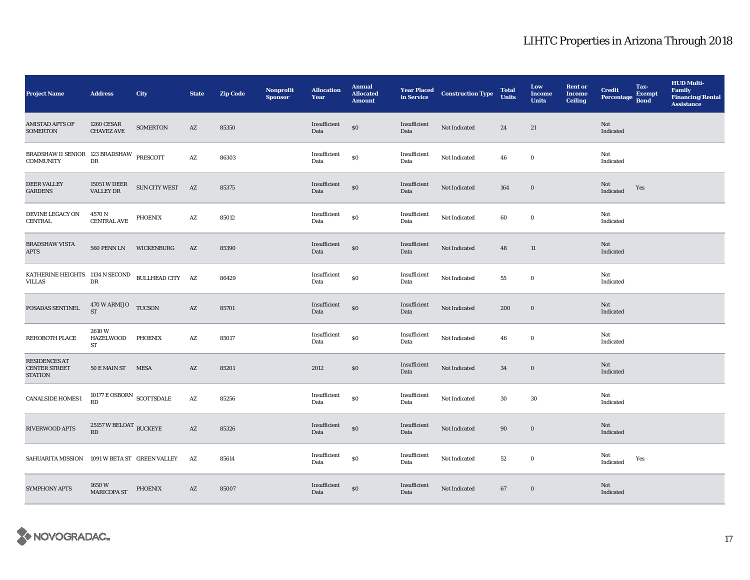# LIHTC Properties in Arizona Through 2018

| Project Name | Address | City | State | Zip Code | Nonprofit Sponsor | Allocation Year | Annual Allocated Amount | Year Placed in Service | Construction Type | Total Units | Low Income Units | Rent or Income Ceiling | Credit Percentage | Tax-Exempt Bond | HUD Multi-Family Financing/Rental Assistance |
|---|---|---|---|---|---|---|---|---|---|---|---|---|---|---|---|
| AMISTAD APTS OF SOMERTON | 1260 CESAR CHAVEZ AVE | SOMERTON | AZ | 85350 | | Insufficient Data | $0 | Insufficient Data | Not Indicated | 24 | 21 | | Not Indicated | | |
| BRADSHAW II SENIOR COMMUNITY | 123 BRADSHAW DR | PRESCOTT | AZ | 86303 | | Insufficient Data | $0 | Insufficient Data | Not Indicated | 46 | 0 | | Not Indicated | | |
| DEER VALLEY GARDENS | 15051 W DEER VALLEY DR | SUN CITY WEST | AZ | 85375 | | Insufficient Data | $0 | Insufficient Data | Not Indicated | 164 | 0 | | Not Indicated | Yes | |
| DEVINE LEGACY ON CENTRAL | 4570 N CENTRAL AVE | PHOENIX | AZ | 85012 | | Insufficient Data | $0 | Insufficient Data | Not Indicated | 60 | 0 | | Not Indicated | | |
| BRADSHAW VISTA APTS | 560 PENN LN | WICKENBURG | AZ | 85390 | | Insufficient Data | $0 | Insufficient Data | Not Indicated | 48 | 11 | | Not Indicated | | |
| KATHERINE HEIGHTS VILLAS | 1134 N SECOND DR | BULLHEAD CITY | AZ | 86429 | | Insufficient Data | $0 | Insufficient Data | Not Indicated | 55 | 0 | | Not Indicated | | |
| POSADAS SENTINEL | 470 W ARMIJO ST | TUCSON | AZ | 85701 | | Insufficient Data | $0 | Insufficient Data | Not Indicated | 200 | 0 | | Not Indicated | | |
| REHOBOTH PLACE | 2610 W HAZELWOOD ST | PHOENIX | AZ | 85017 | | Insufficient Data | $0 | Insufficient Data | Not Indicated | 46 | 0 | | Not Indicated | | |
| RESIDENCES AT CENTER STREET STATION | 50 E MAIN ST | MESA | AZ | 85201 | | 2012 | $0 | Insufficient Data | Not Indicated | 34 | 0 | | Not Indicated | | |
| CANALSIDE HOMES I | 10177 E OSBORN RD | SCOTTSDALE | AZ | 85256 | | Insufficient Data | $0 | Insufficient Data | Not Indicated | 30 | 30 | | Not Indicated | | |
| RIVERWOOD APTS | 25157 W BELOAT RD | BUCKEYE | AZ | 85326 | | Insufficient Data | $0 | Insufficient Data | Not Indicated | 90 | 0 | | Not Indicated | | |
| SAHUARITA MISSION | 1091 W BETA ST | GREEN VALLEY | AZ | 85614 | | Insufficient Data | $0 | Insufficient Data | Not Indicated | 52 | 0 | | Not Indicated | Yes | |
| SYMPHONY APTS | 1650 W MARICOPA ST | PHOENIX | AZ | 85007 | | Insufficient Data | $0 | Insufficient Data | Not Indicated | 67 | 0 | | Not Indicated | | |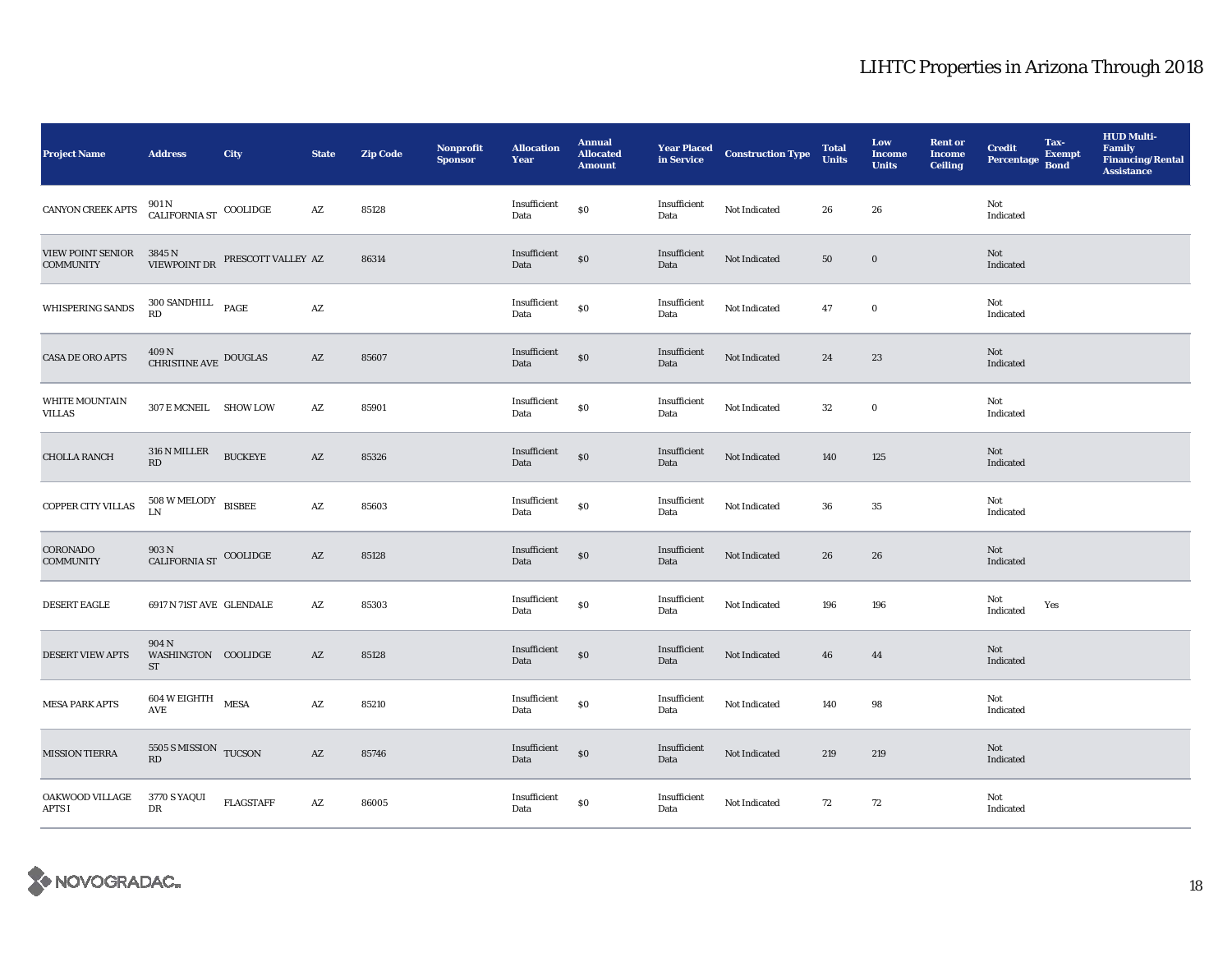# LIHTC Properties in Arizona Through 2018

| Project Name | Address | City | State | Zip Code | Nonprofit Sponsor | Allocation Year | Annual Allocated Amount | Year Placed in Service | Construction Type | Total Units | Low Income Units | Rent or Income Ceiling | Credit Percentage | Tax-Exempt Bond | HUD Multi-Family Financing/Rental Assistance |
|---|---|---|---|---|---|---|---|---|---|---|---|---|---|---|---|
| CANYON CREEK APTS | 901 N CALIFORNIA ST | COOLIDGE | AZ | 85128 | | Insufficient Data | $0 | Insufficient Data | Not Indicated | 26 | 26 | | Not Indicated | | |
| VIEW POINT SENIOR COMMUNITY | 3845 N VIEWPOINT DR | PRESCOTT VALLEY | AZ | 86314 | | Insufficient Data | $0 | Insufficient Data | Not Indicated | 50 | 0 | | Not Indicated | | |
| WHISPERING SANDS | 300 SANDHILL RD | PAGE | AZ | | | Insufficient Data | $0 | Insufficient Data | Not Indicated | 47 | 0 | | Not Indicated | | |
| CASA DE ORO APTS | 409 N CHRISTINE AVE | DOUGLAS | AZ | 85607 | | Insufficient Data | $0 | Insufficient Data | Not Indicated | 24 | 23 | | Not Indicated | | |
| WHITE MOUNTAIN VILLAS | 307 E MCNEIL | SHOW LOW | AZ | 85901 | | Insufficient Data | $0 | Insufficient Data | Not Indicated | 32 | 0 | | Not Indicated | | |
| CHOLLA RANCH | 316 N MILLER RD | BUCKEYE | AZ | 85326 | | Insufficient Data | $0 | Insufficient Data | Not Indicated | 140 | 125 | | Not Indicated | | |
| COPPER CITY VILLAS | 508 W MELODY LN | BISBEE | AZ | 85603 | | Insufficient Data | $0 | Insufficient Data | Not Indicated | 36 | 35 | | Not Indicated | | |
| CORONADO COMMUNITY | 903 N CALIFORNIA ST | COOLIDGE | AZ | 85128 | | Insufficient Data | $0 | Insufficient Data | Not Indicated | 26 | 26 | | Not Indicated | | |
| DESERT EAGLE | 6917 N 71ST AVE | GLENDALE | AZ | 85303 | | Insufficient Data | $0 | Insufficient Data | Not Indicated | 196 | 196 | | Not Indicated | Yes | |
| DESERT VIEW APTS | 904 N WASHINGTON ST | COOLIDGE | AZ | 85128 | | Insufficient Data | $0 | Insufficient Data | Not Indicated | 46 | 44 | | Not Indicated | | |
| MESA PARK APTS | 604 W EIGHTH AVE | MESA | AZ | 85210 | | Insufficient Data | $0 | Insufficient Data | Not Indicated | 140 | 98 | | Not Indicated | | |
| MISSION TIERRA | 5505 S MISSION RD | TUCSON | AZ | 85746 | | Insufficient Data | $0 | Insufficient Data | Not Indicated | 219 | 219 | | Not Indicated | | |
| OAKWOOD VILLAGE APTS I | 3770 S YAQUI DR | FLAGSTAFF | AZ | 86005 | | Insufficient Data | $0 | Insufficient Data | Not Indicated | 72 | 72 | | Not Indicated | | |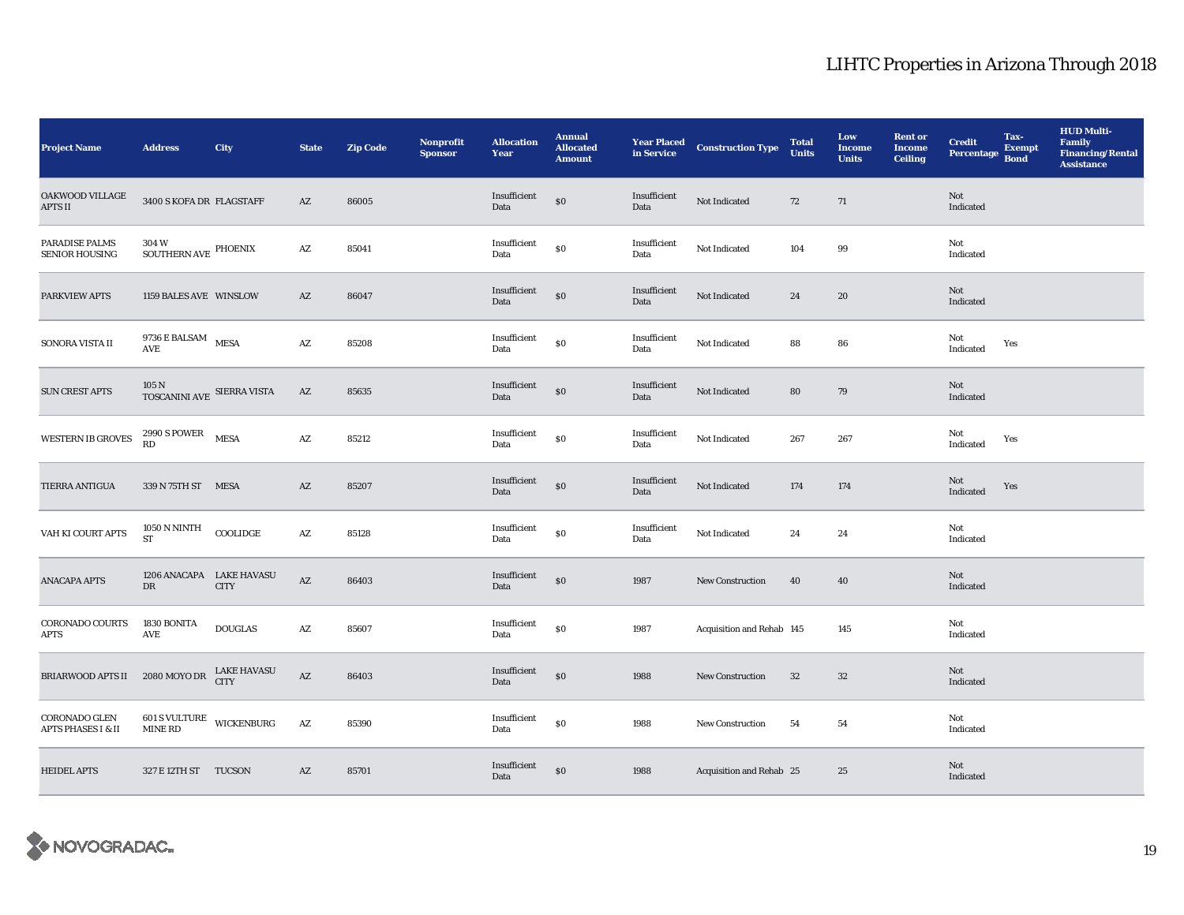| Project Name | Address | City | State | Zip Code | Nonprofit Sponsor | Allocation Year | Annual Allocated Amount | Year Placed in Service | Construction Type | Total Units | Low Income Units | Rent or Income Ceiling | Credit Percentage | Tax-Exempt Bond | HUD Multi-Family Financing/Rental Assistance |
|---|---|---|---|---|---|---|---|---|---|---|---|---|---|---|---|
| OAKWOOD VILLAGE APTS II | 3400 S KOFA DR | FLAGSTAFF | AZ | 86005 | | Insufficient Data | $0 | Insufficient Data | Not Indicated | 72 | 71 | | Not Indicated | | |
| PARADISE PALMS SENIOR HOUSING | 304 W SOUTHERN AVE | PHOENIX | AZ | 85041 | | Insufficient Data | $0 | Insufficient Data | Not Indicated | 104 | 99 | | Not Indicated | | |
| PARKVIEW APTS | 1159 BALES AVE | WINSLOW | AZ | 86047 | | Insufficient Data | $0 | Insufficient Data | Not Indicated | 24 | 20 | | Not Indicated | | |
| SONORA VISTA II | 9736 E BALSAM AVE | MESA | AZ | 85208 | | Insufficient Data | $0 | Insufficient Data | Not Indicated | 88 | 86 | | Not Indicated | Yes | |
| SUN CREST APTS | 105 N TOSCANINI AVE | SIERRA VISTA | AZ | 85635 | | Insufficient Data | $0 | Insufficient Data | Not Indicated | 80 | 79 | | Not Indicated | | |
| WESTERN IB GROVES | 2990 S POWER RD | MESA | AZ | 85212 | | Insufficient Data | $0 | Insufficient Data | Not Indicated | 267 | 267 | | Not Indicated | Yes | |
| TIERRA ANTIGUA | 339 N 75TH ST | MESA | AZ | 85207 | | Insufficient Data | $0 | Insufficient Data | Not Indicated | 174 | 174 | | Not Indicated | Yes | |
| VAH KI COURT APTS | 1050 N NINTH ST | COOLIDGE | AZ | 85128 | | Insufficient Data | $0 | Insufficient Data | Not Indicated | 24 | 24 | | Not Indicated | | |
| ANACAPA APTS | 1206 ANACAPA DR | LAKE HAVASU CITY | AZ | 86403 | | Insufficient Data | $0 | 1987 | New Construction | 40 | 40 | | Not Indicated | | |
| CORONADO COURTS APTS | 1830 BONITA AVE | DOUGLAS | AZ | 85607 | | Insufficient Data | $0 | 1987 | Acquisition and Rehab | 145 | 145 | | Not Indicated | | |
| BRIARWOOD APTS II | 2080 MOYO DR | LAKE HAVASU CITY | AZ | 86403 | | Insufficient Data | $0 | 1988 | New Construction | 32 | 32 | | Not Indicated | | |
| CORONADO GLEN APTS PHASES I & II | 601 S VULTURE MINE RD | WICKENBURG | AZ | 85390 | | Insufficient Data | $0 | 1988 | New Construction | 54 | 54 | | Not Indicated | | |
| HEIDEL APTS | 327 E 12TH ST | TUCSON | AZ | 85701 | | Insufficient Data | $0 | 1988 | Acquisition and Rehab | 25 | 25 | | Not Indicated | | |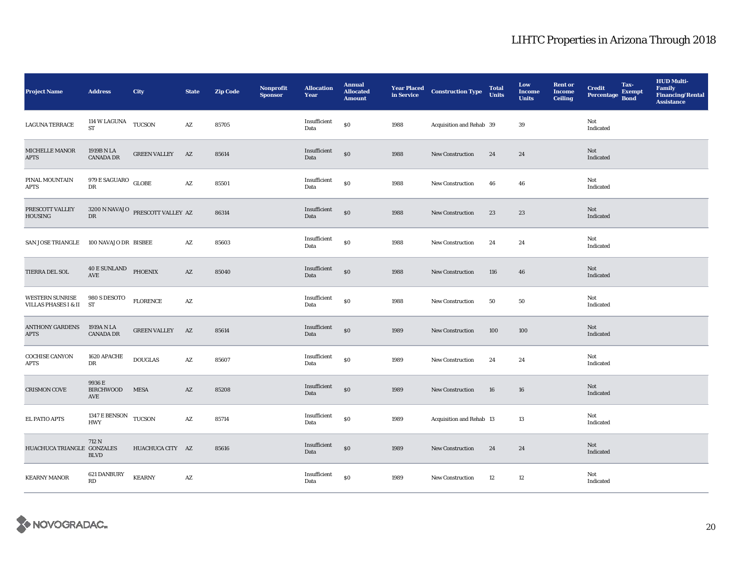# LIHTC Properties in Arizona Through 2018

| Project Name | Address | City | State | Zip Code | Nonprofit Sponsor | Allocation Year | Annual Allocated Amount | Year Placed in Service | Construction Type | Total Units | Low Income Units | Rent or Income Ceiling | Credit Percentage | Tax-Exempt Bond | HUD Multi-Family Financing/Rental Assistance |
|---|---|---|---|---|---|---|---|---|---|---|---|---|---|---|---|
| LAGUNA TERRACE | 114 W LAGUNA ST | TUCSON | AZ | 85705 | | Insufficient Data | $0 | 1988 | Acquisition and Rehab | 39 | 39 | | Not Indicated | | |
| MICHELLE MANOR APTS | 1919B N LA CANADA DR | GREEN VALLEY | AZ | 85614 | | Insufficient Data | $0 | 1988 | New Construction | 24 | 24 | | Not Indicated | | |
| PINAL MOUNTAIN APTS | 979 E SAGUARO DR | GLOBE | AZ | 85501 | | Insufficient Data | $0 | 1988 | New Construction | 46 | 46 | | Not Indicated | | |
| PRESCOTT VALLEY HOUSING | 3200 N NAVAJO DR | PRESCOTT VALLEY | AZ | 86314 | | Insufficient Data | $0 | 1988 | New Construction | 23 | 23 | | Not Indicated | | |
| SAN JOSE TRIANGLE | 100 NAVAJO DR | BISBEE | AZ | 85603 | | Insufficient Data | $0 | 1988 | New Construction | 24 | 24 | | Not Indicated | | |
| TIERRA DEL SOL | 40 E SUNLAND AVE | PHOENIX | AZ | 85040 | | Insufficient Data | $0 | 1988 | New Construction | 116 | 46 | | Not Indicated | | |
| WESTERN SUNRISE VILLAS PHASES I & II | 980 S DESOTO ST | FLORENCE | AZ | | | Insufficient Data | $0 | 1988 | New Construction | 50 | 50 | | Not Indicated | | |
| ANTHONY GARDENS APTS | 1919A N LA CANADA DR | GREEN VALLEY | AZ | 85614 | | Insufficient Data | $0 | 1989 | New Construction | 100 | 100 | | Not Indicated | | |
| COCHISE CANYON APTS | 1620 APACHE DR | DOUGLAS | AZ | 85607 | | Insufficient Data | $0 | 1989 | New Construction | 24 | 24 | | Not Indicated | | |
| CRISMON COVE | 9936 E BIRCHWOOD AVE | MESA | AZ | 85208 | | Insufficient Data | $0 | 1989 | New Construction | 16 | 16 | | Not Indicated | | |
| EL PATIO APTS | 1347 E BENSON HWY | TUCSON | AZ | 85714 | | Insufficient Data | $0 | 1989 | Acquisition and Rehab | 13 | 13 | | Not Indicated | | |
| HUACHUCA TRIANGLE | 712 N GONZALES BLVD | HUACHUCA CITY | AZ | 85616 | | Insufficient Data | $0 | 1989 | New Construction | 24 | 24 | | Not Indicated | | |
| KEARNY MANOR | 621 DANBURY RD | KEARNY | AZ | | | Insufficient Data | $0 | 1989 | New Construction | 12 | 12 | | Not Indicated | | |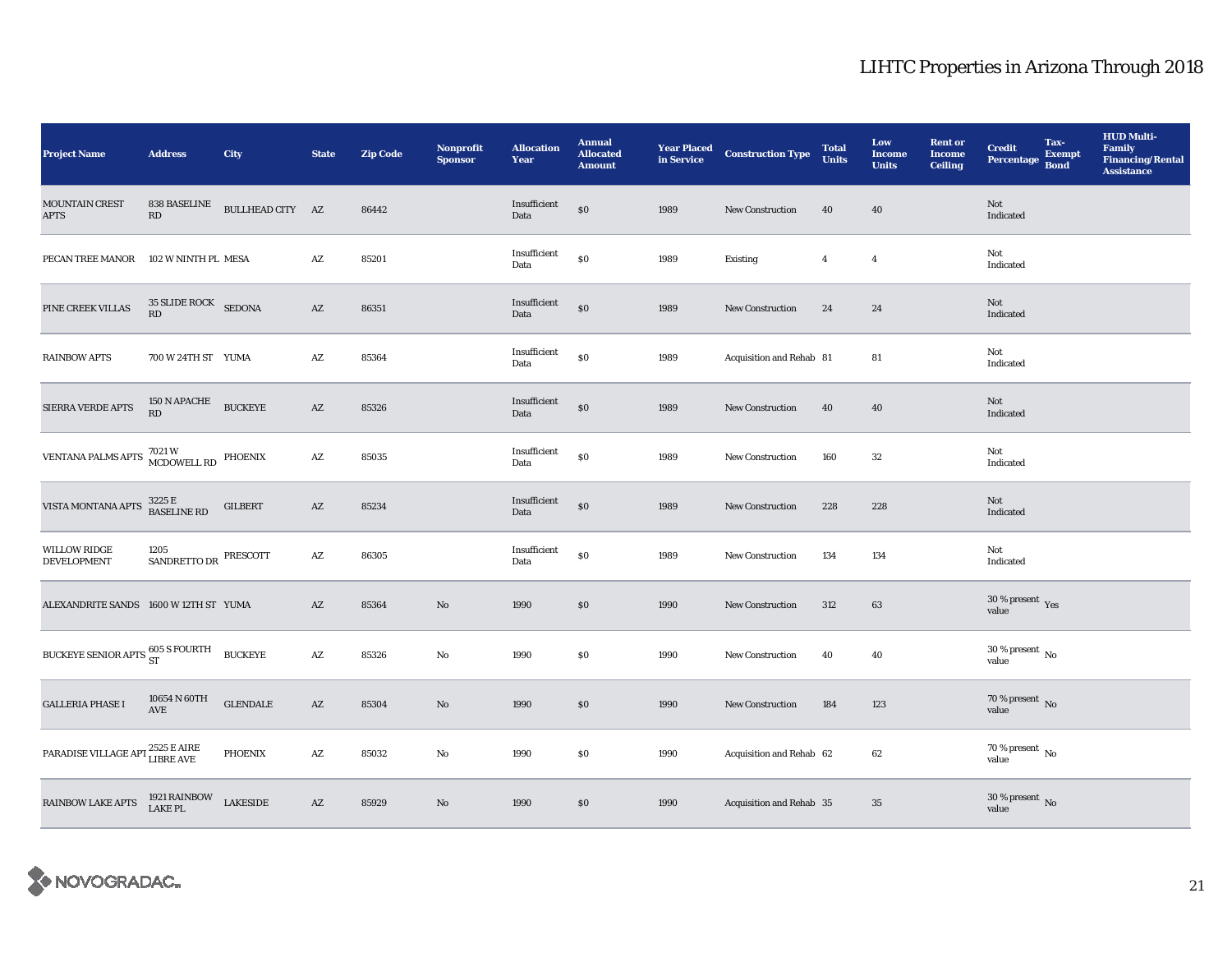| Project Name | Address | City | State | Zip Code | Nonprofit Sponsor | Allocation Year | Annual Allocated Amount | Year Placed in Service | Construction Type | Total Units | Low Income Units | Rent or Income Ceiling | Credit Percentage | Tax-Exempt Bond | HUD Multi-Family Financing/Rental Assistance |
|---|---|---|---|---|---|---|---|---|---|---|---|---|---|---|---|
| MOUNTAIN CREST APTS | 838 BASELINE RD | BULLHEAD CITY | AZ | 86442 | | Insufficient Data | $0 | 1989 | New Construction | 40 | 40 | | Not Indicated | | |
| PECAN TREE MANOR | 102 W NINTH PL | MESA | AZ | 85201 | | Insufficient Data | $0 | 1989 | Existing | 4 | 4 | | Not Indicated | | |
| PINE CREEK VILLAS | 35 SLIDE ROCK RD | SEDONA | AZ | 86351 | | Insufficient Data | $0 | 1989 | New Construction | 24 | 24 | | Not Indicated | | |
| RAINBOW APTS | 700 W 24TH ST | YUMA | AZ | 85364 | | Insufficient Data | $0 | 1989 | Acquisition and Rehab | 81 | 81 | | Not Indicated | | |
| SIERRA VERDE APTS | 150 N APACHE RD | BUCKEYE | AZ | 85326 | | Insufficient Data | $0 | 1989 | New Construction | 40 | 40 | | Not Indicated | | |
| VENTANA PALMS APTS | 7021 W MCDOWELL RD | PHOENIX | AZ | 85035 | | Insufficient Data | $0 | 1989 | New Construction | 160 | 32 | | Not Indicated | | |
| VISTA MONTANA APTS | 3225 E BASELINE RD | GILBERT | AZ | 85234 | | Insufficient Data | $0 | 1989 | New Construction | 228 | 228 | | Not Indicated | | |
| WILLOW RIDGE DEVELOPMENT | 1205 SANDRETTO DR | PRESCOTT | AZ | 86305 | | Insufficient Data | $0 | 1989 | New Construction | 134 | 134 | | Not Indicated | | |
| ALEXANDRITE SANDS | 1600 W 12TH ST | YUMA | AZ | 85364 | No | 1990 | $0 | 1990 | New Construction | 312 | 63 | | 30 % present value | Yes | |
| BUCKEYE SENIOR APTS | 605 S FOURTH ST | BUCKEYE | AZ | 85326 | No | 1990 | $0 | 1990 | New Construction | 40 | 40 | | 30 % present value | No | |
| GALLERIA PHASE I | 10654 N 60TH AVE | GLENDALE | AZ | 85304 | No | 1990 | $0 | 1990 | New Construction | 184 | 123 | | 70 % present value | No | |
| PARADISE VILLAGE APT | 2525 E AIRE LIBRE AVE | PHOENIX | AZ | 85032 | No | 1990 | $0 | 1990 | Acquisition and Rehab | 62 | 62 | | 70 % present value | No | |
| RAINBOW LAKE APTS | 1921 RAINBOW LAKE PL | LAKESIDE | AZ | 85929 | No | 1990 | $0 | 1990 | Acquisition and Rehab | 35 | 35 | | 30 % present value | No | |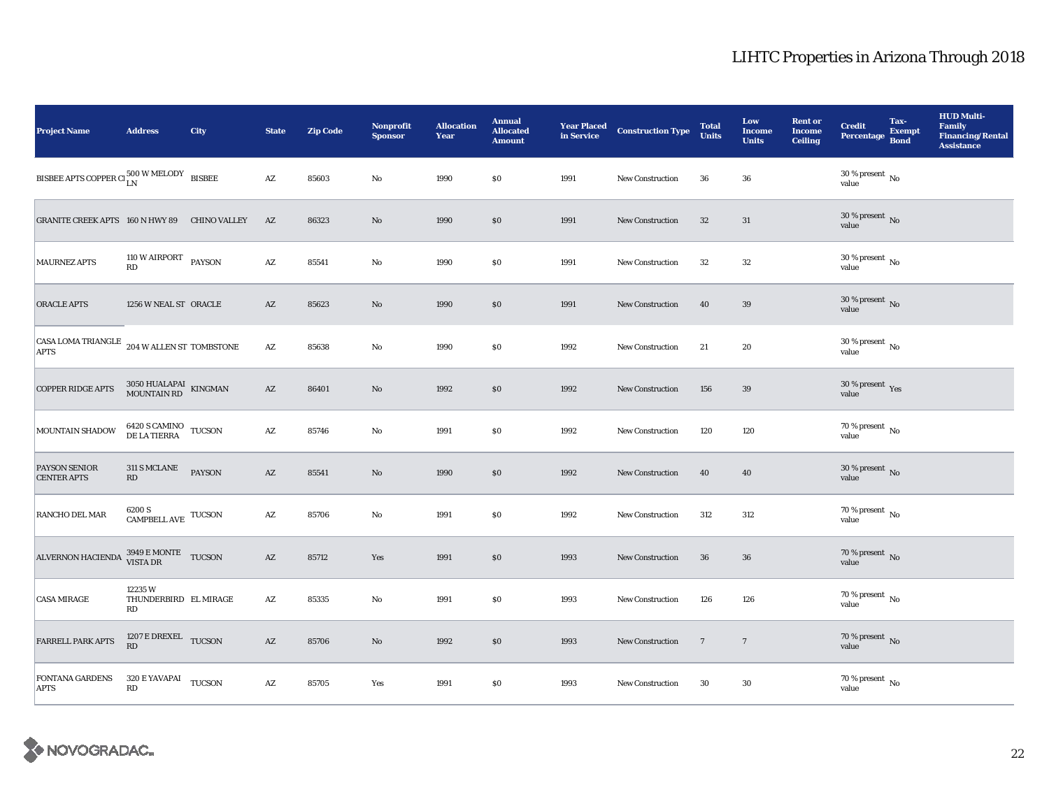# LIHTC Properties in Arizona Through 2018

| Project Name | Address | City | State | Zip Code | Nonprofit Sponsor | Allocation Year | Annual Allocated Amount | Year Placed in Service | Construction Type | Total Units | Low Income Units | Rent or Income Ceiling | Credit Percentage | Tax-Exempt Bond | HUD Multi-Family Financing/Rental Assistance |
|---|---|---|---|---|---|---|---|---|---|---|---|---|---|---|---|
| BISBEE APTS COPPER CI | 500 W MELODY LN | BISBEE | AZ | 85603 | No | 1990 | $0 | 1991 | New Construction | 36 | 36 | | 30 % present value | No | |
| GRANITE CREEK APTS | 160 N HWY 89 | CHINO VALLEY | AZ | 86323 | No | 1990 | $0 | 1991 | New Construction | 32 | 31 | | 30 % present value | No | |
| MAURNEZ APTS | 110 W AIRPORT RD | PAYSON | AZ | 85541 | No | 1990 | $0 | 1991 | New Construction | 32 | 32 | | 30 % present value | No | |
| ORACLE APTS | 1256 W NEAL ST | ORACLE | AZ | 85623 | No | 1990 | $0 | 1991 | New Construction | 40 | 39 | | 30 % present value | No | |
| CASA LOMA TRIANGLE APTS | 204 W ALLEN ST | TOMBSTONE | AZ | 85638 | No | 1990 | $0 | 1992 | New Construction | 21 | 20 | | 30 % present value | No | |
| COPPER RIDGE APTS | 3050 HUALAPAI MOUNTAIN RD | KINGMAN | AZ | 86401 | No | 1992 | $0 | 1992 | New Construction | 156 | 39 | | 30 % present value | Yes | |
| MOUNTAIN SHADOW | 6420 S CAMINO DE LA TIERRA | TUCSON | AZ | 85746 | No | 1991 | $0 | 1992 | New Construction | 120 | 120 | | 70 % present value | No | |
| PAYSON SENIOR CENTER APTS | 311 S MCLANE RD | PAYSON | AZ | 85541 | No | 1990 | $0 | 1992 | New Construction | 40 | 40 | | 30 % present value | No | |
| RANCHO DEL MAR | 6200 S CAMPBELL AVE | TUCSON | AZ | 85706 | No | 1991 | $0 | 1992 | New Construction | 312 | 312 | | 70 % present value | No | |
| ALVERNON HACIENDA | 3949 E MONTE VISTA DR | TUCSON | AZ | 85712 | Yes | 1991 | $0 | 1993 | New Construction | 36 | 36 | | 70 % present value | No | |
| CASA MIRAGE | 12235 W THUNDERBIRD RD | EL MIRAGE | AZ | 85335 | No | 1991 | $0 | 1993 | New Construction | 126 | 126 | | 70 % present value | No | |
| FARRELL PARK APTS | 1207 E DREXEL RD | TUCSON | AZ | 85706 | No | 1992 | $0 | 1993 | New Construction | 7 | 7 | | 70 % present value | No | |
| FONTANA GARDENS APTS | 320 E YAVAPAI RD | TUCSON | AZ | 85705 | Yes | 1991 | $0 | 1993 | New Construction | 30 | 30 | | 70 % present value | No | |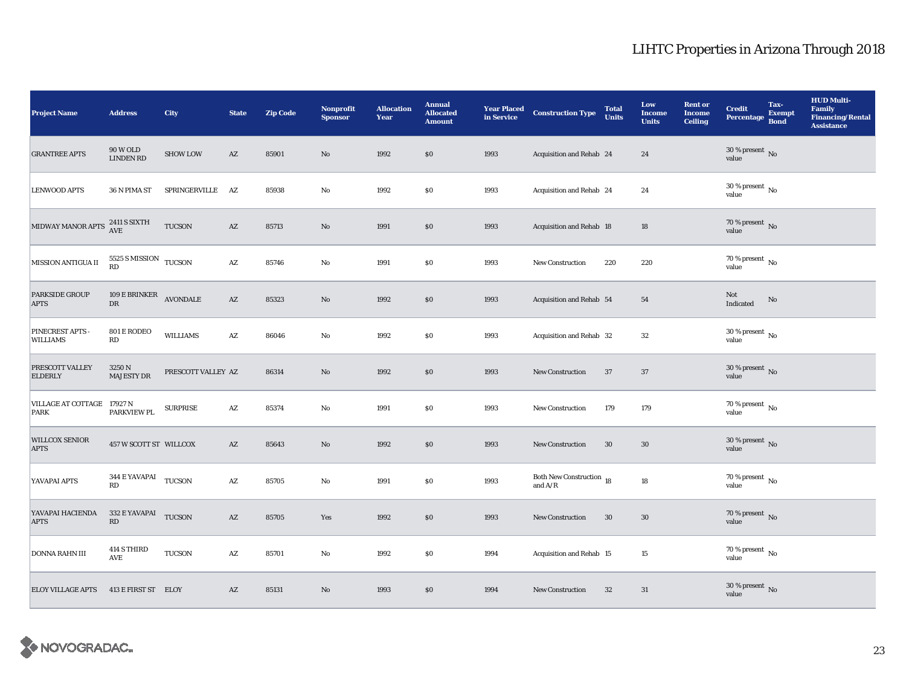# LIHTC Properties in Arizona Through 2018

| Project Name | Address | City | State | Zip Code | Nonprofit Sponsor | Allocation Year | Annual Allocated Amount | Year Placed in Service | Construction Type | Total Units | Low Income Units | Rent or Income Ceiling | Credit Percentage | Tax-Exempt Bond | HUD Multi-Family Financing/Rental Assistance |
|---|---|---|---|---|---|---|---|---|---|---|---|---|---|---|---|
| GRANTREE APTS | 90 W OLD LINDEN RD | SHOW LOW | AZ | 85901 | No | 1992 | $0 | 1993 | Acquisition and Rehab | 24 | 24 | | 30 % present value | No | |
| LENWOOD APTS | 36 N PIMA ST | SPRINGERVILLE | AZ | 85938 | No | 1992 | $0 | 1993 | Acquisition and Rehab | 24 | 24 | | 30 % present value | No | |
| MIDWAY MANOR APTS | 2411 S SIXTH AVE | TUCSON | AZ | 85713 | No | 1991 | $0 | 1993 | Acquisition and Rehab | 18 | 18 | | 70 % present value | No | |
| MISSION ANTIGUA II | 5525 S MISSION RD | TUCSON | AZ | 85746 | No | 1991 | $0 | 1993 | New Construction | 220 | 220 | | 70 % present value | No | |
| PARKSIDE GROUP APTS | 109 E BRINKER DR | AVONDALE | AZ | 85323 | No | 1992 | $0 | 1993 | Acquisition and Rehab | 54 | 54 | | Not Indicated | No | |
| PINECREST APTS - WILLIAMS | 801 E RODEO RD | WILLIAMS | AZ | 86046 | No | 1992 | $0 | 1993 | Acquisition and Rehab | 32 | 32 | | 30 % present value | No | |
| PRESCOTT VALLEY ELDERLY | 3250 N MAJESTY DR | PRESCOTT VALLEY | AZ | 86314 | No | 1992 | $0 | 1993 | New Construction | 37 | 37 | | 30 % present value | No | |
| VILLAGE AT COTTAGE PARK | 17927 N PARKVIEW PL | SURPRISE | AZ | 85374 | No | 1991 | $0 | 1993 | New Construction | 179 | 179 | | 70 % present value | No | |
| WILLCOX SENIOR APTS | 457 W SCOTT ST | WILLCOX | AZ | 85643 | No | 1992 | $0 | 1993 | New Construction | 30 | 30 | | 30 % present value | No | |
| YAVAPAI APTS | 344 E YAVAPAI RD | TUCSON | AZ | 85705 | No | 1991 | $0 | 1993 | Both New Construction and A/R | 18 | 18 | | 70 % present value | No | |
| YAVAPAI HACIENDA APTS | 332 E YAVAPAI RD | TUCSON | AZ | 85705 | Yes | 1992 | $0 | 1993 | New Construction | 30 | 30 | | 70 % present value | No | |
| DONNA RAHN III | 414 S THIRD AVE | TUCSON | AZ | 85701 | No | 1992 | $0 | 1994 | Acquisition and Rehab | 15 | 15 | | 70 % present value | No | |
| ELOY VILLAGE APTS | 413 E FIRST ST | ELOY | AZ | 85131 | No | 1993 | $0 | 1994 | New Construction | 32 | 31 | | 30 % present value | No | |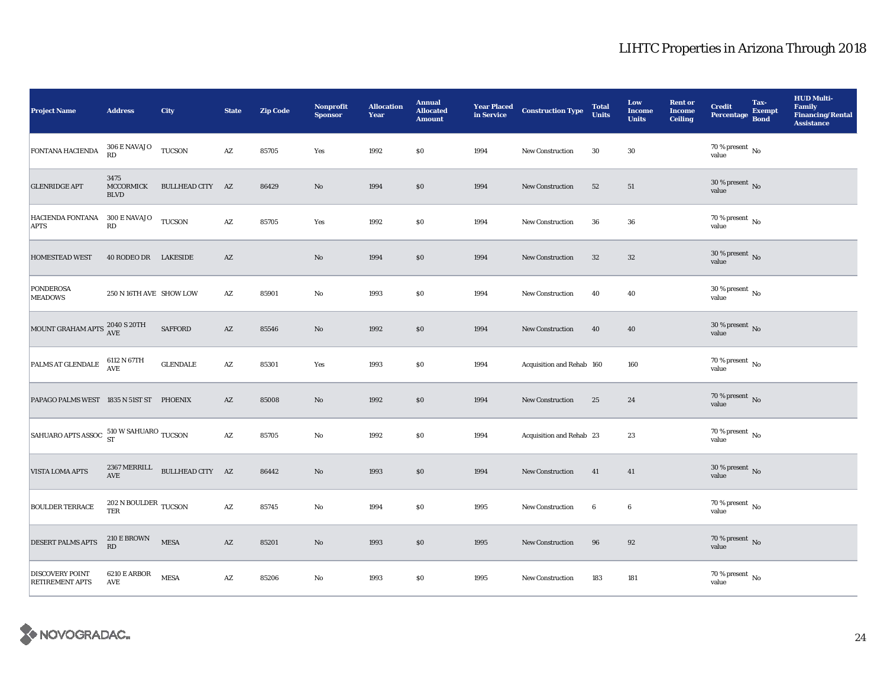# LIHTC Properties in Arizona Through 2018

| Project Name | Address | City | State | Zip Code | Nonprofit Sponsor | Allocation Year | Annual Allocated Amount | Year Placed in Service | Construction Type | Total Units | Low Income Units | Rent or Income Ceiling | Credit Percentage | Tax-Exempt Bond | HUD Multi-Family Financing/Rental Assistance |
|---|---|---|---|---|---|---|---|---|---|---|---|---|---|---|---|
| FONTANA HACIENDA | 306 E NAVAJO RD | TUCSON | AZ | 85705 | Yes | 1992 | $0 | 1994 | New Construction | 30 | 30 | | 70 % present value | No | |
| GLENRIDGE APT | 3475 MCCORMICK BLVD | BULLHEAD CITY | AZ | 86429 | No | 1994 | $0 | 1994 | New Construction | 52 | 51 | | 30 % present value | No | |
| HACIENDA FONTANA APTS | 300 E NAVAJO RD | TUCSON | AZ | 85705 | Yes | 1992 | $0 | 1994 | New Construction | 36 | 36 | | 70 % present value | No | |
| HOMESTEAD WEST | 40 RODEO DR | LAKESIDE | AZ | | No | 1994 | $0 | 1994 | New Construction | 32 | 32 | | 30 % present value | No | |
| PONDEROSA MEADOWS | 250 N 16TH AVE | SHOW LOW | AZ | 85901 | No | 1993 | $0 | 1994 | New Construction | 40 | 40 | | 30 % present value | No | |
| MOUNT GRAHAM APTS | 2040 S 20TH AVE | SAFFORD | AZ | 85546 | No | 1992 | $0 | 1994 | New Construction | 40 | 40 | | 30 % present value | No | |
| PALMS AT GLENDALE | 6112 N 67TH AVE | GLENDALE | AZ | 85301 | Yes | 1993 | $0 | 1994 | Acquisition and Rehab | 160 | 160 | | 70 % present value | No | |
| PAPAGO PALMS WEST | 1835 N 51ST ST | PHOENIX | AZ | 85008 | No | 1992 | $0 | 1994 | New Construction | 25 | 24 | | 70 % present value | No | |
| SAHUARO APTS ASSOC | 510 W SAHUARO ST | TUCSON | AZ | 85705 | No | 1992 | $0 | 1994 | Acquisition and Rehab | 23 | 23 | | 70 % present value | No | |
| VISTA LOMA APTS | 2367 MERRILL AVE | BULLHEAD CITY | AZ | 86442 | No | 1993 | $0 | 1994 | New Construction | 41 | 41 | | 30 % present value | No | |
| BOULDER TERRACE | 202 N BOULDER TER | TUCSON | AZ | 85745 | No | 1994 | $0 | 1995 | New Construction | 6 | 6 | | 70 % present value | No | |
| DESERT PALMS APTS | 210 E BROWN RD | MESA | AZ | 85201 | No | 1993 | $0 | 1995 | New Construction | 96 | 92 | | 70 % present value | No | |
| DISCOVERY POINT RETIREMENT APTS | 6210 E ARBOR AVE | MESA | AZ | 85206 | No | 1993 | $0 | 1995 | New Construction | 183 | 181 | | 70 % present value | No | |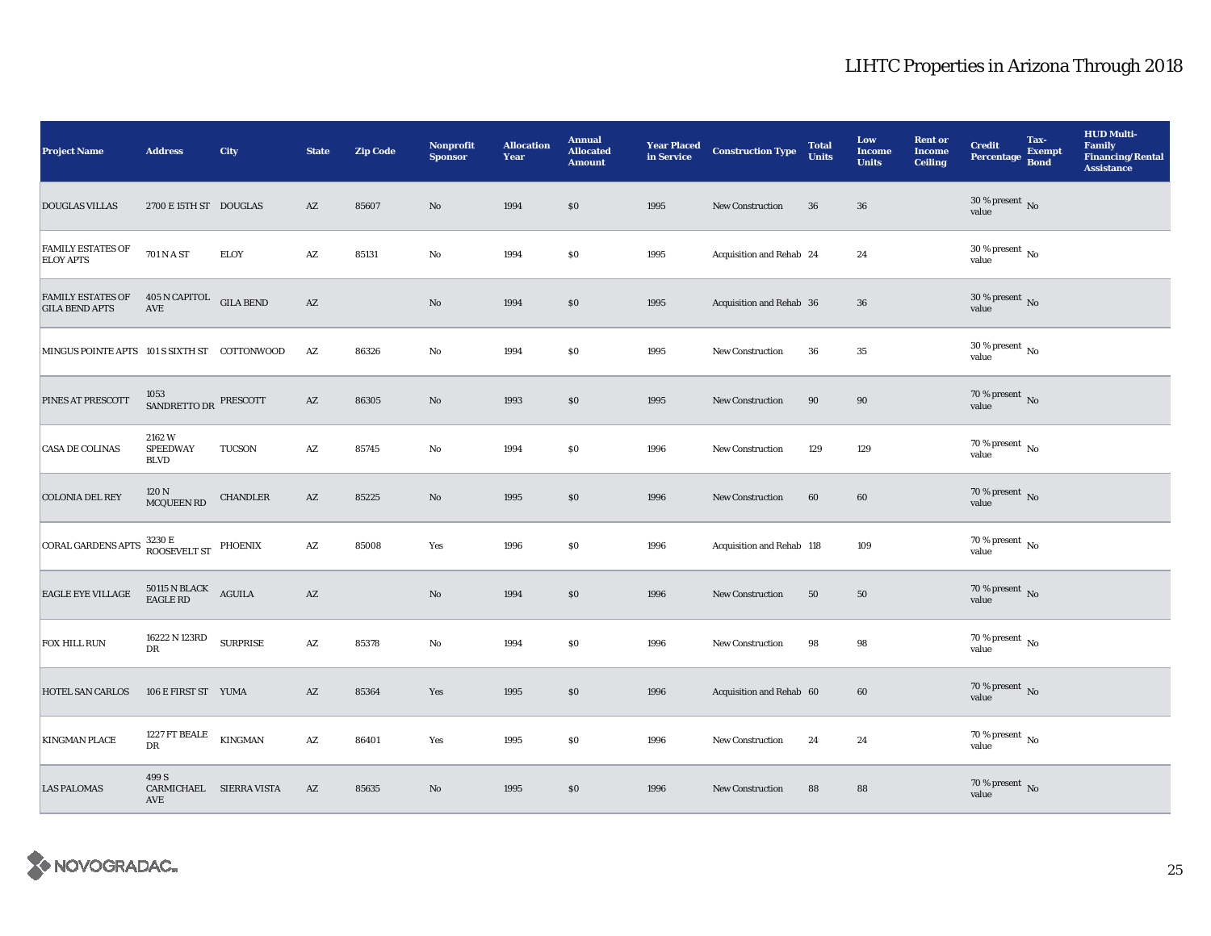# LIHTC Properties in Arizona Through 2018

| Project Name | Address | City | State | Zip Code | Nonprofit Sponsor | Allocation Year | Annual Allocated Amount | Year Placed in Service | Construction Type | Total Units | Low Income Units | Rent or Income Ceiling | Credit Percentage | Tax-Exempt Bond | HUD Multi-Family Financing/Rental Assistance |
|---|---|---|---|---|---|---|---|---|---|---|---|---|---|---|---|
| DOUGLAS VILLAS | 2700 E 15TH ST | DOUGLAS | AZ | 85607 | No | 1994 | $0 | 1995 | New Construction | 36 | 36 | | 30 % present value | No | |
| FAMILY ESTATES OF ELOY APTS | 701 N A ST | ELOY | AZ | 85131 | No | 1994 | $0 | 1995 | Acquisition and Rehab | 24 | 24 | | 30 % present value | No | |
| FAMILY ESTATES OF GILA BEND APTS | 405 N CAPITOL AVE | GILA BEND | AZ | | No | 1994 | $0 | 1995 | Acquisition and Rehab | 36 | 36 | | 30 % present value | No | |
| MINGUS POINTE APTS | 101 S SIXTH ST | COTTONWOOD | AZ | 86326 | No | 1994 | $0 | 1995 | New Construction | 36 | 35 | | 30 % present value | No | |
| PINES AT PRESCOTT | 1053 SANDRETTO DR | PRESCOTT | AZ | 86305 | No | 1993 | $0 | 1995 | New Construction | 90 | 90 | | 70 % present value | No | |
| CASA DE COLINAS | 2162 W SPEEDWAY BLVD | TUCSON | AZ | 85745 | No | 1994 | $0 | 1996 | New Construction | 129 | 129 | | 70 % present value | No | |
| COLONIA DEL REY | 120 N MCQUEEN RD | CHANDLER | AZ | 85225 | No | 1995 | $0 | 1996 | New Construction | 60 | 60 | | 70 % present value | No | |
| CORAL GARDENS APTS | 3230 E ROOSEVELT ST | PHOENIX | AZ | 85008 | Yes | 1996 | $0 | 1996 | Acquisition and Rehab | 118 | 109 | | 70 % present value | No | |
| EAGLE EYE VILLAGE | 50115 N BLACK EAGLE RD | AGUILA | AZ | | No | 1994 | $0 | 1996 | New Construction | 50 | 50 | | 70 % present value | No | |
| FOX HILL RUN | 16222 N 123RD DR | SURPRISE | AZ | 85378 | No | 1994 | $0 | 1996 | New Construction | 98 | 98 | | 70 % present value | No | |
| HOTEL SAN CARLOS | 106 E FIRST ST | YUMA | AZ | 85364 | Yes | 1995 | $0 | 1996 | Acquisition and Rehab | 60 | 60 | | 70 % present value | No | |
| KINGMAN PLACE | 1227 FT BEALE DR | KINGMAN | AZ | 86401 | Yes | 1995 | $0 | 1996 | New Construction | 24 | 24 | | 70 % present value | No | |
| LAS PALOMAS | 499 S CARMICHAEL AVE | SIERRA VISTA | AZ | 85635 | No | 1995 | $0 | 1996 | New Construction | 88 | 88 | | 70 % present value | No | |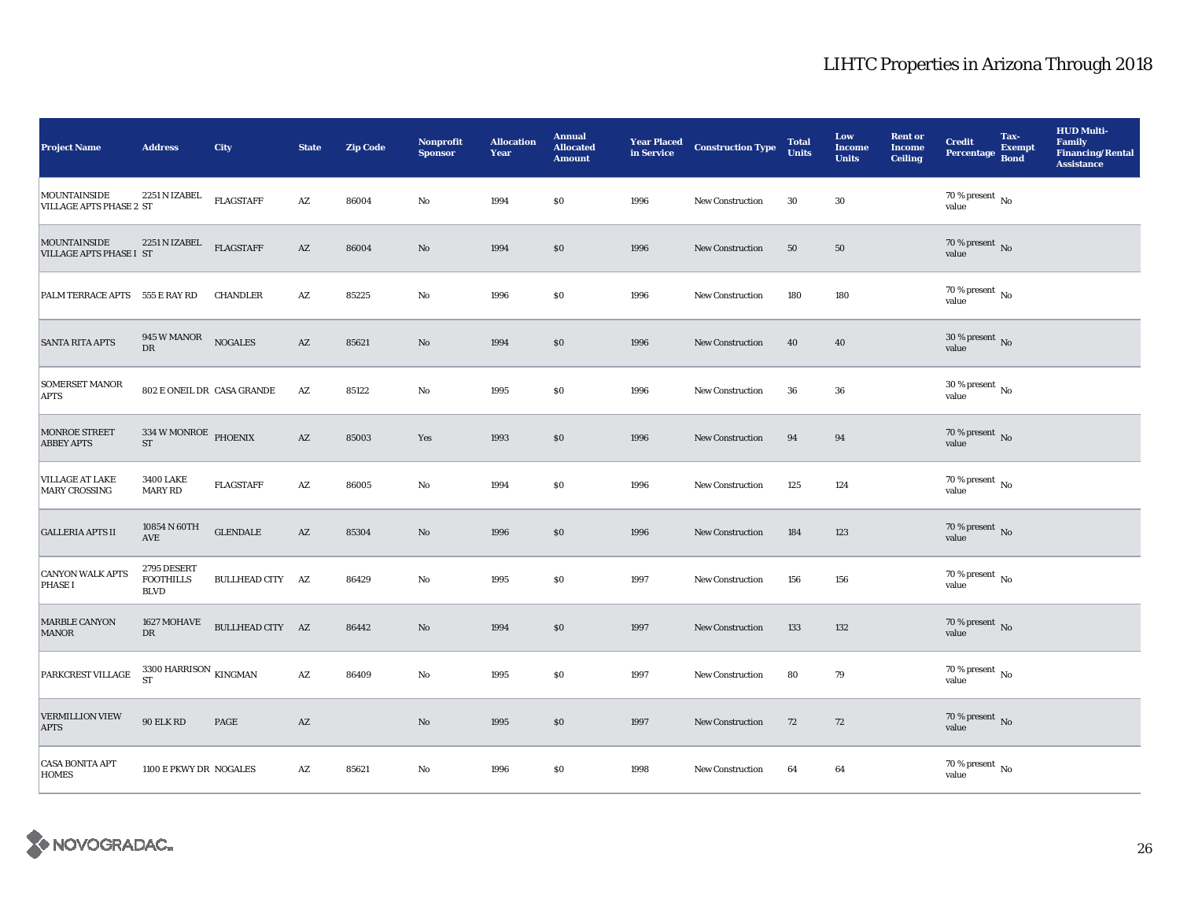# LIHTC Properties in Arizona Through 2018

| Project Name | Address | City | State | Zip Code | Nonprofit Sponsor | Allocation Year | Annual Allocated Amount | Year Placed in Service | Construction Type | Total Units | Low Income Units | Rent or Income Ceiling | Credit Percentage | Tax-Exempt Bond | HUD Multi-Family Financing/Rental Assistance |
|---|---|---|---|---|---|---|---|---|---|---|---|---|---|---|---|
| MOUNTAINSIDE VILLAGE APTS PHASE 2 | 2251 N IZABEL ST | FLAGSTAFF | AZ | 86004 | No | 1994 | $0 | 1996 | New Construction | 30 | 30 | | 70 % present value | No | |
| MOUNTAINSIDE VILLAGE APTS PHASE I | 2251 N IZABEL ST | FLAGSTAFF | AZ | 86004 | No | 1994 | $0 | 1996 | New Construction | 50 | 50 | | 70 % present value | No | |
| PALM TERRACE APTS | 555 E RAY RD | CHANDLER | AZ | 85225 | No | 1996 | $0 | 1996 | New Construction | 180 | 180 | | 70 % present value | No | |
| SANTA RITA APTS | 945 W MANOR DR | NOGALES | AZ | 85621 | No | 1994 | $0 | 1996 | New Construction | 40 | 40 | | 30 % present value | No | |
| SOMERSET MANOR APTS | 802 E ONEIL DR | CASA GRANDE | AZ | 85122 | No | 1995 | $0 | 1996 | New Construction | 36 | 36 | | 30 % present value | No | |
| MONROE STREET ABBEY APTS | 334 W MONROE ST | PHOENIX | AZ | 85003 | Yes | 1993 | $0 | 1996 | New Construction | 94 | 94 | | 70 % present value | No | |
| VILLAGE AT LAKE MARY CROSSING | 3400 LAKE MARY RD | FLAGSTAFF | AZ | 86005 | No | 1994 | $0 | 1996 | New Construction | 125 | 124 | | 70 % present value | No | |
| GALLERIA APTS II | 10854 N 60TH AVE | GLENDALE | AZ | 85304 | No | 1996 | $0 | 1996 | New Construction | 184 | 123 | | 70 % present value | No | |
| CANYON WALK APTS PHASE I | 2795 DESERT FOOTHILLS BLVD | BULLHEAD CITY | AZ | 86429 | No | 1995 | $0 | 1997 | New Construction | 156 | 156 | | 70 % present value | No | |
| MARBLE CANYON MANOR | 1627 MOHAVE DR | BULLHEAD CITY | AZ | 86442 | No | 1994 | $0 | 1997 | New Construction | 133 | 132 | | 70 % present value | No | |
| PARKCREST VILLAGE | 3300 HARRISON ST | KINGMAN | AZ | 86409 | No | 1995 | $0 | 1997 | New Construction | 80 | 79 | | 70 % present value | No | |
| VERMILLION VIEW APTS | 90 ELK RD | PAGE | AZ | | No | 1995 | $0 | 1997 | New Construction | 72 | 72 | | 70 % present value | No | |
| CASA BONITA APT HOMES | 1100 E PKWY DR | NOGALES | AZ | 85621 | No | 1996 | $0 | 1998 | New Construction | 64 | 64 | | 70 % present value | No | |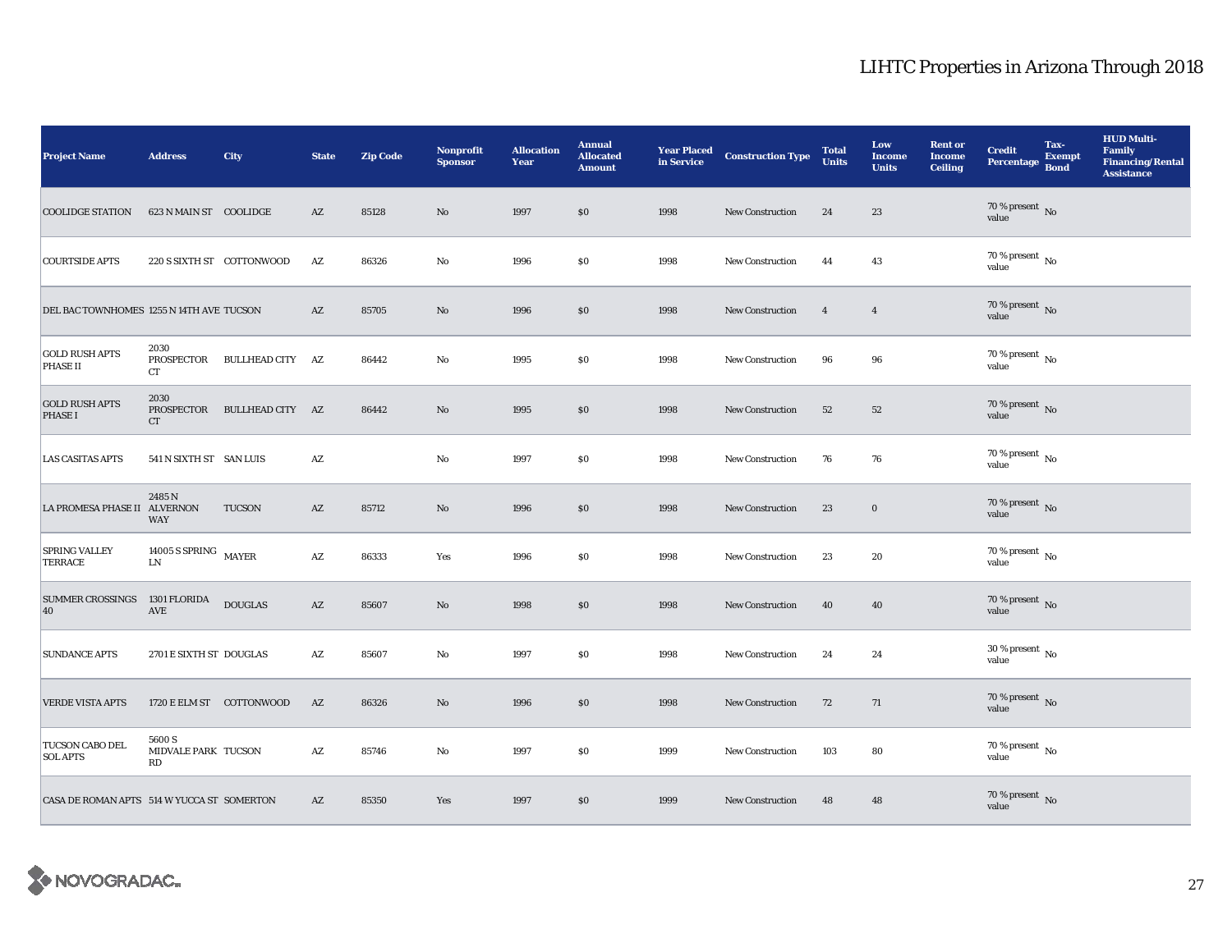# LIHTC Properties in Arizona Through 2018

| Project Name | Address | City | State | Zip Code | Nonprofit Sponsor | Allocation Year | Annual Allocated Amount | Year Placed in Service | Construction Type | Total Units | Low Income Units | Rent or Income Ceiling | Credit Percentage | Tax-Exempt Bond | HUD Multi-Family Financing/Rental Assistance |
|---|---|---|---|---|---|---|---|---|---|---|---|---|---|---|---|
| COOLIDGE STATION | 623 N MAIN ST | COOLIDGE | AZ | 85128 | No | 1997 | $0 | 1998 | New Construction | 24 | 23 | | 70 % present value | No | |
| COURTSIDE APTS | 220 S SIXTH ST | COTTONWOOD | AZ | 86326 | No | 1996 | $0 | 1998 | New Construction | 44 | 43 | | 70 % present value | No | |
| DEL BAC TOWNHOMES | 1255 N 14TH AVE | TUCSON | AZ | 85705 | No | 1996 | $0 | 1998 | New Construction | 4 | 4 | | 70 % present value | No | |
| GOLD RUSH APTS PHASE II | 2030 PROSPECTOR CT | BULLHEAD CITY | AZ | 86442 | No | 1995 | $0 | 1998 | New Construction | 96 | 96 | | 70 % present value | No | |
| GOLD RUSH APTS PHASE I | 2030 PROSPECTOR CT | BULLHEAD CITY | AZ | 86442 | No | 1995 | $0 | 1998 | New Construction | 52 | 52 | | 70 % present value | No | |
| LAS CASITAS APTS | 541 N SIXTH ST | SAN LUIS | AZ | | No | 1997 | $0 | 1998 | New Construction | 76 | 76 | | 70 % present value | No | |
| LA PROMESA PHASE II | 2485 N ALVERNON WAY | TUCSON | AZ | 85712 | No | 1996 | $0 | 1998 | New Construction | 23 | 0 | | 70 % present value | No | |
| SPRING VALLEY TERRACE | 14005 S SPRING LN | MAYER | AZ | 86333 | Yes | 1996 | $0 | 1998 | New Construction | 23 | 20 | | 70 % present value | No | |
| SUMMER CROSSINGS 40 | 1301 FLORIDA AVE | DOUGLAS | AZ | 85607 | No | 1998 | $0 | 1998 | New Construction | 40 | 40 | | 70 % present value | No | |
| SUNDANCE APTS | 2701 E SIXTH ST | DOUGLAS | AZ | 85607 | No | 1997 | $0 | 1998 | New Construction | 24 | 24 | | 30 % present value | No | |
| VERDE VISTA APTS | 1720 E ELM ST | COTTONWOOD | AZ | 86326 | No | 1996 | $0 | 1998 | New Construction | 72 | 71 | | 70 % present value | No | |
| TUCSON CABO DEL SOL APTS | 5600 S MIDVALE PARK RD | TUCSON | AZ | 85746 | No | 1997 | $0 | 1999 | New Construction | 103 | 80 | | 70 % present value | No | |
| CASA DE ROMAN APTS | 514 W YUCCA ST | SOMERTON | AZ | 85350 | Yes | 1997 | $0 | 1999 | New Construction | 48 | 48 | | 70 % present value | No | |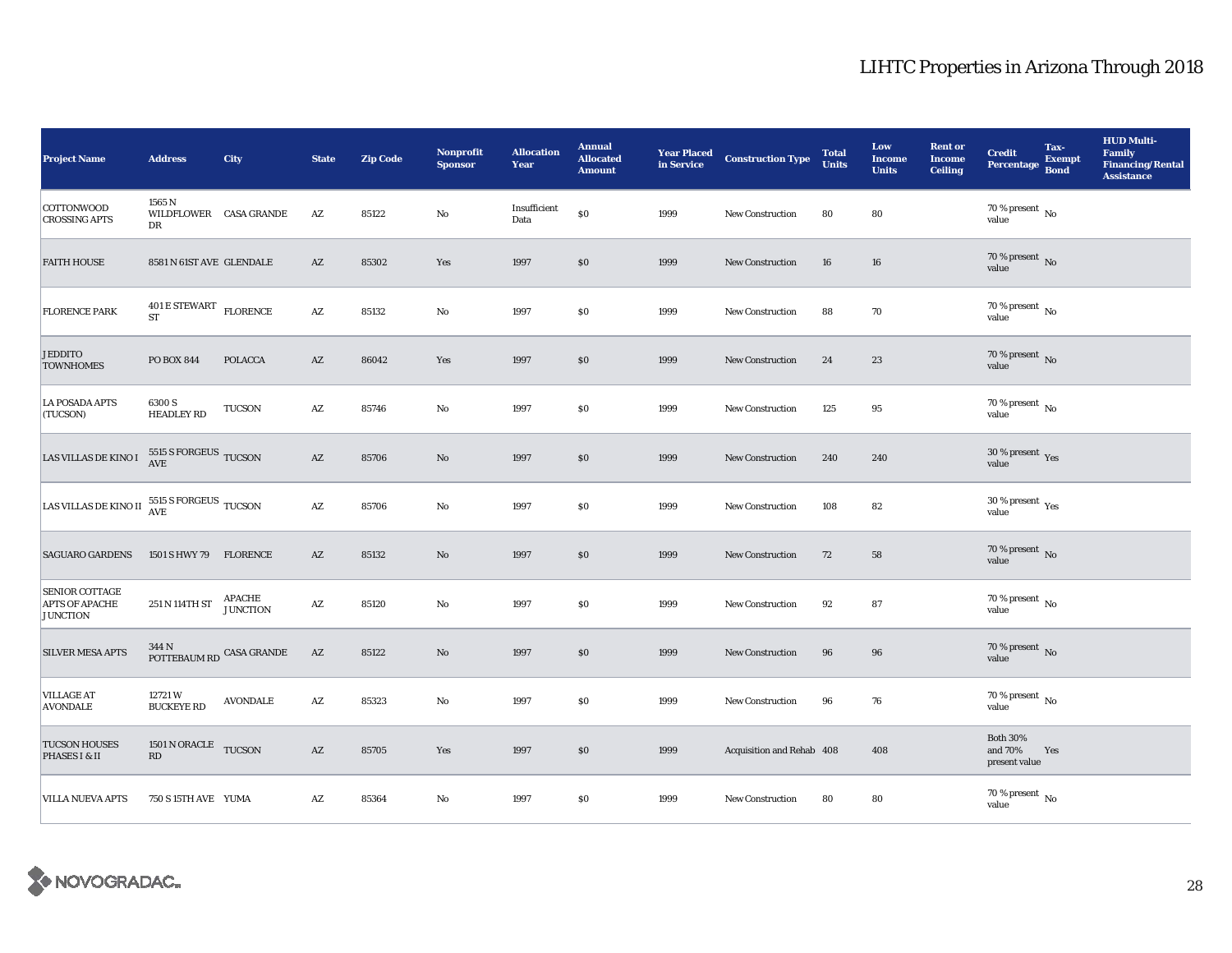# LIHTC Properties in Arizona Through 2018

| Project Name | Address | City | State | Zip Code | Nonprofit Sponsor | Allocation Year | Annual Allocated Amount | Year Placed in Service | Construction Type | Total Units | Low Income Units | Rent or Income Ceiling | Credit Percentage | Tax-Exempt Bond | HUD Multi-Family Financing/Rental Assistance |
|---|---|---|---|---|---|---|---|---|---|---|---|---|---|---|---|
| COTTONWOOD CROSSING APTS | 1565 N WILDFLOWER DR | CASA GRANDE | AZ | 85122 | No | Insufficient Data | $0 | 1999 | New Construction | 80 | 80 | | 70 % present value | No | |
| FAITH HOUSE | 8581 N 61ST AVE | GLENDALE | AZ | 85302 | Yes | 1997 | $0 | 1999 | New Construction | 16 | 16 | | 70 % present value | No | |
| FLORENCE PARK | 401 E STEWART ST | FLORENCE | AZ | 85132 | No | 1997 | $0 | 1999 | New Construction | 88 | 70 | | 70 % present value | No | |
| JEDDITO TOWNHOMES | PO BOX 844 | POLACCA | AZ | 86042 | Yes | 1997 | $0 | 1999 | New Construction | 24 | 23 | | 70 % present value | No | |
| LA POSADA APTS (TUCSON) | 6300 S HEADLEY RD | TUCSON | AZ | 85746 | No | 1997 | $0 | 1999 | New Construction | 125 | 95 | | 70 % present value | No | |
| LAS VILLAS DE KINO I | 5515 S FORGEUS AVE | TUCSON | AZ | 85706 | No | 1997 | $0 | 1999 | New Construction | 240 | 240 | | 30 % present value | Yes | |
| LAS VILLAS DE KINO II | 5515 S FORGEUS AVE | TUCSON | AZ | 85706 | No | 1997 | $0 | 1999 | New Construction | 108 | 82 | | 30 % present value | Yes | |
| SAGUARO GARDENS | 1501 S HWY 79 | FLORENCE | AZ | 85132 | No | 1997 | $0 | 1999 | New Construction | 72 | 58 | | 70 % present value | No | |
| SENIOR COTTAGE APTS OF APACHE JUNCTION | 251 N 114TH ST | APACHE JUNCTION | AZ | 85120 | No | 1997 | $0 | 1999 | New Construction | 92 | 87 | | 70 % present value | No | |
| SILVER MESA APTS | 344 N POTTEBAUM RD | CASA GRANDE | AZ | 85122 | No | 1997 | $0 | 1999 | New Construction | 96 | 96 | | 70 % present value | No | |
| VILLAGE AT AVONDALE | 12721 W BUCKEYE RD | AVONDALE | AZ | 85323 | No | 1997 | $0 | 1999 | New Construction | 96 | 76 | | 70 % present value | No | |
| TUCSON HOUSES PHASES I & II | 1501 N ORACLE RD | TUCSON | AZ | 85705 | Yes | 1997 | $0 | 1999 | Acquisition and Rehab | 408 | 408 | | Both 30% and 70% present value | Yes | |
| VILLA NUEVA APTS | 750 S 15TH AVE | YUMA | AZ | 85364 | No | 1997 | $0 | 1999 | New Construction | 80 | 80 | | 70 % present value | No | |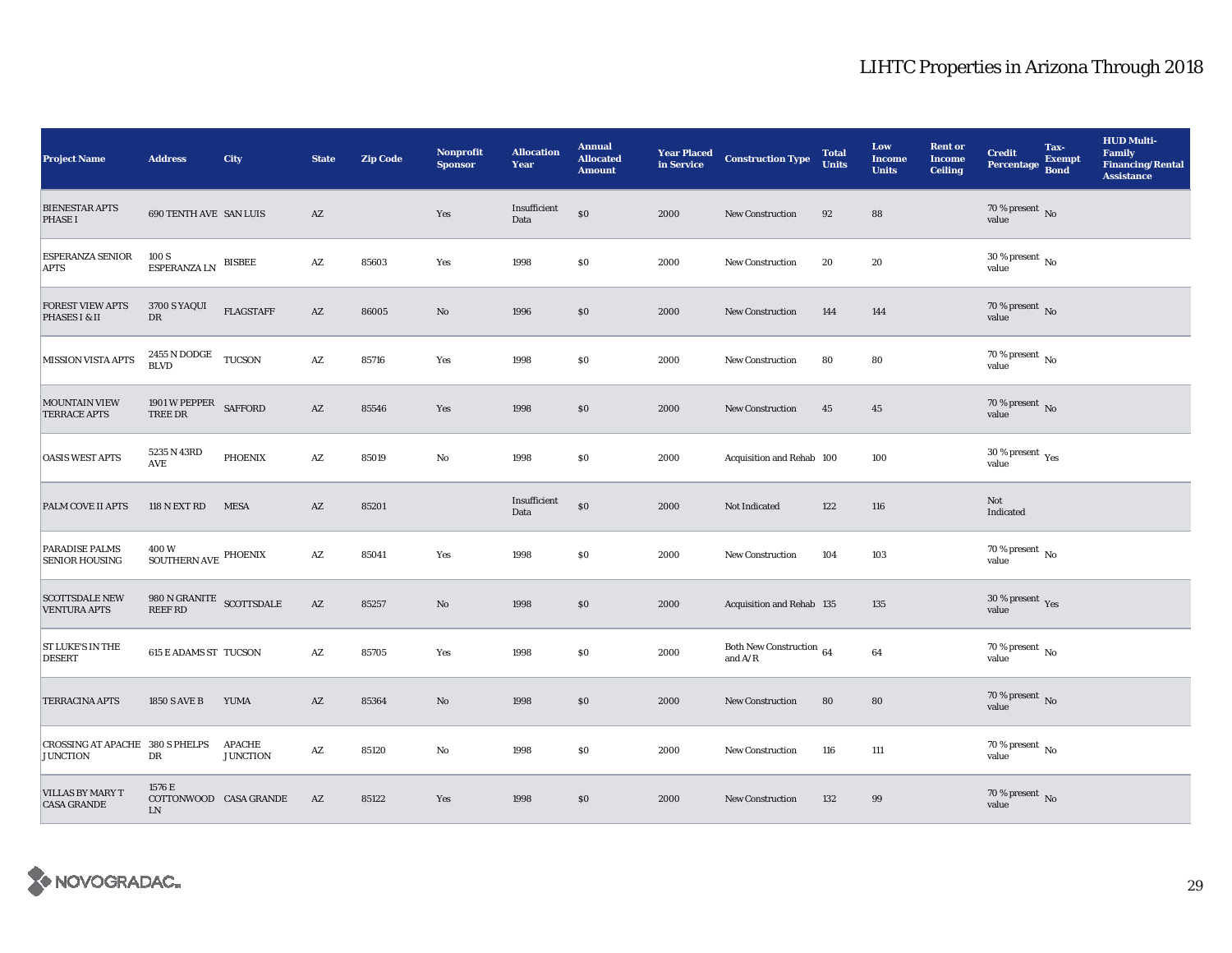# LIHTC Properties in Arizona Through 2018

| Project Name | Address | City | State | Zip Code | Nonprofit Sponsor | Allocation Year | Annual Allocated Amount | Year Placed in Service | Construction Type | Total Units | Low Income Units | Rent or Income Ceiling | Credit Percentage | Tax-Exempt Bond | HUD Multi-Family Financing/Rental Assistance |
|---|---|---|---|---|---|---|---|---|---|---|---|---|---|---|---|
| BIENESTAR APTS PHASE I | 690 TENTH AVE | SAN LUIS | AZ | | Yes | Insufficient Data | $0 | 2000 | New Construction | 92 | 88 | | 70 % present value | No | |
| ESPERANZA SENIOR APTS | 100 S ESPERANZA LN | BISBEE | AZ | 85603 | Yes | 1998 | $0 | 2000 | New Construction | 20 | 20 | | 30 % present value | No | |
| FOREST VIEW APTS PHASES I & II | 3700 S YAQUI DR | FLAGSTAFF | AZ | 86005 | No | 1996 | $0 | 2000 | New Construction | 144 | 144 | | 70 % present value | No | |
| MISSION VISTA APTS | 2455 N DODGE BLVD | TUCSON | AZ | 85716 | Yes | 1998 | $0 | 2000 | New Construction | 80 | 80 | | 70 % present value | No | |
| MOUNTAIN VIEW TERRACE APTS | 1901 W PEPPER TREE DR | SAFFORD | AZ | 85546 | Yes | 1998 | $0 | 2000 | New Construction | 45 | 45 | | 70 % present value | No | |
| OASIS WEST APTS | 5235 N 43RD AVE | PHOENIX | AZ | 85019 | No | 1998 | $0 | 2000 | Acquisition and Rehab | 100 | 100 | | 30 % present value | Yes | |
| PALM COVE II APTS | 118 N EXT RD | MESA | AZ | 85201 | | Insufficient Data | $0 | 2000 | Not Indicated | 122 | 116 | | Not Indicated | | |
| PARADISE PALMS SENIOR HOUSING | 400 W SOUTHERN AVE | PHOENIX | AZ | 85041 | Yes | 1998 | $0 | 2000 | New Construction | 104 | 103 | | 70 % present value | No | |
| SCOTTSDALE NEW VENTURA APTS | 980 N GRANITE REEF RD | SCOTTSDALE | AZ | 85257 | No | 1998 | $0 | 2000 | Acquisition and Rehab | 135 | 135 | | 30 % present value | Yes | |
| ST LUKE'S IN THE DESERT | 615 E ADAMS ST | TUCSON | AZ | 85705 | Yes | 1998 | $0 | 2000 | Both New Construction and A/R | 64 | 64 | | 70 % present value | No | |
| TERRACINA APTS | 1850 S AVE B | YUMA | AZ | 85364 | No | 1998 | $0 | 2000 | New Construction | 80 | 80 | | 70 % present value | No | |
| CROSSING AT APACHE JUNCTION | 380 S PHELPS DR | APACHE JUNCTION | AZ | 85120 | No | 1998 | $0 | 2000 | New Construction | 116 | 111 | | 70 % present value | No | |
| VILLAS BY MARY T CASA GRANDE | 1576 E COTTONWOOD LN | CASA GRANDE | AZ | 85122 | Yes | 1998 | $0 | 2000 | New Construction | 132 | 99 | | 70 % present value | No | |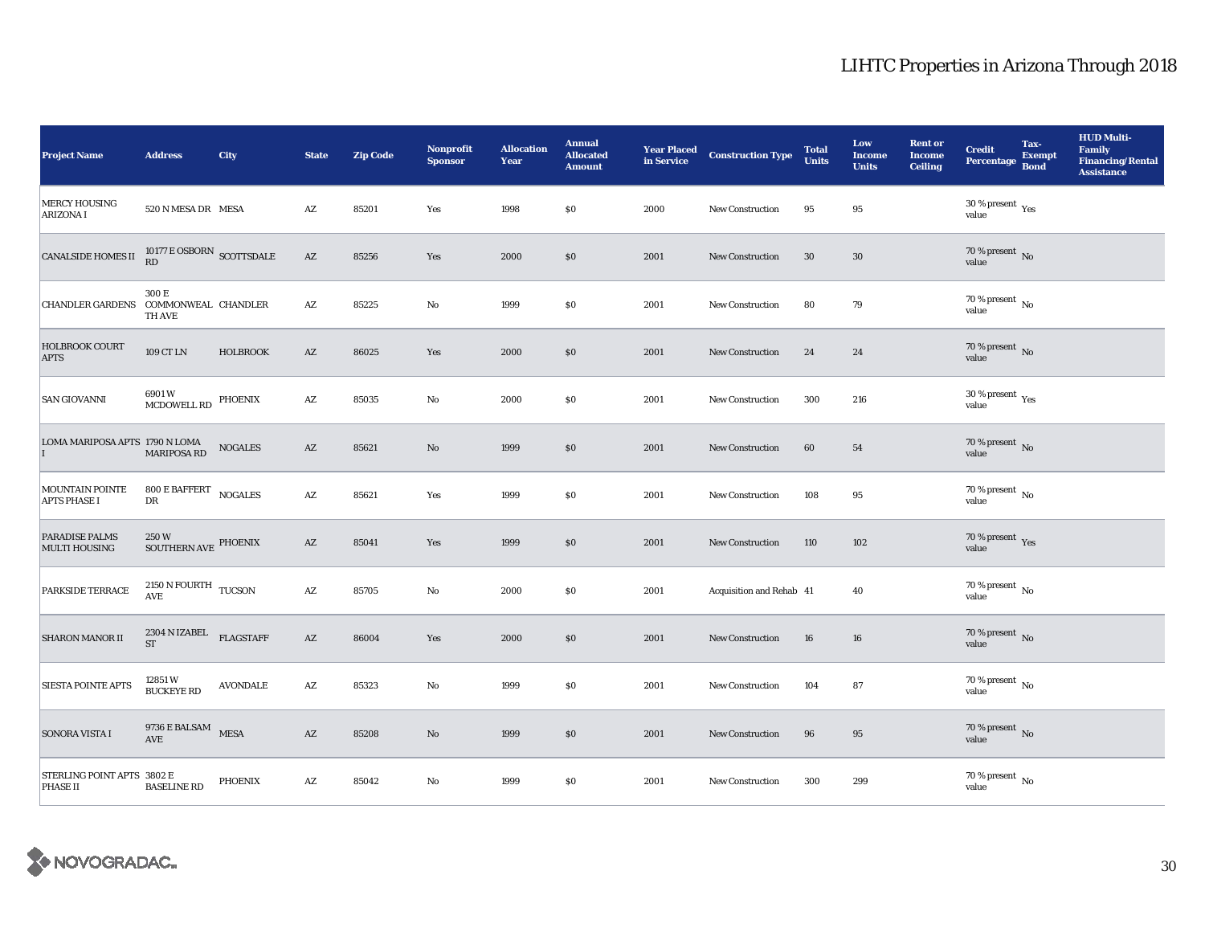# LIHTC Properties in Arizona Through 2018

| Project Name | Address | City | State | Zip Code | Nonprofit Sponsor | Allocation Year | Annual Allocated Amount | Year Placed in Service | Construction Type | Total Units | Low Income Units | Rent or Income Ceiling | Credit Percentage | Tax-Exempt Bond | HUD Multi-Family Financing/Rental Assistance |
|---|---|---|---|---|---|---|---|---|---|---|---|---|---|---|---|
| MERCY HOUSING ARIZONA I | 520 N MESA DR | MESA | AZ | 85201 | Yes | 1998 | $0 | 2000 | New Construction | 95 | 95 | | 30 % present value | Yes | |
| CANALSIDE HOMES II | 10177 E OSBORN RD | SCOTTSDALE | AZ | 85256 | Yes | 2000 | $0 | 2001 | New Construction | 30 | 30 | | 70 % present value | No | |
| CHANDLER GARDENS | 300 E COMMONWEALTH AVE | CHANDLER | AZ | 85225 | No | 1999 | $0 | 2001 | New Construction | 80 | 79 | | 70 % present value | No | |
| HOLBROOK COURT APTS | 109 CT LN | HOLBROOK | AZ | 86025 | Yes | 2000 | $0 | 2001 | New Construction | 24 | 24 | | 70 % present value | No | |
| SAN GIOVANNI | 6901 W MCDOWELL RD | PHOENIX | AZ | 85035 | No | 2000 | $0 | 2001 | New Construction | 300 | 216 | | 30 % present value | Yes | |
| LOMA MARIPOSA APTS I | 1790 N LOMA MARIPOSA RD | NOGALES | AZ | 85621 | No | 1999 | $0 | 2001 | New Construction | 60 | 54 | | 70 % present value | No | |
| MOUNTAIN POINTE APTS PHASE I | 800 E BAFFERT DR | NOGALES | AZ | 85621 | Yes | 1999 | $0 | 2001 | New Construction | 108 | 95 | | 70 % present value | No | |
| PARADISE PALMS MULTI HOUSING | 250 W SOUTHERN AVE | PHOENIX | AZ | 85041 | Yes | 1999 | $0 | 2001 | New Construction | 110 | 102 | | 70 % present value | Yes | |
| PARKSIDE TERRACE | 2150 N FOURTH AVE | TUCSON | AZ | 85705 | No | 2000 | $0 | 2001 | Acquisition and Rehab | 41 | 40 | | 70 % present value | No | |
| SHARON MANOR II | 2304 N IZABEL ST | FLAGSTAFF | AZ | 86004 | Yes | 2000 | $0 | 2001 | New Construction | 16 | 16 | | 70 % present value | No | |
| SIESTA POINTE APTS | 12851 W BUCKEYE RD | AVONDALE | AZ | 85323 | No | 1999 | $0 | 2001 | New Construction | 104 | 87 | | 70 % present value | No | |
| SONORA VISTA I | 9736 E BALSAM AVE | MESA | AZ | 85208 | No | 1999 | $0 | 2001 | New Construction | 96 | 95 | | 70 % present value | No | |
| STERLING POINT APTS PHASE II | 3802 E BASELINE RD | PHOENIX | AZ | 85042 | No | 1999 | $0 | 2001 | New Construction | 300 | 299 | | 70 % present value | No | |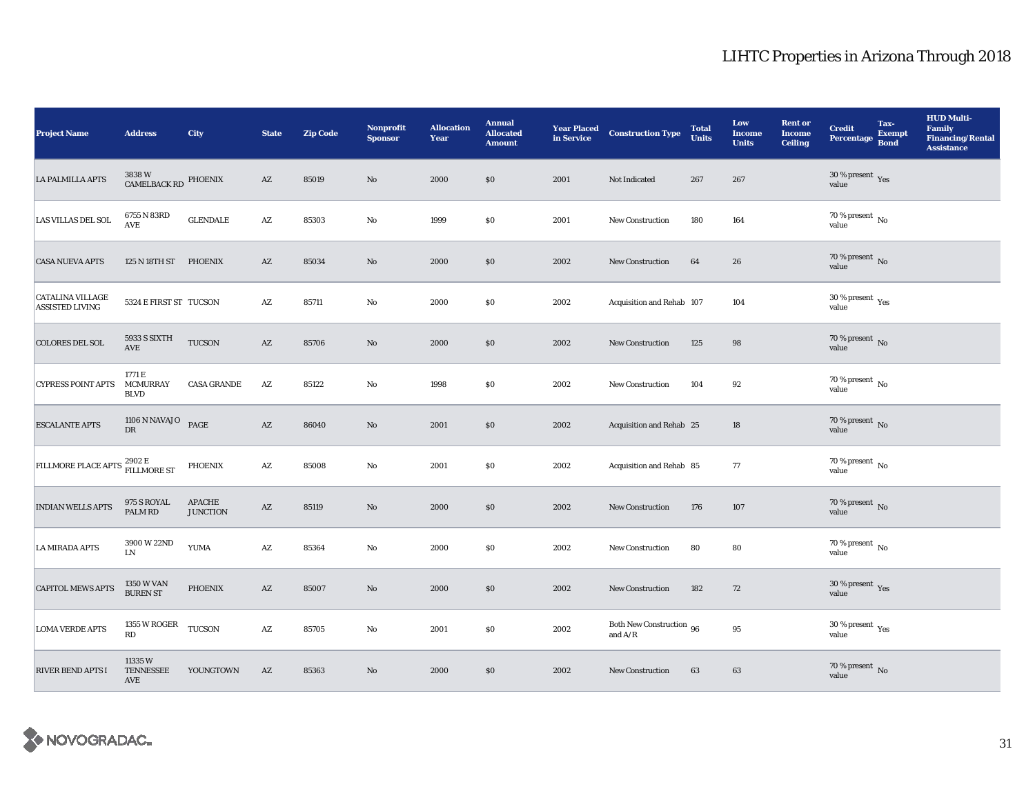# LIHTC Properties in Arizona Through 2018

| Project Name | Address | City | State | Zip Code | Nonprofit Sponsor | Allocation Year | Annual Allocated Amount | Year Placed in Service | Construction Type | Total Units | Low Income Units | Rent or Income Ceiling | Credit Percentage | Tax-Exempt Bond | HUD Multi-Family Financing/Rental Assistance |
|---|---|---|---|---|---|---|---|---|---|---|---|---|---|---|---|
| LA PALMILLA APTS | 3838 W CAMELBACK RD | PHOENIX | AZ | 85019 | No | 2000 | $0 | 2001 | Not Indicated | 267 | 267 | | 30 % present value | Yes | |
| LAS VILLAS DEL SOL | 6755 N 83RD AVE | GLENDALE | AZ | 85303 | No | 1999 | $0 | 2001 | New Construction | 180 | 164 | | 70 % present value | No | |
| CASA NUEVA APTS | 125 N 18TH ST | PHOENIX | AZ | 85034 | No | 2000 | $0 | 2002 | New Construction | 64 | 26 | | 70 % present value | No | |
| CATALINA VILLAGE ASSISTED LIVING | 5324 E FIRST ST | TUCSON | AZ | 85711 | No | 2000 | $0 | 2002 | Acquisition and Rehab | 107 | 104 | | 30 % present value | Yes | |
| COLORES DEL SOL | 5933 S SIXTH AVE | TUCSON | AZ | 85706 | No | 2000 | $0 | 2002 | New Construction | 125 | 98 | | 70 % present value | No | |
| CYPRESS POINT APTS | 1771 E MCMURRAY BLVD | CASA GRANDE | AZ | 85122 | No | 1998 | $0 | 2002 | New Construction | 104 | 92 | | 70 % present value | No | |
| ESCALANTE APTS | 1106 N NAVAJO DR | PAGE | AZ | 86040 | No | 2001 | $0 | 2002 | Acquisition and Rehab | 25 | 18 | | 70 % present value | No | |
| FILLMORE PLACE APTS | 2902 E FILLMORE ST | PHOENIX | AZ | 85008 | No | 2001 | $0 | 2002 | Acquisition and Rehab | 85 | 77 | | 70 % present value | No | |
| INDIAN WELLS APTS | 975 S ROYAL PALM RD | APACHE JUNCTION | AZ | 85119 | No | 2000 | $0 | 2002 | New Construction | 176 | 107 | | 70 % present value | No | |
| LA MIRADA APTS | 3900 W 22ND LN | YUMA | AZ | 85364 | No | 2000 | $0 | 2002 | New Construction | 80 | 80 | | 70 % present value | No | |
| CAPITOL MEWS APTS | 1350 W VAN BUREN ST | PHOENIX | AZ | 85007 | No | 2000 | $0 | 2002 | New Construction | 182 | 72 | | 30 % present value | Yes | |
| LOMA VERDE APTS | 1355 W ROGER RD | TUCSON | AZ | 85705 | No | 2001 | $0 | 2002 | Both New Construction and A/R | 96 | 95 | | 30 % present value | Yes | |
| RIVER BEND APTS I | 11335 W TENNESSEE AVE | YOUNGTOWN | AZ | 85363 | No | 2000 | $0 | 2002 | New Construction | 63 | 63 | | 70 % present value | No | |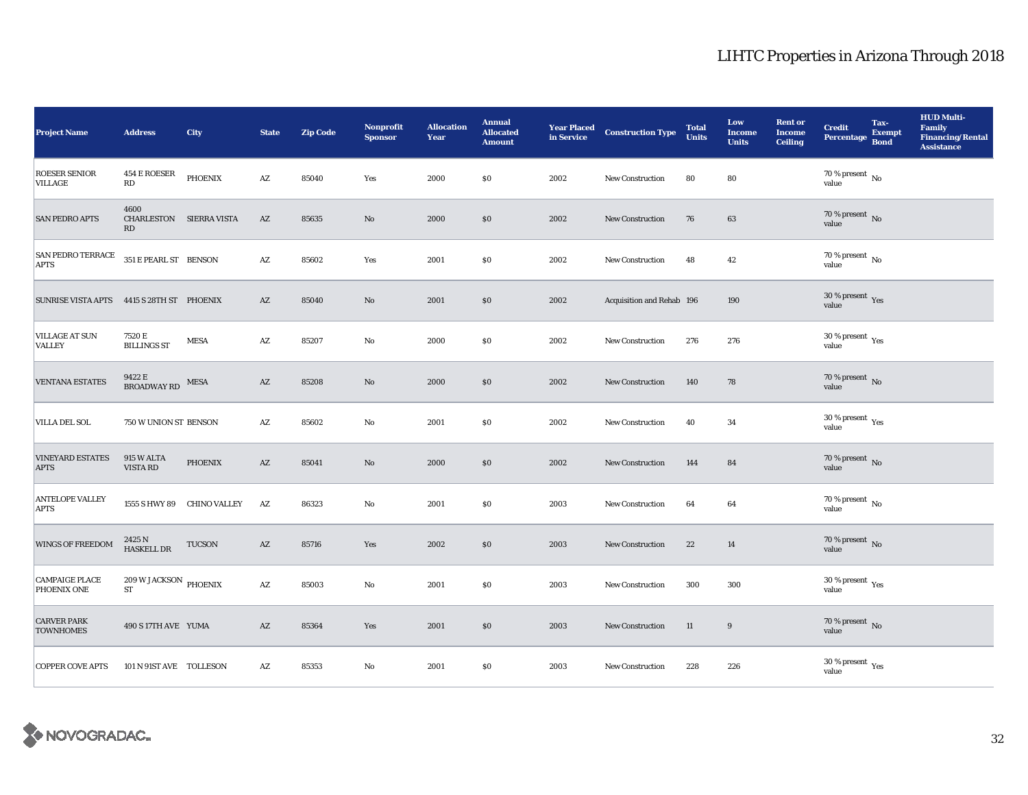# LIHTC Properties in Arizona Through 2018

| Project Name | Address | City | State | Zip Code | Nonprofit Sponsor | Allocation Year | Annual Allocated Amount | Year Placed in Service | Construction Type | Total Units | Low Income Units | Rent or Income Ceiling | Credit Percentage | Tax-Exempt Bond | HUD Multi-Family Financing/Rental Assistance |
|---|---|---|---|---|---|---|---|---|---|---|---|---|---|---|---|
| ROESER SENIOR VILLAGE | 454 E ROESER RD | PHOENIX | AZ | 85040 | Yes | 2000 | $0 | 2002 | New Construction | 80 | 80 | | 70 % present value | No | |
| SAN PEDRO APTS | 4600 CHARLESTON RD | SIERRA VISTA | AZ | 85635 | No | 2000 | $0 | 2002 | New Construction | 76 | 63 | | 70 % present value | No | |
| SAN PEDRO TERRACE APTS | 351 E PEARL ST | BENSON | AZ | 85602 | Yes | 2001 | $0 | 2002 | New Construction | 48 | 42 | | 70 % present value | No | |
| SUNRISE VISTA APTS | 4415 S 28TH ST | PHOENIX | AZ | 85040 | No | 2001 | $0 | 2002 | Acquisition and Rehab | 196 | 190 | | 30 % present value | Yes | |
| VILLAGE AT SUN VALLEY | 7520 E BILLINGS ST | MESA | AZ | 85207 | No | 2000 | $0 | 2002 | New Construction | 276 | 276 | | 30 % present value | Yes | |
| VENTANA ESTATES | 9422 E BROADWAY RD | MESA | AZ | 85208 | No | 2000 | $0 | 2002 | New Construction | 140 | 78 | | 70 % present value | No | |
| VILLA DEL SOL | 750 W UNION ST | BENSON | AZ | 85602 | No | 2001 | $0 | 2002 | New Construction | 40 | 34 | | 30 % present value | Yes | |
| VINEYARD ESTATES APTS | 915 W ALTA VISTA RD | PHOENIX | AZ | 85041 | No | 2000 | $0 | 2002 | New Construction | 144 | 84 | | 70 % present value | No | |
| ANTELOPE VALLEY APTS | 1555 S HWY 89 | CHINO VALLEY | AZ | 86323 | No | 2001 | $0 | 2003 | New Construction | 64 | 64 | | 70 % present value | No | |
| WINGS OF FREEDOM | 2425 N HASKELL DR | TUCSON | AZ | 85716 | Yes | 2002 | $0 | 2003 | New Construction | 22 | 14 | | 70 % present value | No | |
| CAMPAIGE PLACE PHOENIX ONE | 209 W JACKSON ST | PHOENIX | AZ | 85003 | No | 2001 | $0 | 2003 | New Construction | 300 | 300 | | 30 % present value | Yes | |
| CARVER PARK TOWNHOMES | 490 S 17TH AVE | YUMA | AZ | 85364 | Yes | 2001 | $0 | 2003 | New Construction | 11 | 9 | | 70 % present value | No | |
| COPPER COVE APTS | 101 N 91ST AVE | TOLLESON | AZ | 85353 | No | 2001 | $0 | 2003 | New Construction | 228 | 226 | | 30 % present value | Yes | |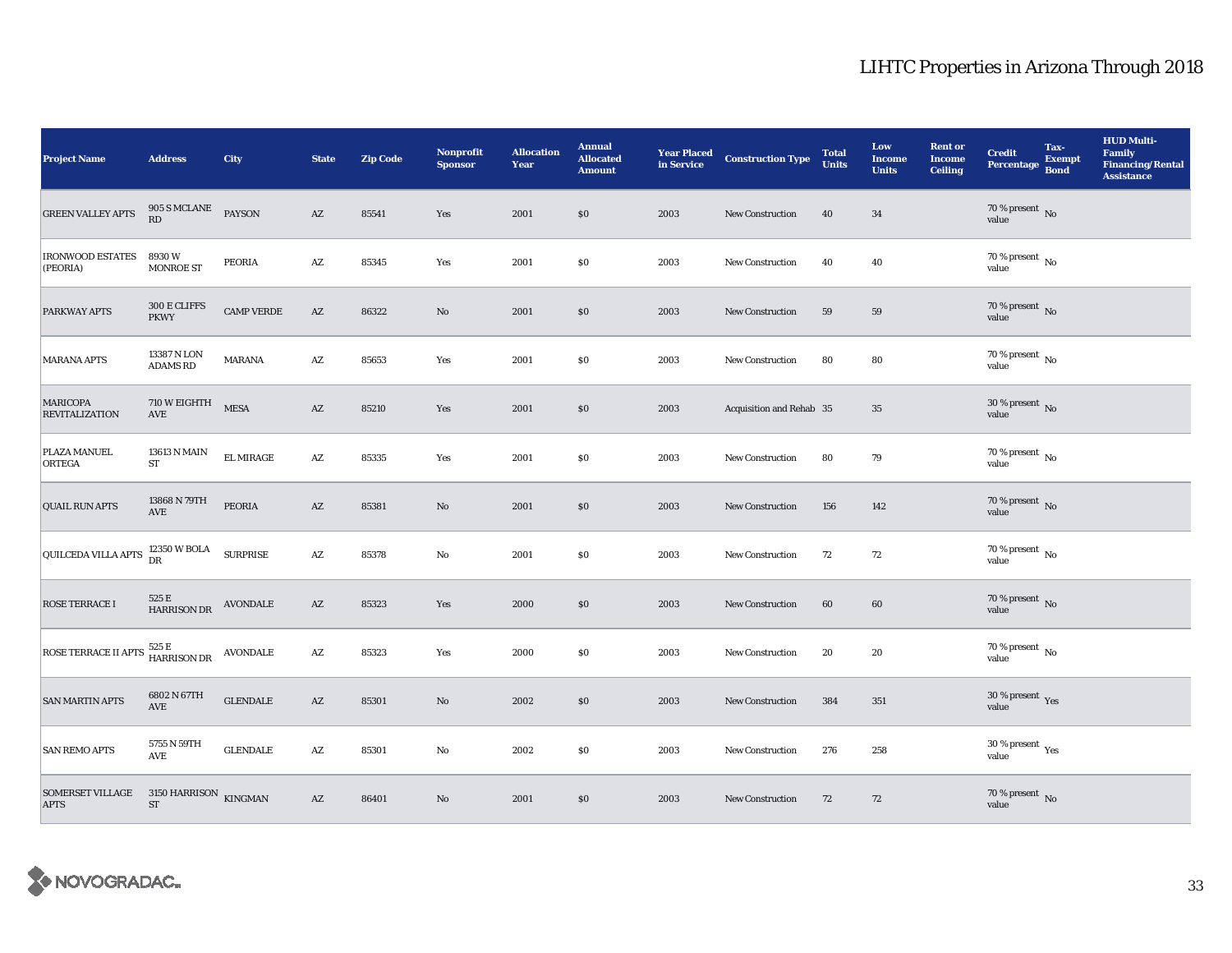# LIHTC Properties in Arizona Through 2018

| Project Name | Address | City | State | Zip Code | Nonprofit Sponsor | Allocation Year | Annual Allocated Amount | Year Placed in Service | Construction Type | Total Units | Low Income Units | Rent or Income Ceiling | Credit Percentage | Tax-Exempt Bond | HUD Multi-Family Financing/Rental Assistance |
|---|---|---|---|---|---|---|---|---|---|---|---|---|---|---|---|
| GREEN VALLEY APTS | 905 S MCLANE RD | PAYSON | AZ | 85541 | Yes | 2001 | $0 | 2003 | New Construction | 40 | 34 | | 70 % present value | No | |
| IRONWOOD ESTATES (PEORIA) | 8930 W MONROE ST | PEORIA | AZ | 85345 | Yes | 2001 | $0 | 2003 | New Construction | 40 | 40 | | 70 % present value | No | |
| PARKWAY APTS | 300 E CLIFFS PKWY | CAMP VERDE | AZ | 86322 | No | 2001 | $0 | 2003 | New Construction | 59 | 59 | | 70 % present value | No | |
| MARANA APTS | 13387 N LON ADAMS RD | MARANA | AZ | 85653 | Yes | 2001 | $0 | 2003 | New Construction | 80 | 80 | | 70 % present value | No | |
| MARICOPA REVITALIZATION | 710 W EIGHTH AVE | MESA | AZ | 85210 | Yes | 2001 | $0 | 2003 | Acquisition and Rehab | 35 | 35 | | 30 % present value | No | |
| PLAZA MANUEL ORTEGA | 13613 N MAIN ST | EL MIRAGE | AZ | 85335 | Yes | 2001 | $0 | 2003 | New Construction | 80 | 79 | | 70 % present value | No | |
| QUAIL RUN APTS | 13868 N 79TH AVE | PEORIA | AZ | 85381 | No | 2001 | $0 | 2003 | New Construction | 156 | 142 | | 70 % present value | No | |
| QUILCEDA VILLA APTS | 12350 W BOLA DR | SURPRISE | AZ | 85378 | No | 2001 | $0 | 2003 | New Construction | 72 | 72 | | 70 % present value | No | |
| ROSE TERRACE I | 525 E HARRISON DR | AVONDALE | AZ | 85323 | Yes | 2000 | $0 | 2003 | New Construction | 60 | 60 | | 70 % present value | No | |
| ROSE TERRACE II APTS | 525 E HARRISON DR | AVONDALE | AZ | 85323 | Yes | 2000 | $0 | 2003 | New Construction | 20 | 20 | | 70 % present value | No | |
| SAN MARTIN APTS | 6802 N 67TH AVE | GLENDALE | AZ | 85301 | No | 2002 | $0 | 2003 | New Construction | 384 | 351 | | 30 % present value | Yes | |
| SAN REMO APTS | 5755 N 59TH AVE | GLENDALE | AZ | 85301 | No | 2002 | $0 | 2003 | New Construction | 276 | 258 | | 30 % present value | Yes | |
| SOMERSET VILLAGE APTS | 3150 HARRISON ST | KINGMAN | AZ | 86401 | No | 2001 | $0 | 2003 | New Construction | 72 | 72 | | 70 % present value | No | |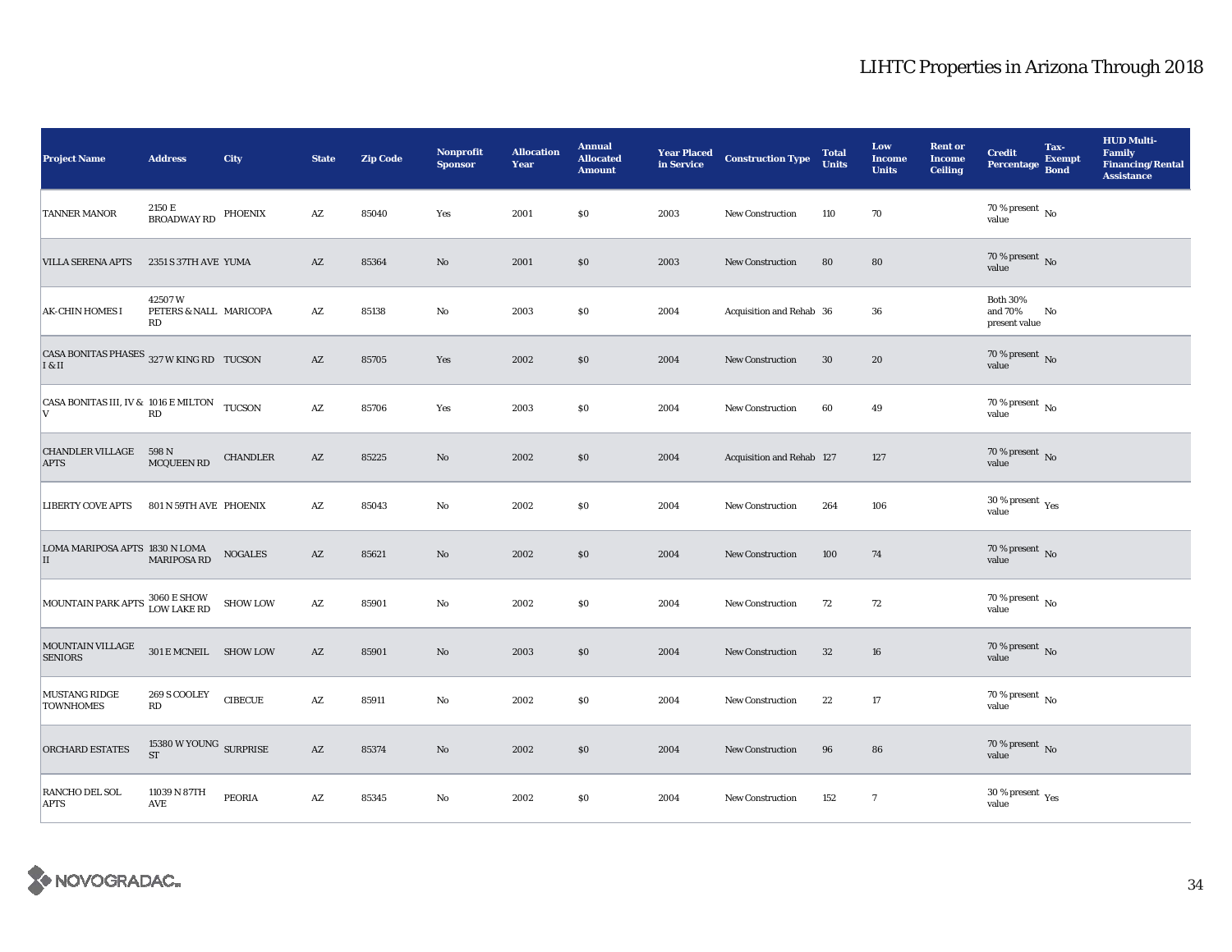# LIHTC Properties in Arizona Through 2018

| Project Name | Address | City | State | Zip Code | Nonprofit Sponsor | Allocation Year | Annual Allocated Amount | Year Placed in Service | Construction Type | Total Units | Low Income Units | Rent or Income Ceiling | Credit Percentage | Tax-Exempt Bond | HUD Multi-Family Financing/Rental Assistance |
|---|---|---|---|---|---|---|---|---|---|---|---|---|---|---|---|
| TANNER MANOR | 2150 E BROADWAY RD | PHOENIX | AZ | 85040 | Yes | 2001 | $0 | 2003 | New Construction | 110 | 70 | | 70 % present value | No | |
| VILLA SERENA APTS | 2351 S 37TH AVE | YUMA | AZ | 85364 | No | 2001 | $0 | 2003 | New Construction | 80 | 80 | | 70 % present value | No | |
| AK-CHIN HOMES I | 42507 W PETERS & NALL RD | MARICOPA | AZ | 85138 | No | 2003 | $0 | 2004 | Acquisition and Rehab | 36 | 36 | | Both 30% and 70% present value | No | |
| CASA BONITAS PHASES I & II | 327 W KING RD | TUCSON | AZ | 85705 | Yes | 2002 | $0 | 2004 | New Construction | 30 | 20 | | 70 % present value | No | |
| CASA BONITAS III, IV & V | 1016 E MILTON RD | TUCSON | AZ | 85706 | Yes | 2003 | $0 | 2004 | New Construction | 60 | 49 | | 70 % present value | No | |
| CHANDLER VILLAGE APTS | 598 N MCQUEEN RD | CHANDLER | AZ | 85225 | No | 2002 | $0 | 2004 | Acquisition and Rehab | 127 | 127 | | 70 % present value | No | |
| LIBERTY COVE APTS | 801 N 59TH AVE | PHOENIX | AZ | 85043 | No | 2002 | $0 | 2004 | New Construction | 264 | 106 | | 30 % present value | Yes | |
| LOMA MARIPOSA APTS II | 1830 N LOMA MARIPOSA RD | NOGALES | AZ | 85621 | No | 2002 | $0 | 2004 | New Construction | 100 | 74 | | 70 % present value | No | |
| MOUNTAIN PARK APTS | 3060 E SHOW LOW LAKE RD | SHOW LOW | AZ | 85901 | No | 2002 | $0 | 2004 | New Construction | 72 | 72 | | 70 % present value | No | |
| MOUNTAIN VILLAGE SENIORS | 301 E MCNEIL | SHOW LOW | AZ | 85901 | No | 2003 | $0 | 2004 | New Construction | 32 | 16 | | 70 % present value | No | |
| MUSTANG RIDGE TOWNHOMES | 269 S COOLEY RD | CIBECUE | AZ | 85911 | No | 2002 | $0 | 2004 | New Construction | 22 | 17 | | 70 % present value | No | |
| ORCHARD ESTATES | 15380 W YOUNG ST | SURPRISE | AZ | 85374 | No | 2002 | $0 | 2004 | New Construction | 96 | 86 | | 70 % present value | No | |
| RANCHO DEL SOL APTS | 11039 N 87TH AVE | PEORIA | AZ | 85345 | No | 2002 | $0 | 2004 | New Construction | 152 | 7 | | 30 % present value | Yes | |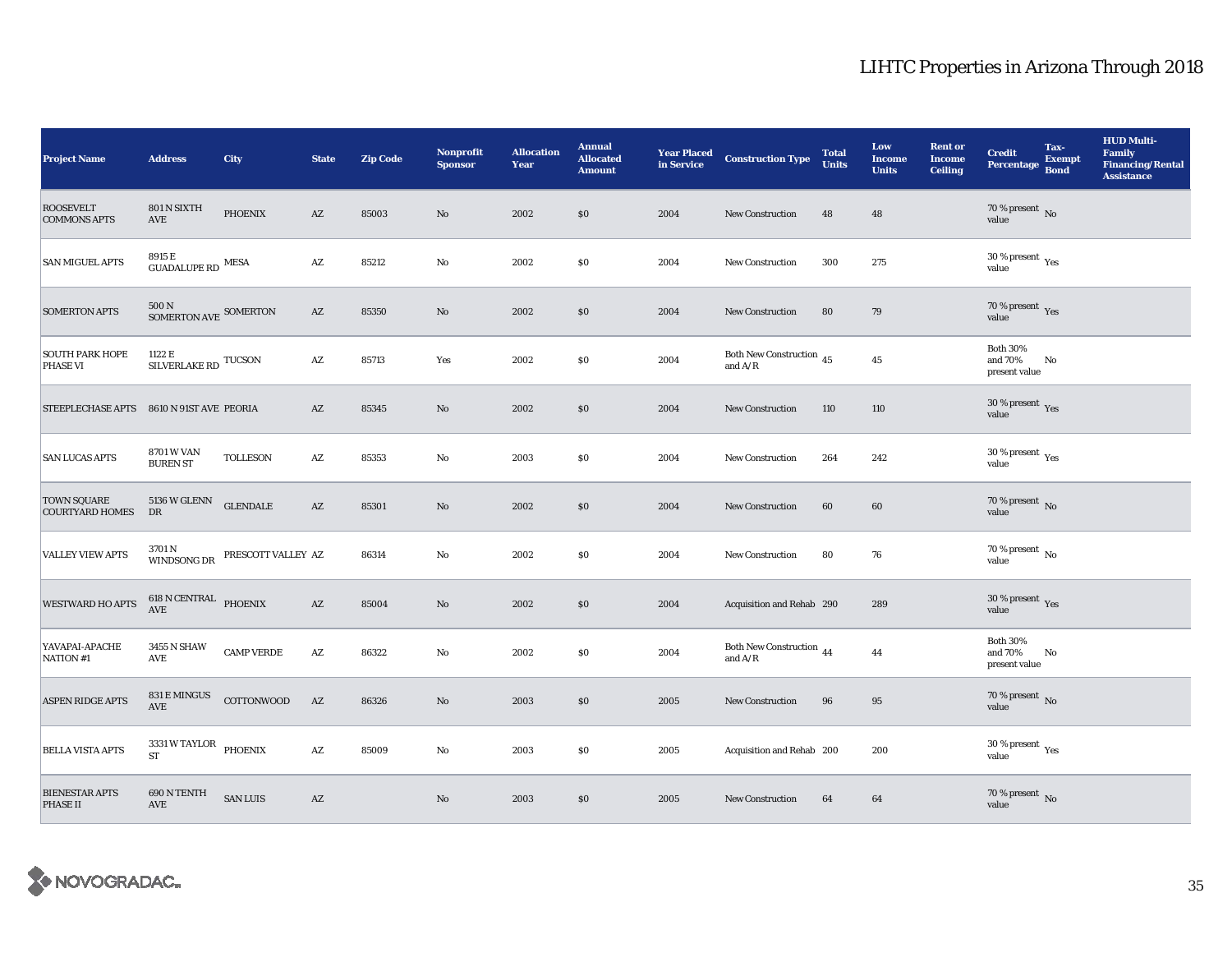# LIHTC Properties in Arizona Through 2018

| Project Name | Address | City | State | Zip Code | Nonprofit Sponsor | Allocation Year | Annual Allocated Amount | Year Placed in Service | Construction Type | Total Units | Low Income Units | Rent or Income Ceiling | Credit Percentage | Tax-Exempt Bond | HUD Multi-Family Financing/Rental Assistance |
|---|---|---|---|---|---|---|---|---|---|---|---|---|---|---|---|
| ROOSEVELT COMMONS APTS | 801 N SIXTH AVE | PHOENIX | AZ | 85003 | No | 2002 | $0 | 2004 | New Construction | 48 | 48 | | 70 % present value | No | |
| SAN MIGUEL APTS | 8915 E GUADALUPE RD | MESA | AZ | 85212 | No | 2002 | $0 | 2004 | New Construction | 300 | 275 | | 30 % present value | Yes | |
| SOMERTON APTS | 500 N SOMERTON AVE | SOMERTON | AZ | 85350 | No | 2002 | $0 | 2004 | New Construction | 80 | 79 | | 70 % present value | Yes | |
| SOUTH PARK HOPE PHASE VI | 1122 E SILVERLAKE RD | TUCSON | AZ | 85713 | Yes | 2002 | $0 | 2004 | Both New Construction and A/R | 45 | 45 | | Both 30% and 70% present value | No | |
| STEEPLECHASE APTS | 8610 N 91ST AVE | PEORIA | AZ | 85345 | No | 2002 | $0 | 2004 | New Construction | 110 | 110 | | 30 % present value | Yes | |
| SAN LUCAS APTS | 8701 W VAN BUREN ST | TOLLESON | AZ | 85353 | No | 2003 | $0 | 2004 | New Construction | 264 | 242 | | 30 % present value | Yes | |
| TOWN SQUARE COURTYARD HOMES | 5136 W GLENN DR | GLENDALE | AZ | 85301 | No | 2002 | $0 | 2004 | New Construction | 60 | 60 | | 70 % present value | No | |
| VALLEY VIEW APTS | 3701 N WINDSONG DR | PRESCOTT VALLEY | AZ | 86314 | No | 2002 | $0 | 2004 | New Construction | 80 | 76 | | 70 % present value | No | |
| WESTWARD HO APTS | 618 N CENTRAL AVE | PHOENIX | AZ | 85004 | No | 2002 | $0 | 2004 | Acquisition and Rehab | 290 | 289 | | 30 % present value | Yes | |
| YAVAPAI-APACHE NATION #1 | 3455 N SHAW AVE | CAMP VERDE | AZ | 86322 | No | 2002 | $0 | 2004 | Both New Construction and A/R | 44 | 44 | | Both 30% and 70% present value | No | |
| ASPEN RIDGE APTS | 831 E MINGUS AVE | COTTONWOOD | AZ | 86326 | No | 2003 | $0 | 2005 | New Construction | 96 | 95 | | 70 % present value | No | |
| BELLA VISTA APTS | 3331 W TAYLOR ST | PHOENIX | AZ | 85009 | No | 2003 | $0 | 2005 | Acquisition and Rehab | 200 | 200 | | 30 % present value | Yes | |
| BIENESTAR APTS PHASE II | 690 N TENTH AVE | SAN LUIS | AZ | | No | 2003 | $0 | 2005 | New Construction | 64 | 64 | | 70 % present value | No | |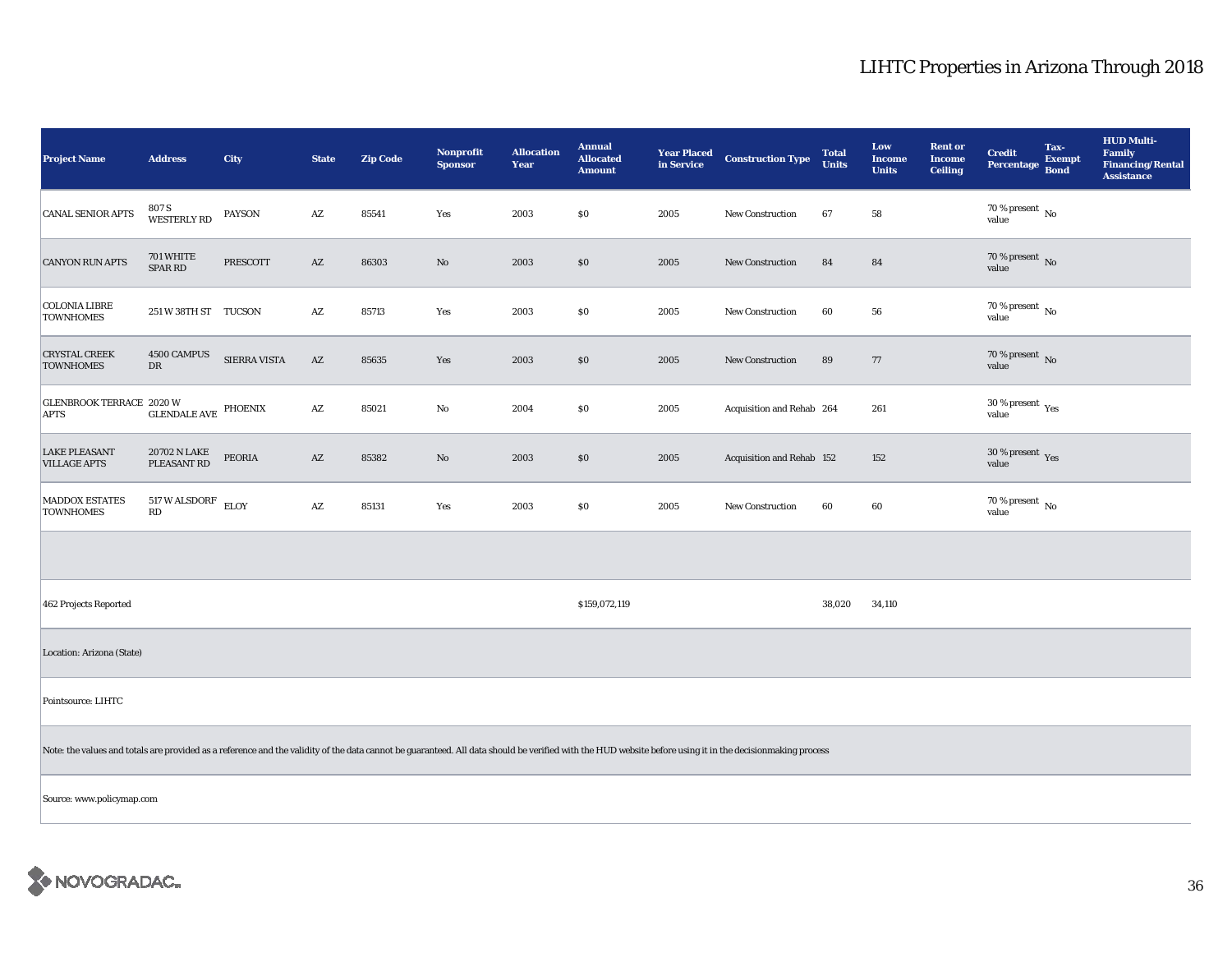# LIHTC Properties in Arizona Through 2018

| Project Name | Address | City | State | Zip Code | Nonprofit Sponsor | Allocation Year | Annual Allocated Amount | Year Placed in Service | Construction Type | Total Units | Low Income Units | Rent or Income Ceiling | Credit Percentage | Tax-Exempt Bond | HUD Multi-Family Financing/Rental Assistance |
|---|---|---|---|---|---|---|---|---|---|---|---|---|---|---|---|
| CANAL SENIOR APTS | 807 S WESTERLY RD | PAYSON | AZ | 85541 | Yes | 2003 | $0 | 2005 | New Construction | 67 | 58 | | 70 % present value | No | |
| CANYON RUN APTS | 701 WHITE SPAR RD | PRESCOTT | AZ | 86303 | No | 2003 | $0 | 2005 | New Construction | 84 | 84 | | 70 % present value | No | |
| COLONIA LIBRE TOWNHOMES | 251 W 38TH ST | TUCSON | AZ | 85713 | Yes | 2003 | $0 | 2005 | New Construction | 60 | 56 | | 70 % present value | No | |
| CRYSTAL CREEK TOWNHOMES | 4500 CAMPUS DR | SIERRA VISTA | AZ | 85635 | Yes | 2003 | $0 | 2005 | New Construction | 89 | 77 | | 70 % present value | No | |
| GLENBROOK TERRACE APTS | 2020 W GLENDALE AVE | PHOENIX | AZ | 85021 | No | 2004 | $0 | 2005 | Acquisition and Rehab | 264 | 261 | | 30 % present value | Yes | |
| LAKE PLEASANT VILLAGE APTS | 20702 N LAKE PLEASANT RD | PEORIA | AZ | 85382 | No | 2003 | $0 | 2005 | Acquisition and Rehab | 152 | 152 | | 30 % present value | Yes | |
| MADDOX ESTATES TOWNHOMES | 517 W ALSDORF RD | ELOY | AZ | 85131 | Yes | 2003 | $0 | 2005 | New Construction | 60 | 60 | | 70 % present value | No | |
| | | | | | | | | | | | | | | | |
| 462 Projects Reported | | | | | | | $159,072,119 | | | 38,020 | 34,110 | | | | |

Location: Arizona (State)

Pointsource: LIHTC

Note: the values and totals are provided as a reference and the validity of the data cannot be guaranteed. All data should be verified with the HUD website before using it in the decisionmaking process

Source: www.policymap.com